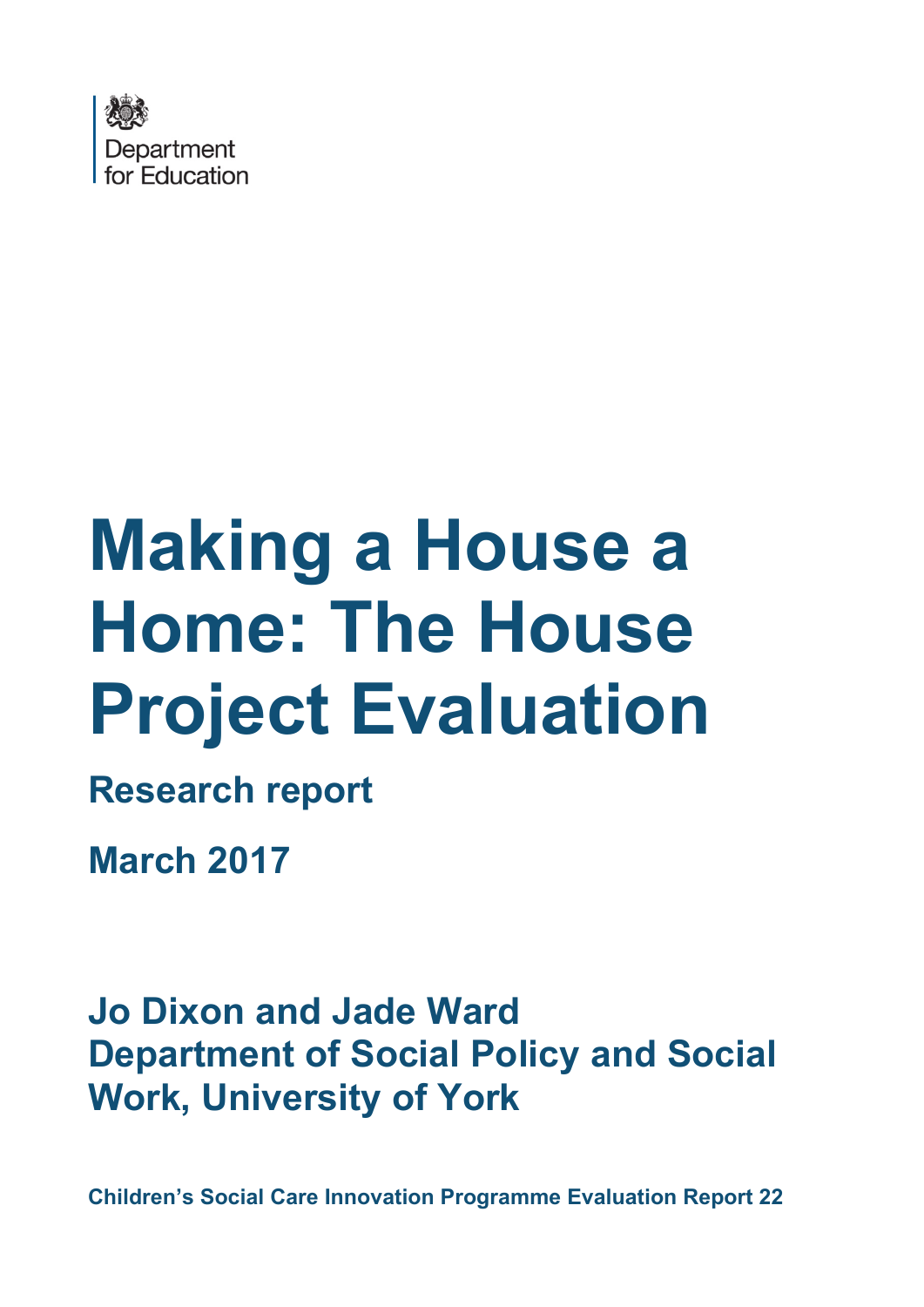Department for Education

# Making a House a Home: The House Project Evaluation

## Research report

## March 2017

### Jo Dixon and Jade Ward
### Department of Social Policy and Social Work, University of York

**Children's Social Care Innovation Programme Evaluation Report 22**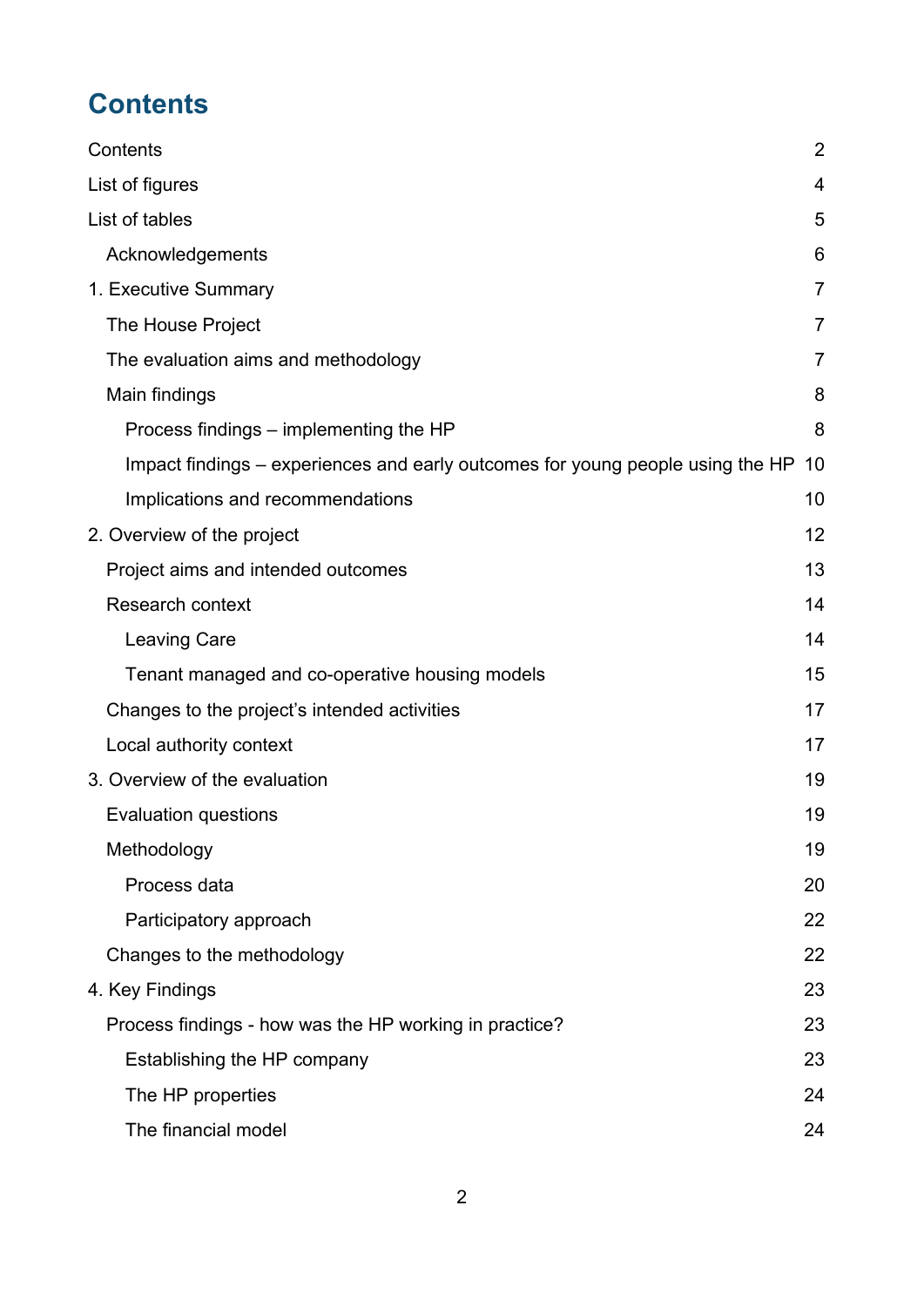# Contents

| | |
|---|---|
| Contents | 2 |
| List of figures | 4 |
| List of tables | 5 |
| Acknowledgements | 6 |
| 1. Executive Summary | 7 |
| The House Project | 7 |
| The evaluation aims and methodology | 7 |
| Main findings | 8 |
| Process findings – implementing the HP | 8 |
| Impact findings – experiences and early outcomes for young people using the HP | 10 |
| Implications and recommendations | 10 |
| 2. Overview of the project | 12 |
| Project aims and intended outcomes | 13 |
| Research context | 14 |
| Leaving Care | 14 |
| Tenant managed and co-operative housing models | 15 |
| Changes to the project's intended activities | 17 |
| Local authority context | 17 |
| 3. Overview of the evaluation | 19 |
| Evaluation questions | 19 |
| Methodology | 19 |
| Process data | 20 |
| Participatory approach | 22 |
| Changes to the methodology | 22 |
| 4. Key Findings | 23 |
| Process findings - how was the HP working in practice? | 23 |
| Establishing the HP company | 23 |
| The HP properties | 24 |
| The financial model | 24 |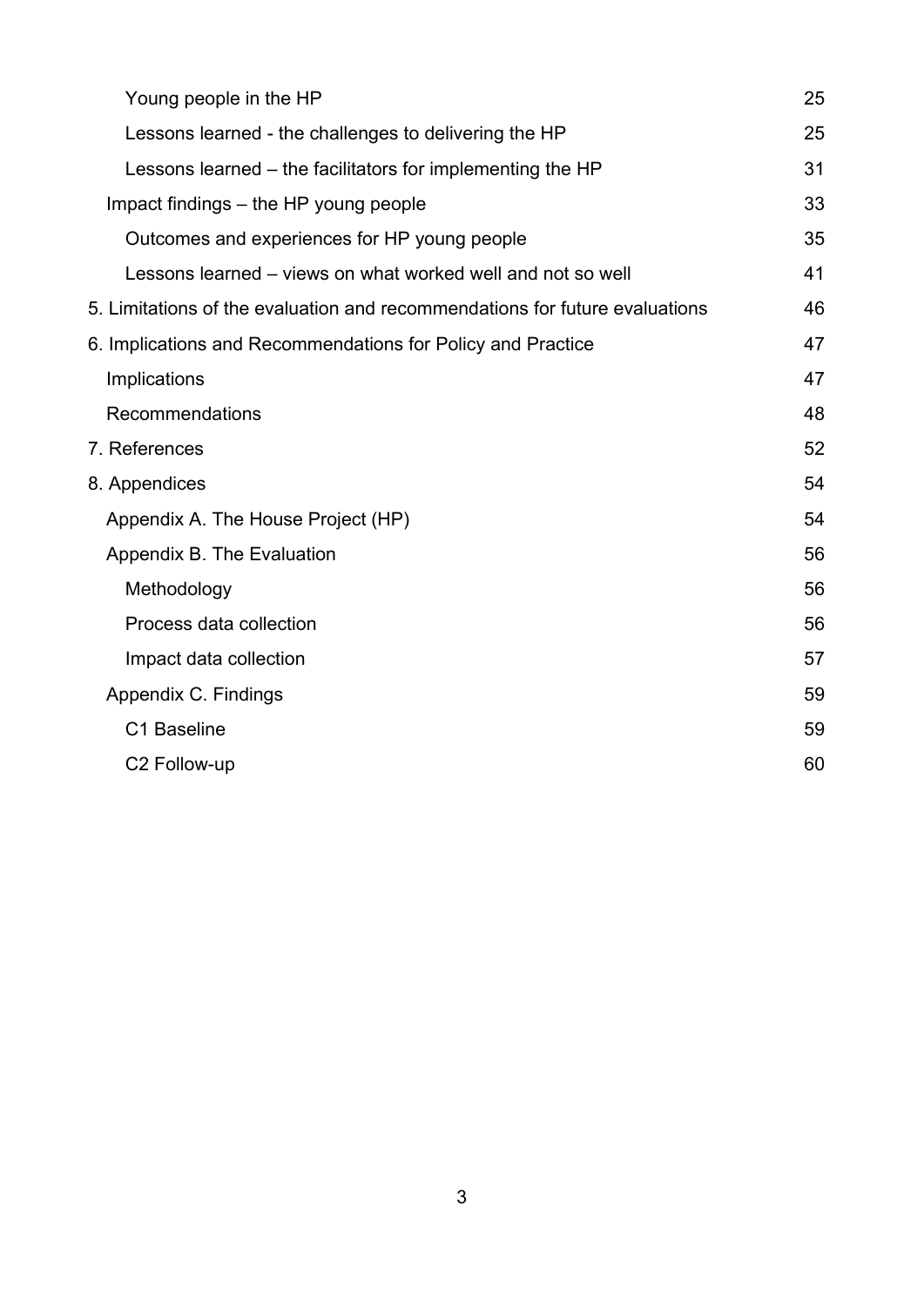Young people in the HP 25

Lessons learned - the challenges to delivering the HP 25

Lessons learned – the facilitators for implementing the HP 31

Impact findings – the HP young people 33

Outcomes and experiences for HP young people 35

Lessons learned – views on what worked well and not so well 41

5. Limitations of the evaluation and recommendations for future evaluations 46

6. Implications and Recommendations for Policy and Practice 47

Implications 47

Recommendations 48

7. References 52

8. Appendices 54

Appendix A. The House Project (HP) 54

Appendix B. The Evaluation 56

Methodology 56

Process data collection 56

Impact data collection 57

Appendix C. Findings 59

C1 Baseline 59

C2 Follow-up 60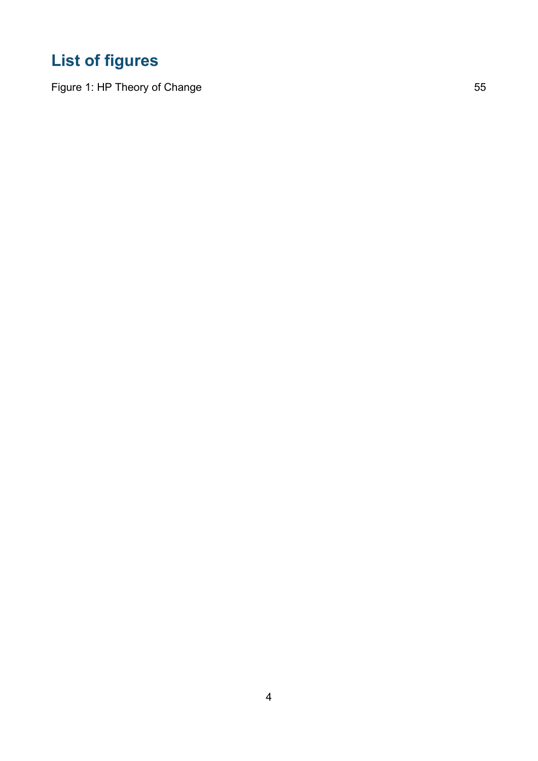# List of figures

Figure 1: HP Theory of Change 55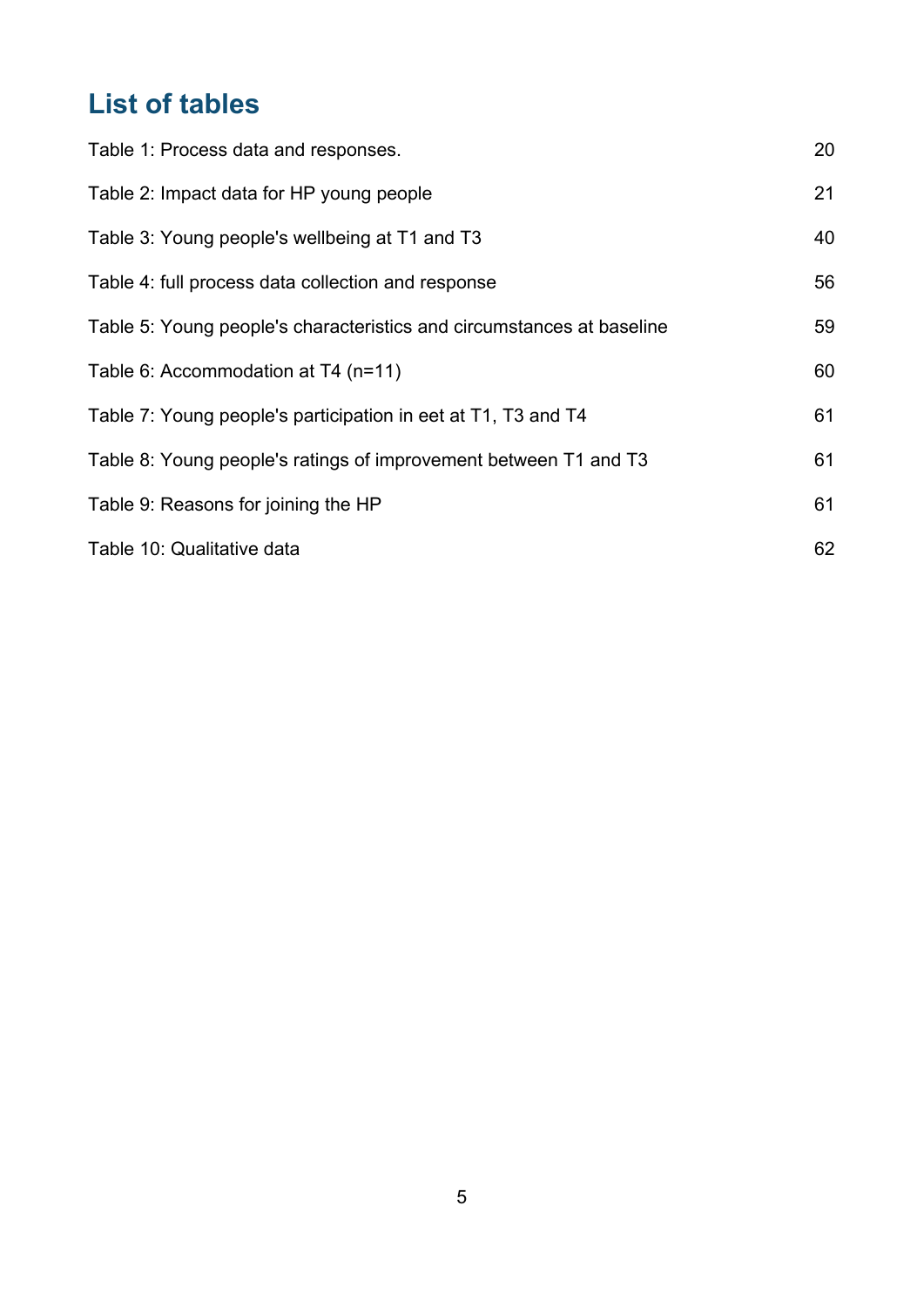# List of tables

Table 1: Process data and responses. 20

Table 2: Impact data for HP young people 21

Table 3: Young people's wellbeing at T1 and T3 40

Table 4: full process data collection and response 56

Table 5: Young people's characteristics and circumstances at baseline 59

Table 6: Accommodation at T4 (n=11) 60

Table 7: Young people's participation in eet at T1, T3 and T4 61

Table 8: Young people's ratings of improvement between T1 and T3 61

Table 9: Reasons for joining the HP 61

Table 10: Qualitative data 62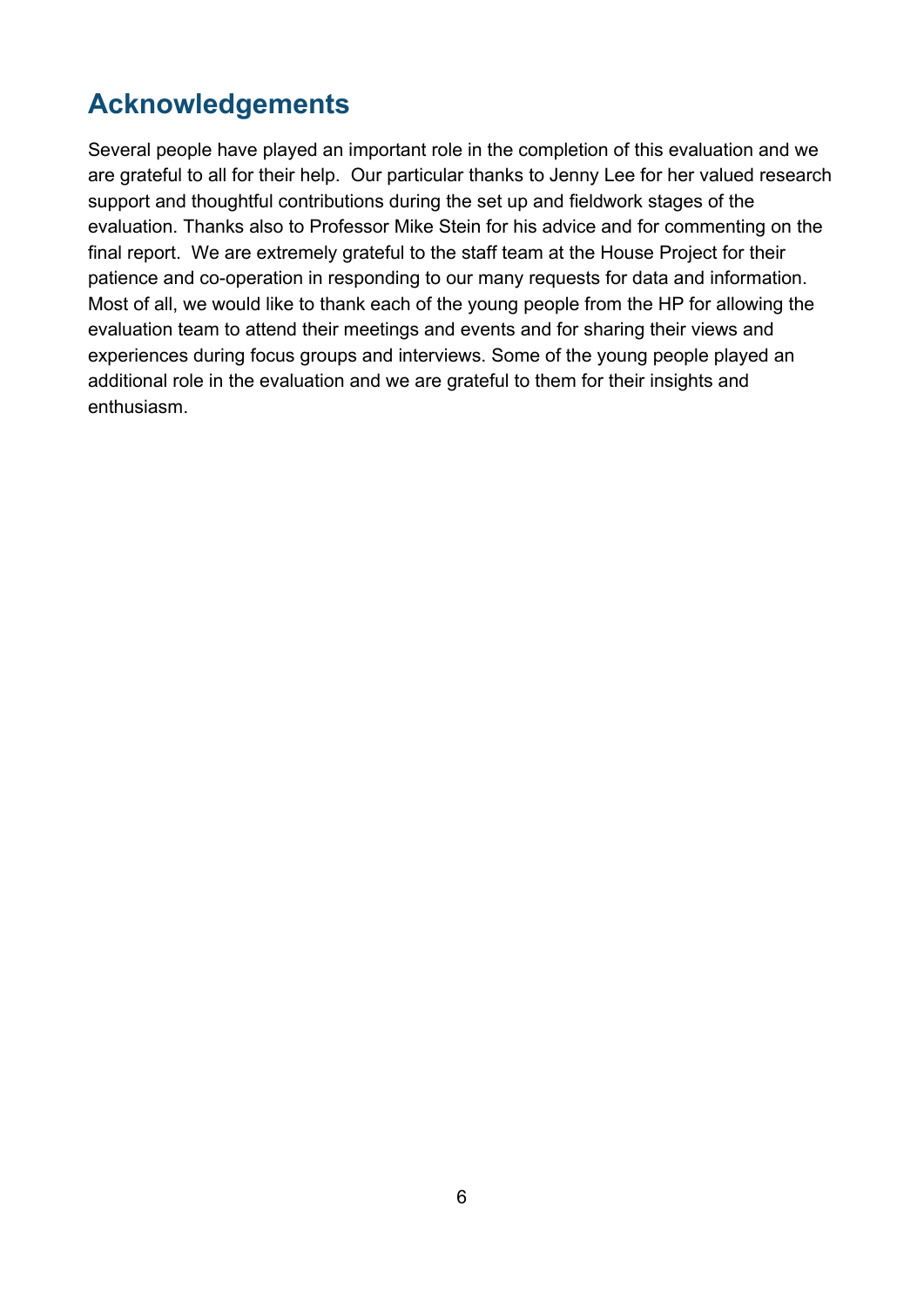## Acknowledgements

Several people have played an important role in the completion of this evaluation and we are grateful to all for their help. Our particular thanks to Jenny Lee for her valued research support and thoughtful contributions during the set up and fieldwork stages of the evaluation. Thanks also to Professor Mike Stein for his advice and for commenting on the final report. We are extremely grateful to the staff team at the House Project for their patience and co-operation in responding to our many requests for data and information. Most of all, we would like to thank each of the young people from the HP for allowing the evaluation team to attend their meetings and events and for sharing their views and experiences during focus groups and interviews. Some of the young people played an additional role in the evaluation and we are grateful to them for their insights and enthusiasm.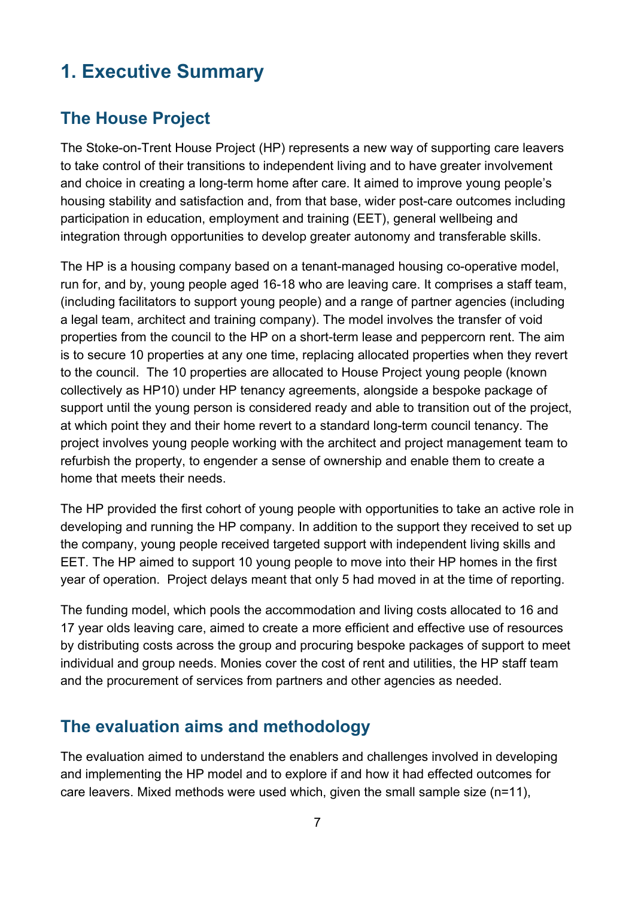# 1. Executive Summary

## The House Project

The Stoke-on-Trent House Project (HP) represents a new way of supporting care leavers to take control of their transitions to independent living and to have greater involvement and choice in creating a long-term home after care. It aimed to improve young people's housing stability and satisfaction and, from that base, wider post-care outcomes including participation in education, employment and training (EET), general wellbeing and integration through opportunities to develop greater autonomy and transferable skills.

The HP is a housing company based on a tenant-managed housing co-operative model, run for, and by, young people aged 16-18 who are leaving care. It comprises a staff team, (including facilitators to support young people) and a range of partner agencies (including a legal team, architect and training company). The model involves the transfer of void properties from the council to the HP on a short-term lease and peppercorn rent. The aim is to secure 10 properties at any one time, replacing allocated properties when they revert to the council. The 10 properties are allocated to House Project young people (known collectively as HP10) under HP tenancy agreements, alongside a bespoke package of support until the young person is considered ready and able to transition out of the project, at which point they and their home revert to a standard long-term council tenancy. The project involves young people working with the architect and project management team to refurbish the property, to engender a sense of ownership and enable them to create a home that meets their needs.

The HP provided the first cohort of young people with opportunities to take an active role in developing and running the HP company. In addition to the support they received to set up the company, young people received targeted support with independent living skills and EET. The HP aimed to support 10 young people to move into their HP homes in the first year of operation. Project delays meant that only 5 had moved in at the time of reporting.

The funding model, which pools the accommodation and living costs allocated to 16 and 17 year olds leaving care, aimed to create a more efficient and effective use of resources by distributing costs across the group and procuring bespoke packages of support to meet individual and group needs. Monies cover the cost of rent and utilities, the HP staff team and the procurement of services from partners and other agencies as needed.

## The evaluation aims and methodology

The evaluation aimed to understand the enablers and challenges involved in developing and implementing the HP model and to explore if and how it had effected outcomes for care leavers. Mixed methods were used which, given the small sample size (n=11),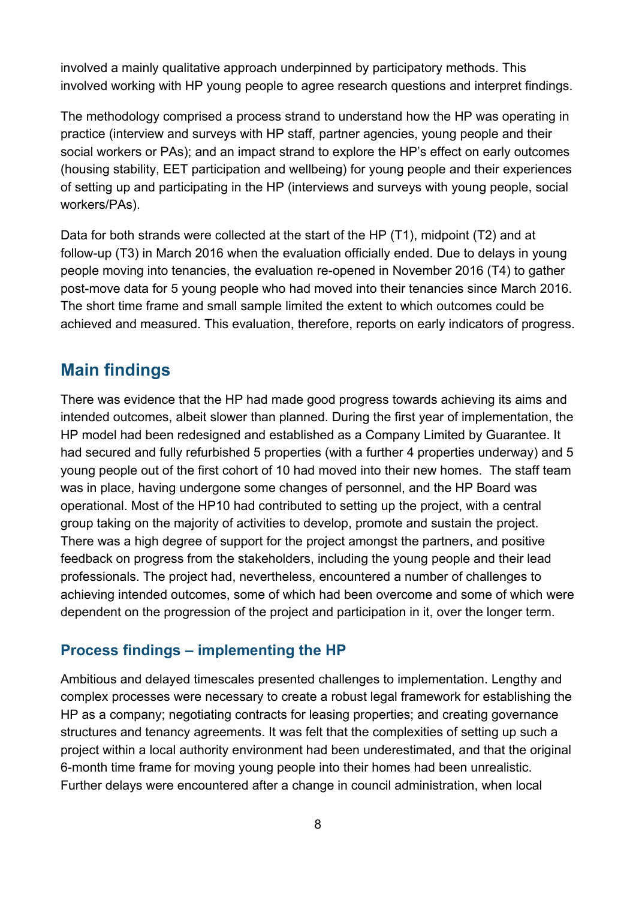involved a mainly qualitative approach underpinned by participatory methods. This involved working with HP young people to agree research questions and interpret findings.

The methodology comprised a process strand to understand how the HP was operating in practice (interview and surveys with HP staff, partner agencies, young people and their social workers or PAs); and an impact strand to explore the HP's effect on early outcomes (housing stability, EET participation and wellbeing) for young people and their experiences of setting up and participating in the HP (interviews and surveys with young people, social workers/PAs).

Data for both strands were collected at the start of the HP (T1), midpoint (T2) and at follow-up (T3) in March 2016 when the evaluation officially ended. Due to delays in young people moving into tenancies, the evaluation re-opened in November 2016 (T4) to gather post-move data for 5 young people who had moved into their tenancies since March 2016. The short time frame and small sample limited the extent to which outcomes could be achieved and measured. This evaluation, therefore, reports on early indicators of progress.

## Main findings

There was evidence that the HP had made good progress towards achieving its aims and intended outcomes, albeit slower than planned. During the first year of implementation, the HP model had been redesigned and established as a Company Limited by Guarantee. It had secured and fully refurbished 5 properties (with a further 4 properties underway) and 5 young people out of the first cohort of 10 had moved into their new homes. The staff team was in place, having undergone some changes of personnel, and the HP Board was operational. Most of the HP10 had contributed to setting up the project, with a central group taking on the majority of activities to develop, promote and sustain the project. There was a high degree of support for the project amongst the partners, and positive feedback on progress from the stakeholders, including the young people and their lead professionals. The project had, nevertheless, encountered a number of challenges to achieving intended outcomes, some of which had been overcome and some of which were dependent on the progression of the project and participation in it, over the longer term.

### Process findings – implementing the HP

Ambitious and delayed timescales presented challenges to implementation. Lengthy and complex processes were necessary to create a robust legal framework for establishing the HP as a company; negotiating contracts for leasing properties; and creating governance structures and tenancy agreements. It was felt that the complexities of setting up such a project within a local authority environment had been underestimated, and that the original 6-month time frame for moving young people into their homes had been unrealistic. Further delays were encountered after a change in council administration, when local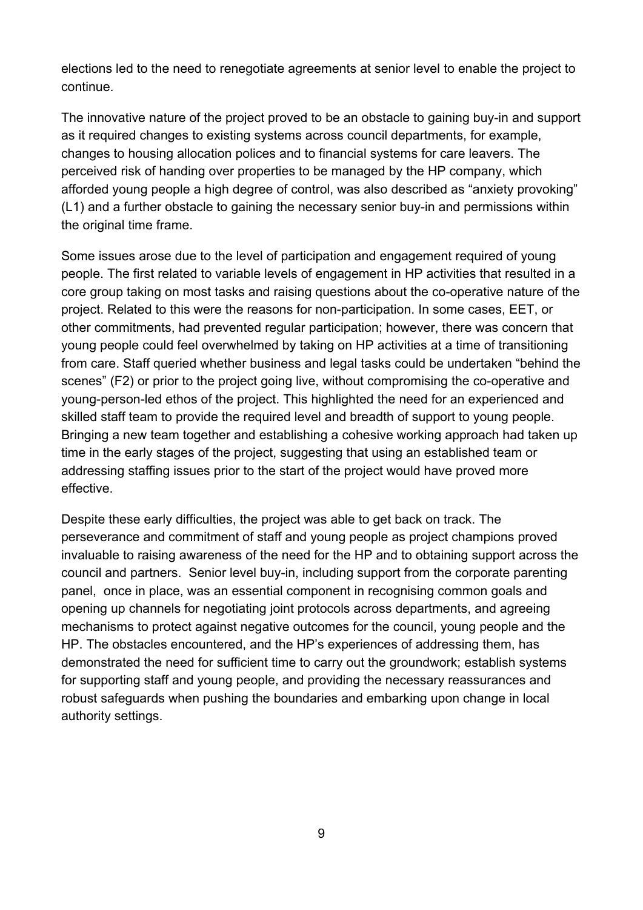elections led to the need to renegotiate agreements at senior level to enable the project to continue.

The innovative nature of the project proved to be an obstacle to gaining buy-in and support as it required changes to existing systems across council departments, for example, changes to housing allocation polices and to financial systems for care leavers. The perceived risk of handing over properties to be managed by the HP company, which afforded young people a high degree of control, was also described as "anxiety provoking" (L1) and a further obstacle to gaining the necessary senior buy-in and permissions within the original time frame.

Some issues arose due to the level of participation and engagement required of young people. The first related to variable levels of engagement in HP activities that resulted in a core group taking on most tasks and raising questions about the co-operative nature of the project. Related to this were the reasons for non-participation. In some cases, EET, or other commitments, had prevented regular participation; however, there was concern that young people could feel overwhelmed by taking on HP activities at a time of transitioning from care. Staff queried whether business and legal tasks could be undertaken "behind the scenes" (F2) or prior to the project going live, without compromising the co-operative and young-person-led ethos of the project. This highlighted the need for an experienced and skilled staff team to provide the required level and breadth of support to young people. Bringing a new team together and establishing a cohesive working approach had taken up time in the early stages of the project, suggesting that using an established team or addressing staffing issues prior to the start of the project would have proved more effective.

Despite these early difficulties, the project was able to get back on track. The perseverance and commitment of staff and young people as project champions proved invaluable to raising awareness of the need for the HP and to obtaining support across the council and partners. Senior level buy-in, including support from the corporate parenting panel, once in place, was an essential component in recognising common goals and opening up channels for negotiating joint protocols across departments, and agreeing mechanisms to protect against negative outcomes for the council, young people and the HP. The obstacles encountered, and the HP's experiences of addressing them, has demonstrated the need for sufficient time to carry out the groundwork; establish systems for supporting staff and young people, and providing the necessary reassurances and robust safeguards when pushing the boundaries and embarking upon change in local authority settings.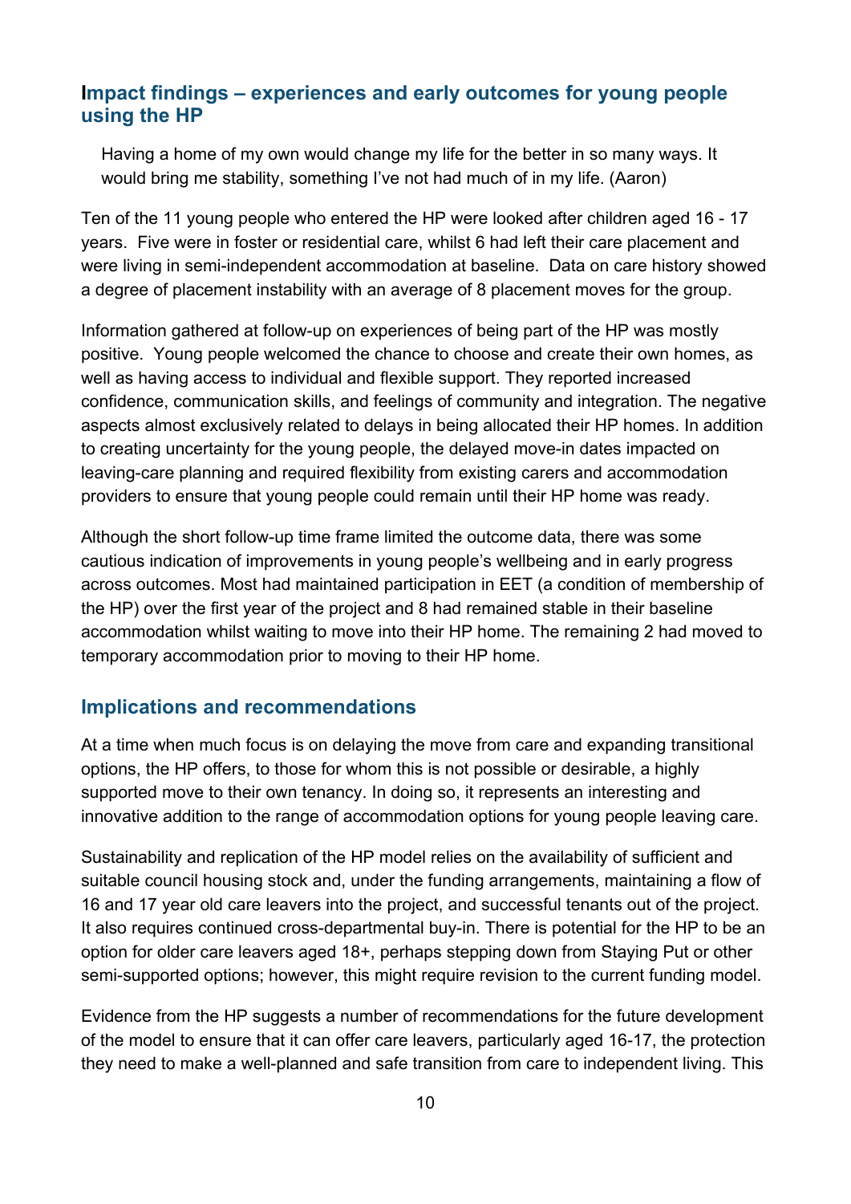## Impact findings – experiences and early outcomes for young people using the HP

> Having a home of my own would change my life for the better in so many ways. It would bring me stability, something I've not had much of in my life. (Aaron)

Ten of the 11 young people who entered the HP were looked after children aged 16 - 17 years. Five were in foster or residential care, whilst 6 had left their care placement and were living in semi-independent accommodation at baseline. Data on care history showed a degree of placement instability with an average of 8 placement moves for the group.

Information gathered at follow-up on experiences of being part of the HP was mostly positive. Young people welcomed the chance to choose and create their own homes, as well as having access to individual and flexible support. They reported increased confidence, communication skills, and feelings of community and integration. The negative aspects almost exclusively related to delays in being allocated their HP homes. In addition to creating uncertainty for the young people, the delayed move-in dates impacted on leaving-care planning and required flexibility from existing carers and accommodation providers to ensure that young people could remain until their HP home was ready.

Although the short follow-up time frame limited the outcome data, there was some cautious indication of improvements in young people's wellbeing and in early progress across outcomes. Most had maintained participation in EET (a condition of membership of the HP) over the first year of the project and 8 had remained stable in their baseline accommodation whilst waiting to move into their HP home. The remaining 2 had moved to temporary accommodation prior to moving to their HP home.

## Implications and recommendations

At a time when much focus is on delaying the move from care and expanding transitional options, the HP offers, to those for whom this is not possible or desirable, a highly supported move to their own tenancy. In doing so, it represents an interesting and innovative addition to the range of accommodation options for young people leaving care.

Sustainability and replication of the HP model relies on the availability of sufficient and suitable council housing stock and, under the funding arrangements, maintaining a flow of 16 and 17 year old care leavers into the project, and successful tenants out of the project. It also requires continued cross-departmental buy-in. There is potential for the HP to be an option for older care leavers aged 18+, perhaps stepping down from Staying Put or other semi-supported options; however, this might require revision to the current funding model.

Evidence from the HP suggests a number of recommendations for the future development of the model to ensure that it can offer care leavers, particularly aged 16-17, the protection they need to make a well-planned and safe transition from care to independent living. This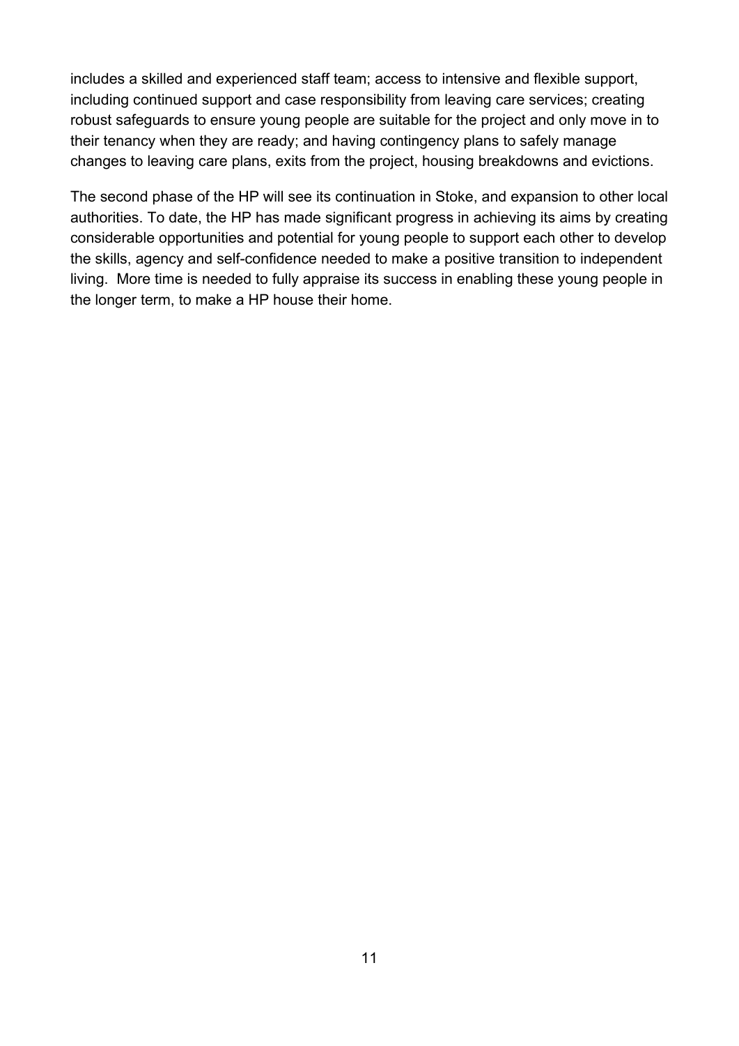includes a skilled and experienced staff team; access to intensive and flexible support, including continued support and case responsibility from leaving care services; creating robust safeguards to ensure young people are suitable for the project and only move in to their tenancy when they are ready; and having contingency plans to safely manage changes to leaving care plans, exits from the project, housing breakdowns and evictions.

The second phase of the HP will see its continuation in Stoke, and expansion to other local authorities. To date, the HP has made significant progress in achieving its aims by creating considerable opportunities and potential for young people to support each other to develop the skills, agency and self-confidence needed to make a positive transition to independent living. More time is needed to fully appraise its success in enabling these young people in the longer term, to make a HP house their home.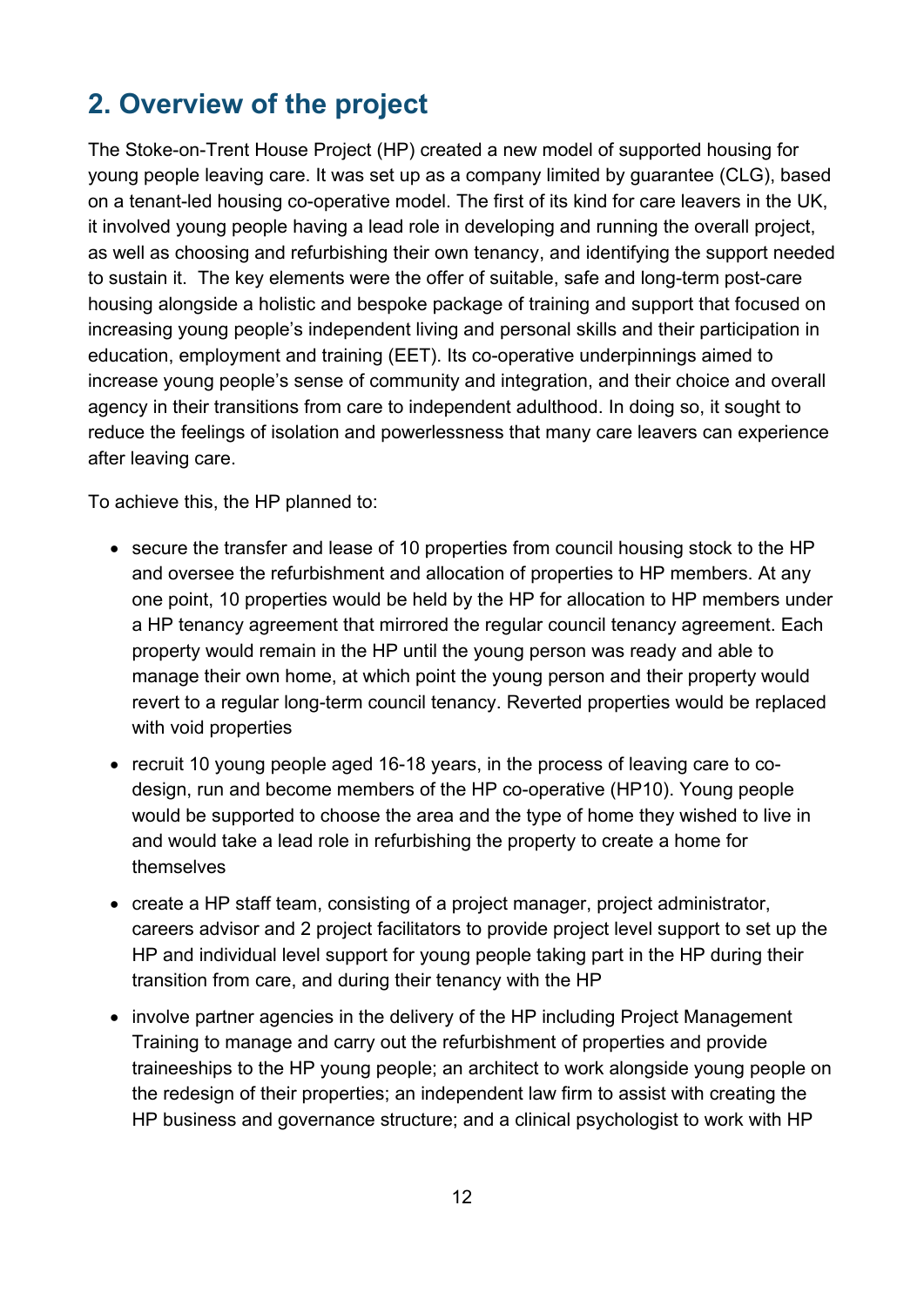## 2. Overview of the project

The Stoke-on-Trent House Project (HP) created a new model of supported housing for young people leaving care. It was set up as a company limited by guarantee (CLG), based on a tenant-led housing co-operative model. The first of its kind for care leavers in the UK, it involved young people having a lead role in developing and running the overall project, as well as choosing and refurbishing their own tenancy, and identifying the support needed to sustain it. The key elements were the offer of suitable, safe and long-term post-care housing alongside a holistic and bespoke package of training and support that focused on increasing young people's independent living and personal skills and their participation in education, employment and training (EET). Its co-operative underpinnings aimed to increase young people's sense of community and integration, and their choice and overall agency in their transitions from care to independent adulthood. In doing so, it sought to reduce the feelings of isolation and powerlessness that many care leavers can experience after leaving care.

To achieve this, the HP planned to:

- secure the transfer and lease of 10 properties from council housing stock to the HP and oversee the refurbishment and allocation of properties to HP members. At any one point, 10 properties would be held by the HP for allocation to HP members under a HP tenancy agreement that mirrored the regular council tenancy agreement. Each property would remain in the HP until the young person was ready and able to manage their own home, at which point the young person and their property would revert to a regular long-term council tenancy. Reverted properties would be replaced with void properties
- recruit 10 young people aged 16-18 years, in the process of leaving care to co-design, run and become members of the HP co-operative (HP10). Young people would be supported to choose the area and the type of home they wished to live in and would take a lead role in refurbishing the property to create a home for themselves
- create a HP staff team, consisting of a project manager, project administrator, careers advisor and 2 project facilitators to provide project level support to set up the HP and individual level support for young people taking part in the HP during their transition from care, and during their tenancy with the HP
- involve partner agencies in the delivery of the HP including Project Management Training to manage and carry out the refurbishment of properties and provide traineeships to the HP young people; an architect to work alongside young people on the redesign of their properties; an independent law firm to assist with creating the HP business and governance structure; and a clinical psychologist to work with HP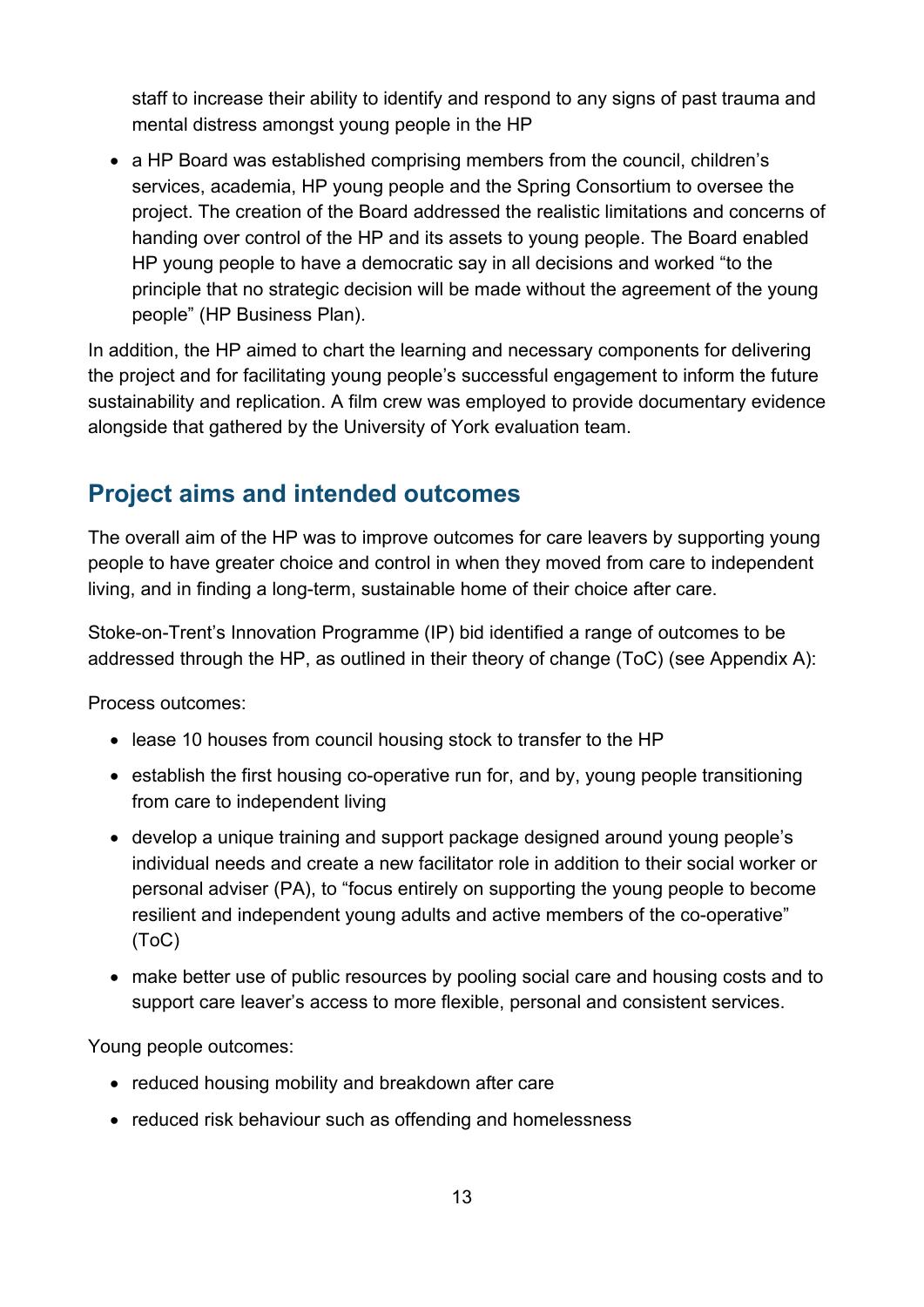staff to increase their ability to identify and respond to any signs of past trauma and mental distress amongst young people in the HP

- a HP Board was established comprising members from the council, children's services, academia, HP young people and the Spring Consortium to oversee the project. The creation of the Board addressed the realistic limitations and concerns of handing over control of the HP and its assets to young people. The Board enabled HP young people to have a democratic say in all decisions and worked "to the principle that no strategic decision will be made without the agreement of the young people" (HP Business Plan).

In addition, the HP aimed to chart the learning and necessary components for delivering the project and for facilitating young people's successful engagement to inform the future sustainability and replication. A film crew was employed to provide documentary evidence alongside that gathered by the University of York evaluation team.

## Project aims and intended outcomes

The overall aim of the HP was to improve outcomes for care leavers by supporting young people to have greater choice and control in when they moved from care to independent living, and in finding a long-term, sustainable home of their choice after care.

Stoke-on-Trent's Innovation Programme (IP) bid identified a range of outcomes to be addressed through the HP, as outlined in their theory of change (ToC) (see Appendix A):

Process outcomes:

- lease 10 houses from council housing stock to transfer to the HP
- establish the first housing co-operative run for, and by, young people transitioning from care to independent living
- develop a unique training and support package designed around young people's individual needs and create a new facilitator role in addition to their social worker or personal adviser (PA), to "focus entirely on supporting the young people to become resilient and independent young adults and active members of the co-operative" (ToC)
- make better use of public resources by pooling social care and housing costs and to support care leaver's access to more flexible, personal and consistent services.

Young people outcomes:

- reduced housing mobility and breakdown after care
- reduced risk behaviour such as offending and homelessness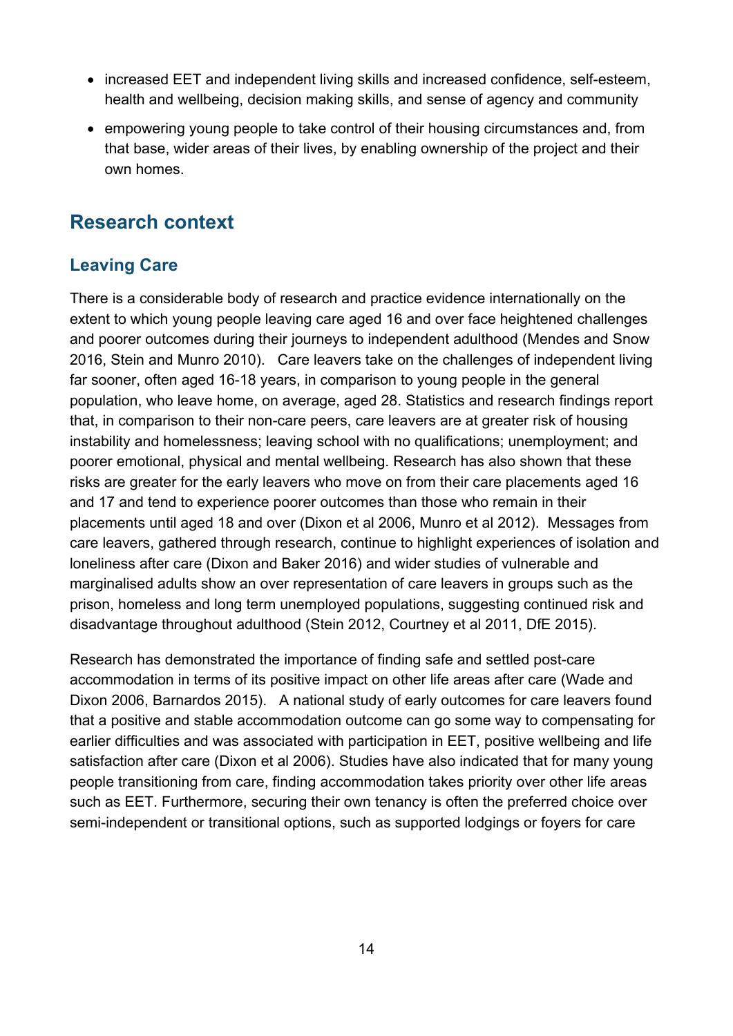- increased EET and independent living skills and increased confidence, self-esteem, health and wellbeing, decision making skills, and sense of agency and community
- empowering young people to take control of their housing circumstances and, from that base, wider areas of their lives, by enabling ownership of the project and their own homes.

## Research context

### Leaving Care

There is a considerable body of research and practice evidence internationally on the extent to which young people leaving care aged 16 and over face heightened challenges and poorer outcomes during their journeys to independent adulthood (Mendes and Snow 2016, Stein and Munro 2010). Care leavers take on the challenges of independent living far sooner, often aged 16-18 years, in comparison to young people in the general population, who leave home, on average, aged 28. Statistics and research findings report that, in comparison to their non-care peers, care leavers are at greater risk of housing instability and homelessness; leaving school with no qualifications; unemployment; and poorer emotional, physical and mental wellbeing. Research has also shown that these risks are greater for the early leavers who move on from their care placements aged 16 and 17 and tend to experience poorer outcomes than those who remain in their placements until aged 18 and over (Dixon et al 2006, Munro et al 2012). Messages from care leavers, gathered through research, continue to highlight experiences of isolation and loneliness after care (Dixon and Baker 2016) and wider studies of vulnerable and marginalised adults show an over representation of care leavers in groups such as the prison, homeless and long term unemployed populations, suggesting continued risk and disadvantage throughout adulthood (Stein 2012, Courtney et al 2011, DfE 2015).

Research has demonstrated the importance of finding safe and settled post-care accommodation in terms of its positive impact on other life areas after care (Wade and Dixon 2006, Barnardos 2015). A national study of early outcomes for care leavers found that a positive and stable accommodation outcome can go some way to compensating for earlier difficulties and was associated with participation in EET, positive wellbeing and life satisfaction after care (Dixon et al 2006). Studies have also indicated that for many young people transitioning from care, finding accommodation takes priority over other life areas such as EET. Furthermore, securing their own tenancy is often the preferred choice over semi-independent or transitional options, such as supported lodgings or foyers for care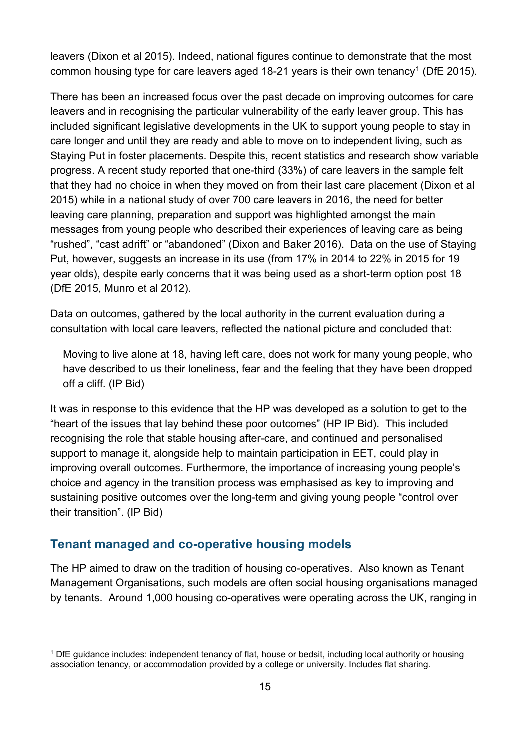leavers (Dixon et al 2015). Indeed, national figures continue to demonstrate that the most common housing type for care leavers aged 18-21 years is their own tenancy[1] (DfE 2015).

There has been an increased focus over the past decade on improving outcomes for care leavers and in recognising the particular vulnerability of the early leaver group. This has included significant legislative developments in the UK to support young people to stay in care longer and until they are ready and able to move on to independent living, such as Staying Put in foster placements. Despite this, recent statistics and research show variable progress. A recent study reported that one-third (33%) of care leavers in the sample felt that they had no choice in when they moved on from their last care placement (Dixon et al 2015) while in a national study of over 700 care leavers in 2016, the need for better leaving care planning, preparation and support was highlighted amongst the main messages from young people who described their experiences of leaving care as being "rushed", "cast adrift" or "abandoned" (Dixon and Baker 2016). Data on the use of Staying Put, however, suggests an increase in its use (from 17% in 2014 to 22% in 2015 for 19 year olds), despite early concerns that it was being used as a short-term option post 18 (DfE 2015, Munro et al 2012).

Data on outcomes, gathered by the local authority in the current evaluation during a consultation with local care leavers, reflected the national picture and concluded that:

> Moving to live alone at 18, having left care, does not work for many young people, who have described to us their loneliness, fear and the feeling that they have been dropped off a cliff. (IP Bid)

It was in response to this evidence that the HP was developed as a solution to get to the "heart of the issues that lay behind these poor outcomes" (HP IP Bid). This included recognising the role that stable housing after-care, and continued and personalised support to manage it, alongside help to maintain participation in EET, could play in improving overall outcomes. Furthermore, the importance of increasing young people's choice and agency in the transition process was emphasised as key to improving and sustaining positive outcomes over the long-term and giving young people "control over their transition". (IP Bid)

## Tenant managed and co-operative housing models

The HP aimed to draw on the tradition of housing co-operatives. Also known as Tenant Management Organisations, such models are often social housing organisations managed by tenants. Around 1,000 housing co-operatives were operating across the UK, ranging in

[1] DfE guidance includes: independent tenancy of flat, house or bedsit, including local authority or housing association tenancy, or accommodation provided by a college or university. Includes flat sharing.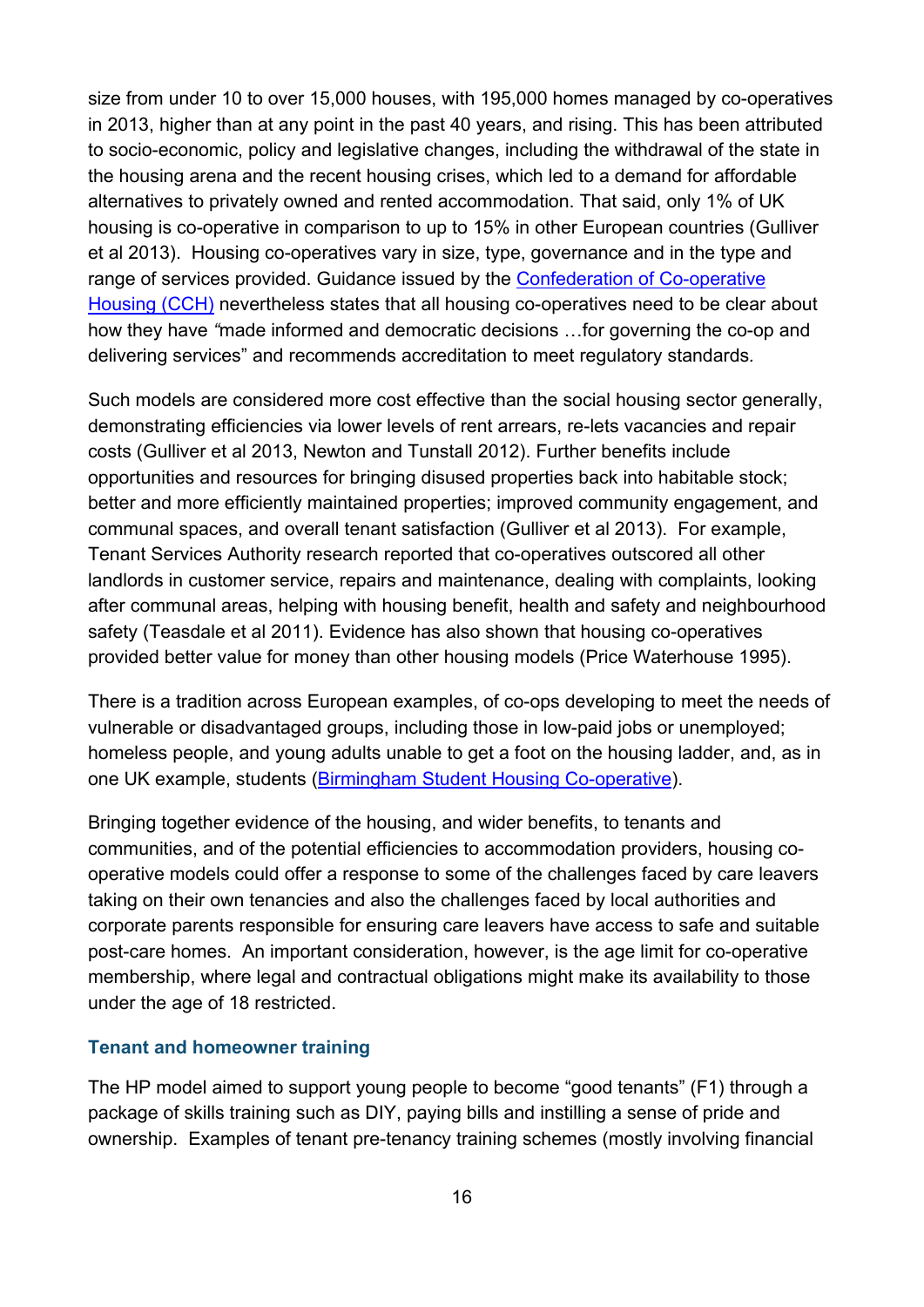size from under 10 to over 15,000 houses, with 195,000 homes managed by co-operatives in 2013, higher than at any point in the past 40 years, and rising. This has been attributed to socio-economic, policy and legislative changes, including the withdrawal of the state in the housing arena and the recent housing crises, which led to a demand for affordable alternatives to privately owned and rented accommodation. That said, only 1% of UK housing is co-operative in comparison to up to 15% in other European countries (Gulliver et al 2013). Housing co-operatives vary in size, type, governance and in the type and range of services provided. Guidance issued by the [Confederation of Co-operative Housing (CCH)]() nevertheless states that all housing co-operatives need to be clear about how they have "made informed and democratic decisions …for governing the co-op and delivering services" and recommends accreditation to meet regulatory standards.

Such models are considered more cost effective than the social housing sector generally, demonstrating efficiencies via lower levels of rent arrears, re-lets vacancies and repair costs (Gulliver et al 2013, Newton and Tunstall 2012). Further benefits include opportunities and resources for bringing disused properties back into habitable stock; better and more efficiently maintained properties; improved community engagement, and communal spaces, and overall tenant satisfaction (Gulliver et al 2013). For example, Tenant Services Authority research reported that co-operatives outscored all other landlords in customer service, repairs and maintenance, dealing with complaints, looking after communal areas, helping with housing benefit, health and safety and neighbourhood safety (Teasdale et al 2011). Evidence has also shown that housing co-operatives provided better value for money than other housing models (Price Waterhouse 1995).

There is a tradition across European examples, of co-ops developing to meet the needs of vulnerable or disadvantaged groups, including those in low-paid jobs or unemployed; homeless people, and young adults unable to get a foot on the housing ladder, and, as in one UK example, students ([Birmingham Student Housing Co-operative]()).

Bringing together evidence of the housing, and wider benefits, to tenants and communities, and of the potential efficiencies to accommodation providers, housing co-operative models could offer a response to some of the challenges faced by care leavers taking on their own tenancies and also the challenges faced by local authorities and corporate parents responsible for ensuring care leavers have access to safe and suitable post-care homes. An important consideration, however, is the age limit for co-operative membership, where legal and contractual obligations might make its availability to those under the age of 18 restricted.

### Tenant and homeowner training

The HP model aimed to support young people to become "good tenants" (F1) through a package of skills training such as DIY, paying bills and instilling a sense of pride and ownership. Examples of tenant pre-tenancy training schemes (mostly involving financial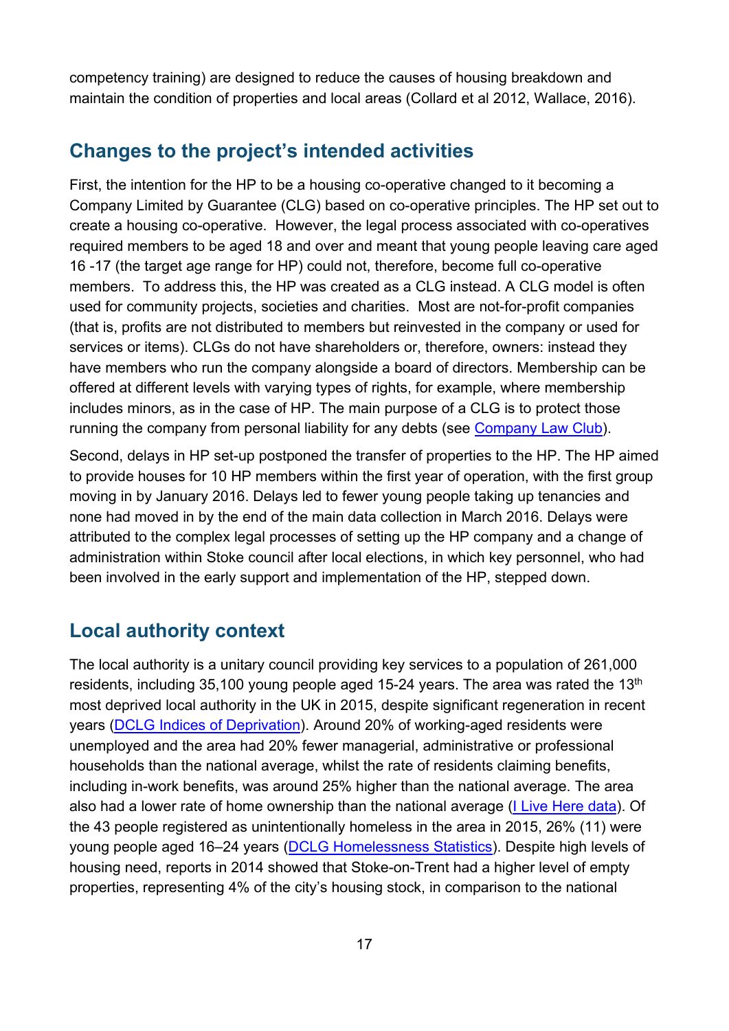competency training) are designed to reduce the causes of housing breakdown and maintain the condition of properties and local areas (Collard et al 2012, Wallace, 2016).

## Changes to the project's intended activities

First, the intention for the HP to be a housing co-operative changed to it becoming a Company Limited by Guarantee (CLG) based on co-operative principles. The HP set out to create a housing co-operative. However, the legal process associated with co-operatives required members to be aged 18 and over and meant that young people leaving care aged 16 -17 (the target age range for HP) could not, therefore, become full co-operative members. To address this, the HP was created as a CLG instead. A CLG model is often used for community projects, societies and charities. Most are not-for-profit companies (that is, profits are not distributed to members but reinvested in the company or used for services or items). CLGs do not have shareholders or, therefore, owners: instead they have members who run the company alongside a board of directors. Membership can be offered at different levels with varying types of rights, for example, where membership includes minors, as in the case of HP. The main purpose of a CLG is to protect those running the company from personal liability for any debts (see Company Law Club).

Second, delays in HP set-up postponed the transfer of properties to the HP. The HP aimed to provide houses for 10 HP members within the first year of operation, with the first group moving in by January 2016. Delays led to fewer young people taking up tenancies and none had moved in by the end of the main data collection in March 2016. Delays were attributed to the complex legal processes of setting up the HP company and a change of administration within Stoke council after local elections, in which key personnel, who had been involved in the early support and implementation of the HP, stepped down.

## Local authority context

The local authority is a unitary council providing key services to a population of 261,000 residents, including 35,100 young people aged 15-24 years. The area was rated the 13th most deprived local authority in the UK in 2015, despite significant regeneration in recent years (DCLG Indices of Deprivation). Around 20% of working-aged residents were unemployed and the area had 20% fewer managerial, administrative or professional households than the national average, whilst the rate of residents claiming benefits, including in-work benefits, was around 25% higher than the national average. The area also had a lower rate of home ownership than the national average (I Live Here data). Of the 43 people registered as unintentionally homeless in the area in 2015, 26% (11) were young people aged 16–24 years (DCLG Homelessness Statistics). Despite high levels of housing need, reports in 2014 showed that Stoke-on-Trent had a higher level of empty properties, representing 4% of the city's housing stock, in comparison to the national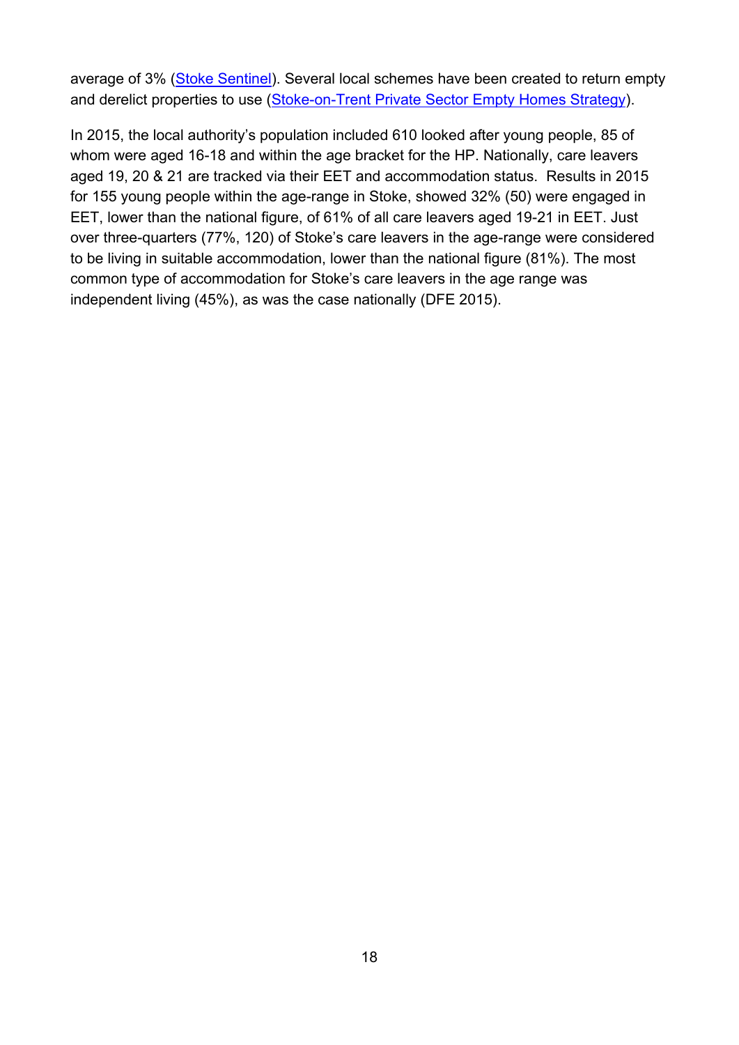average of 3% (Stoke Sentinel). Several local schemes have been created to return empty and derelict properties to use (Stoke-on-Trent Private Sector Empty Homes Strategy).

In 2015, the local authority's population included 610 looked after young people, 85 of whom were aged 16-18 and within the age bracket for the HP. Nationally, care leavers aged 19, 20 & 21 are tracked via their EET and accommodation status. Results in 2015 for 155 young people within the age-range in Stoke, showed 32% (50) were engaged in EET, lower than the national figure, of 61% of all care leavers aged 19-21 in EET. Just over three-quarters (77%, 120) of Stoke's care leavers in the age-range were considered to be living in suitable accommodation, lower than the national figure (81%). The most common type of accommodation for Stoke's care leavers in the age range was independent living (45%), as was the case nationally (DFE 2015).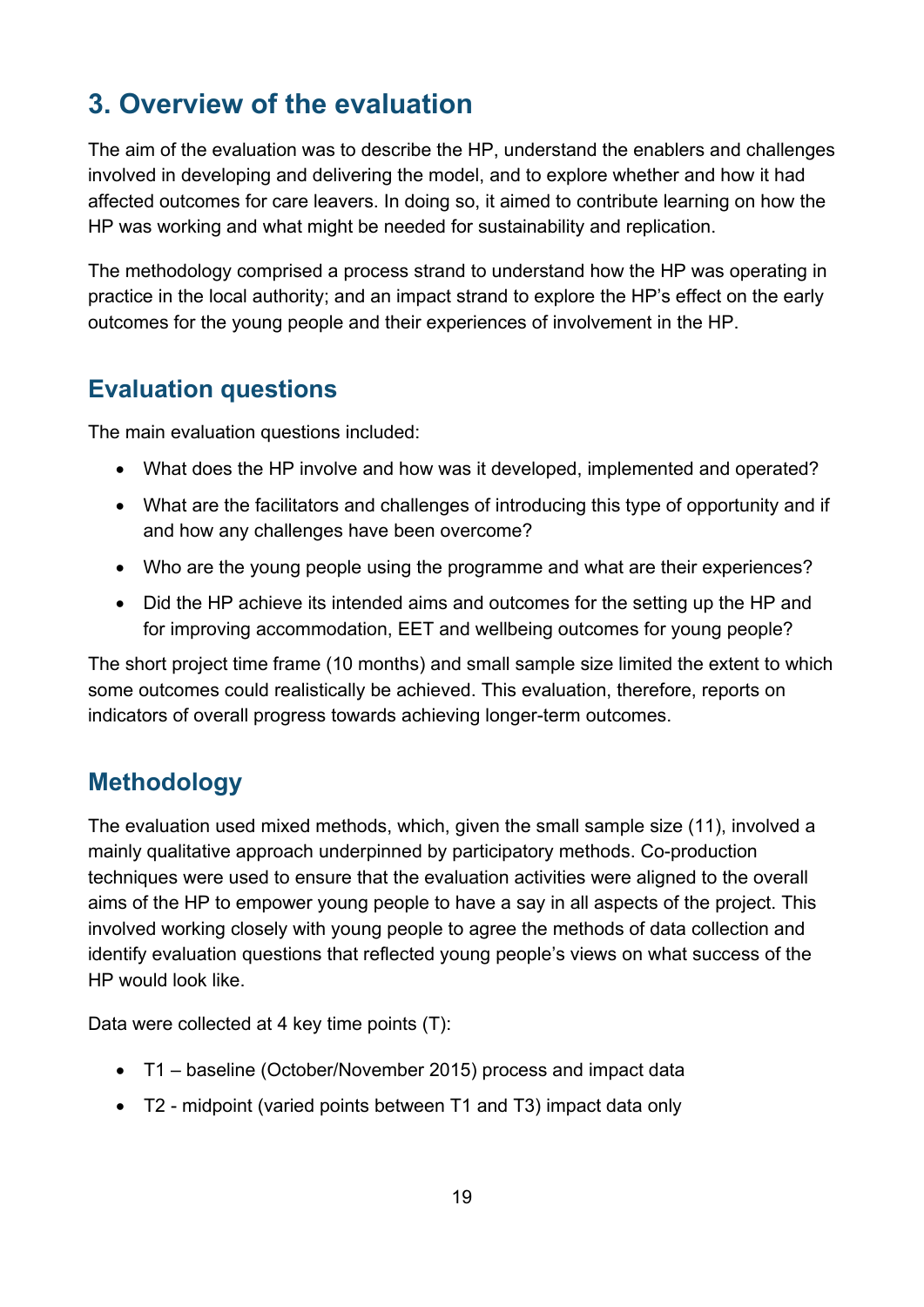## 3. Overview of the evaluation

The aim of the evaluation was to describe the HP, understand the enablers and challenges involved in developing and delivering the model, and to explore whether and how it had affected outcomes for care leavers. In doing so, it aimed to contribute learning on how the HP was working and what might be needed for sustainability and replication.

The methodology comprised a process strand to understand how the HP was operating in practice in the local authority; and an impact strand to explore the HP's effect on the early outcomes for the young people and their experiences of involvement in the HP.

### Evaluation questions

The main evaluation questions included:

- What does the HP involve and how was it developed, implemented and operated?
- What are the facilitators and challenges of introducing this type of opportunity and if and how any challenges have been overcome?
- Who are the young people using the programme and what are their experiences?
- Did the HP achieve its intended aims and outcomes for the setting up the HP and for improving accommodation, EET and wellbeing outcomes for young people?

The short project time frame (10 months) and small sample size limited the extent to which some outcomes could realistically be achieved. This evaluation, therefore, reports on indicators of overall progress towards achieving longer-term outcomes.

### Methodology

The evaluation used mixed methods, which, given the small sample size (11), involved a mainly qualitative approach underpinned by participatory methods. Co-production techniques were used to ensure that the evaluation activities were aligned to the overall aims of the HP to empower young people to have a say in all aspects of the project. This involved working closely with young people to agree the methods of data collection and identify evaluation questions that reflected young people's views on what success of the HP would look like.

Data were collected at 4 key time points (T):

- T1 – baseline (October/November 2015) process and impact data
- T2 - midpoint (varied points between T1 and T3) impact data only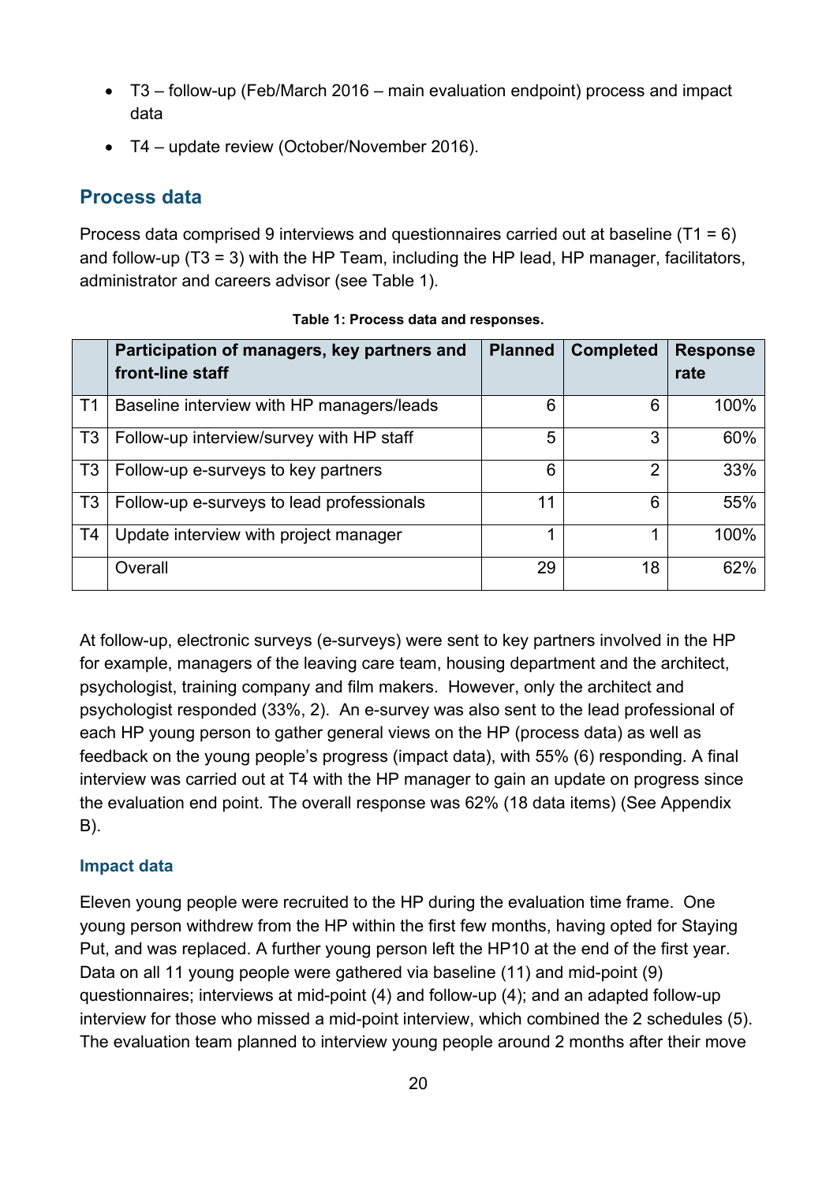- T3 – follow-up (Feb/March 2016 – main evaluation endpoint) process and impact data
- T4 – update review (October/November 2016).

## Process data

Process data comprised 9 interviews and questionnaires carried out at baseline (T1 = 6) and follow-up (T3 = 3) with the HP Team, including the HP lead, HP manager, facilitators, administrator and careers advisor (see Table 1).

**Table 1: Process data and responses.**

| | Participation of managers, key partners and front-line staff | Planned | Completed | Response rate |
|---|---|---|---|---|
| T1 | Baseline interview with HP managers/leads | 6 | 6 | 100% |
| T3 | Follow-up interview/survey with HP staff | 5 | 3 | 60% |
| T3 | Follow-up e-surveys to key partners | 6 | 2 | 33% |
| T3 | Follow-up e-surveys to lead professionals | 11 | 6 | 55% |
| T4 | Update interview with project manager | 1 | 1 | 100% |
| | Overall | 29 | 18 | 62% |

At follow-up, electronic surveys (e-surveys) were sent to key partners involved in the HP for example, managers of the leaving care team, housing department and the architect, psychologist, training company and film makers. However, only the architect and psychologist responded (33%, 2). An e-survey was also sent to the lead professional of each HP young person to gather general views on the HP (process data) as well as feedback on the young people's progress (impact data), with 55% (6) responding. A final interview was carried out at T4 with the HP manager to gain an update on progress since the evaluation end point. The overall response was 62% (18 data items) (See Appendix B).

### Impact data

Eleven young people were recruited to the HP during the evaluation time frame. One young person withdrew from the HP within the first few months, having opted for Staying Put, and was replaced. A further young person left the HP10 at the end of the first year. Data on all 11 young people were gathered via baseline (11) and mid-point (9) questionnaires; interviews at mid-point (4) and follow-up (4); and an adapted follow-up interview for those who missed a mid-point interview, which combined the 2 schedules (5). The evaluation team planned to interview young people around 2 months after their move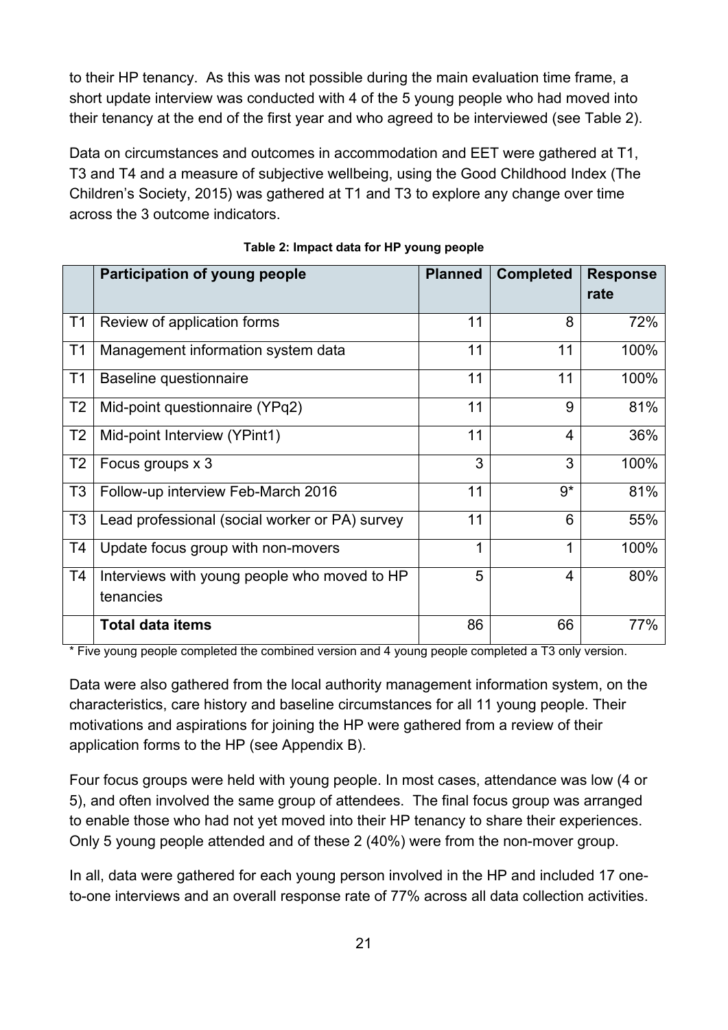to their HP tenancy. As this was not possible during the main evaluation time frame, a short update interview was conducted with 4 of the 5 young people who had moved into their tenancy at the end of the first year and who agreed to be interviewed (see Table 2).

Data on circumstances and outcomes in accommodation and EET were gathered at T1, T3 and T4 and a measure of subjective wellbeing, using the Good Childhood Index (The Children's Society, 2015) was gathered at T1 and T3 to explore any change over time across the 3 outcome indicators.

**Table 2: Impact data for HP young people**

| | Participation of young people | Planned | Completed | Response rate |
|---|---|---|---|---|
| T1 | Review of application forms | 11 | 8 | 72% |
| T1 | Management information system data | 11 | 11 | 100% |
| T1 | Baseline questionnaire | 11 | 11 | 100% |
| T2 | Mid-point questionnaire (YPq2) | 11 | 9 | 81% |
| T2 | Mid-point Interview (YPint1) | 11 | 4 | 36% |
| T2 | Focus groups x 3 | 3 | 3 | 100% |
| T3 | Follow-up interview Feb-March 2016 | 11 | 9* | 81% |
| T3 | Lead professional (social worker or PA) survey | 11 | 6 | 55% |
| T4 | Update focus group with non-movers | 1 | 1 | 100% |
| T4 | Interviews with young people who moved to HP tenancies | 5 | 4 | 80% |
| | **Total data items** | 86 | 66 | 77% |

* Five young people completed the combined version and 4 young people completed a T3 only version.

Data were also gathered from the local authority management information system, on the characteristics, care history and baseline circumstances for all 11 young people. Their motivations and aspirations for joining the HP were gathered from a review of their application forms to the HP (see Appendix B).

Four focus groups were held with young people. In most cases, attendance was low (4 or 5), and often involved the same group of attendees. The final focus group was arranged to enable those who had not yet moved into their HP tenancy to share their experiences. Only 5 young people attended and of these 2 (40%) were from the non-mover group.

In all, data were gathered for each young person involved in the HP and included 17 one-to-one interviews and an overall response rate of 77% across all data collection activities.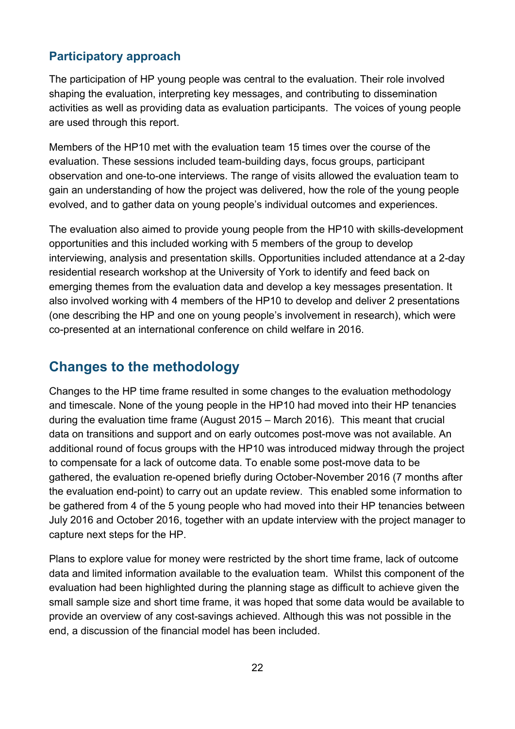### Participatory approach

The participation of HP young people was central to the evaluation. Their role involved shaping the evaluation, interpreting key messages, and contributing to dissemination activities as well as providing data as evaluation participants. The voices of young people are used through this report.

Members of the HP10 met with the evaluation team 15 times over the course of the evaluation. These sessions included team-building days, focus groups, participant observation and one-to-one interviews. The range of visits allowed the evaluation team to gain an understanding of how the project was delivered, how the role of the young people evolved, and to gather data on young people's individual outcomes and experiences.

The evaluation also aimed to provide young people from the HP10 with skills-development opportunities and this included working with 5 members of the group to develop interviewing, analysis and presentation skills. Opportunities included attendance at a 2-day residential research workshop at the University of York to identify and feed back on emerging themes from the evaluation data and develop a key messages presentation. It also involved working with 4 members of the HP10 to develop and deliver 2 presentations (one describing the HP and one on young people's involvement in research), which were co-presented at an international conference on child welfare in 2016.

## Changes to the methodology

Changes to the HP time frame resulted in some changes to the evaluation methodology and timescale. None of the young people in the HP10 had moved into their HP tenancies during the evaluation time frame (August 2015 – March 2016). This meant that crucial data on transitions and support and on early outcomes post-move was not available. An additional round of focus groups with the HP10 was introduced midway through the project to compensate for a lack of outcome data. To enable some post-move data to be gathered, the evaluation re-opened briefly during October-November 2016 (7 months after the evaluation end-point) to carry out an update review. This enabled some information to be gathered from 4 of the 5 young people who had moved into their HP tenancies between July 2016 and October 2016, together with an update interview with the project manager to capture next steps for the HP.

Plans to explore value for money were restricted by the short time frame, lack of outcome data and limited information available to the evaluation team. Whilst this component of the evaluation had been highlighted during the planning stage as difficult to achieve given the small sample size and short time frame, it was hoped that some data would be available to provide an overview of any cost-savings achieved. Although this was not possible in the end, a discussion of the financial model has been included.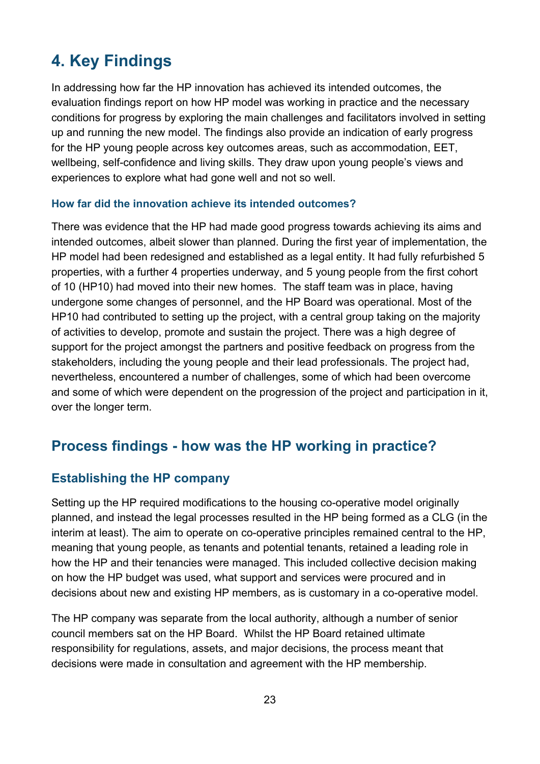# 4. Key Findings

In addressing how far the HP innovation has achieved its intended outcomes, the evaluation findings report on how HP model was working in practice and the necessary conditions for progress by exploring the main challenges and facilitators involved in setting up and running the new model. The findings also provide an indication of early progress for the HP young people across key outcomes areas, such as accommodation, EET, wellbeing, self-confidence and living skills. They draw upon young people's views and experiences to explore what had gone well and not so well.

#### How far did the innovation achieve its intended outcomes?

There was evidence that the HP had made good progress towards achieving its aims and intended outcomes, albeit slower than planned. During the first year of implementation, the HP model had been redesigned and established as a legal entity. It had fully refurbished 5 properties, with a further 4 properties underway, and 5 young people from the first cohort of 10 (HP10) had moved into their new homes. The staff team was in place, having undergone some changes of personnel, and the HP Board was operational. Most of the HP10 had contributed to setting up the project, with a central group taking on the majority of activities to develop, promote and sustain the project. There was a high degree of support for the project amongst the partners and positive feedback on progress from the stakeholders, including the young people and their lead professionals. The project had, nevertheless, encountered a number of challenges, some of which had been overcome and some of which were dependent on the progression of the project and participation in it, over the longer term.

## Process findings - how was the HP working in practice?

### Establishing the HP company

Setting up the HP required modifications to the housing co-operative model originally planned, and instead the legal processes resulted in the HP being formed as a CLG (in the interim at least). The aim to operate on co-operative principles remained central to the HP, meaning that young people, as tenants and potential tenants, retained a leading role in how the HP and their tenancies were managed. This included collective decision making on how the HP budget was used, what support and services were procured and in decisions about new and existing HP members, as is customary in a co-operative model.

The HP company was separate from the local authority, although a number of senior council members sat on the HP Board. Whilst the HP Board retained ultimate responsibility for regulations, assets, and major decisions, the process meant that decisions were made in consultation and agreement with the HP membership.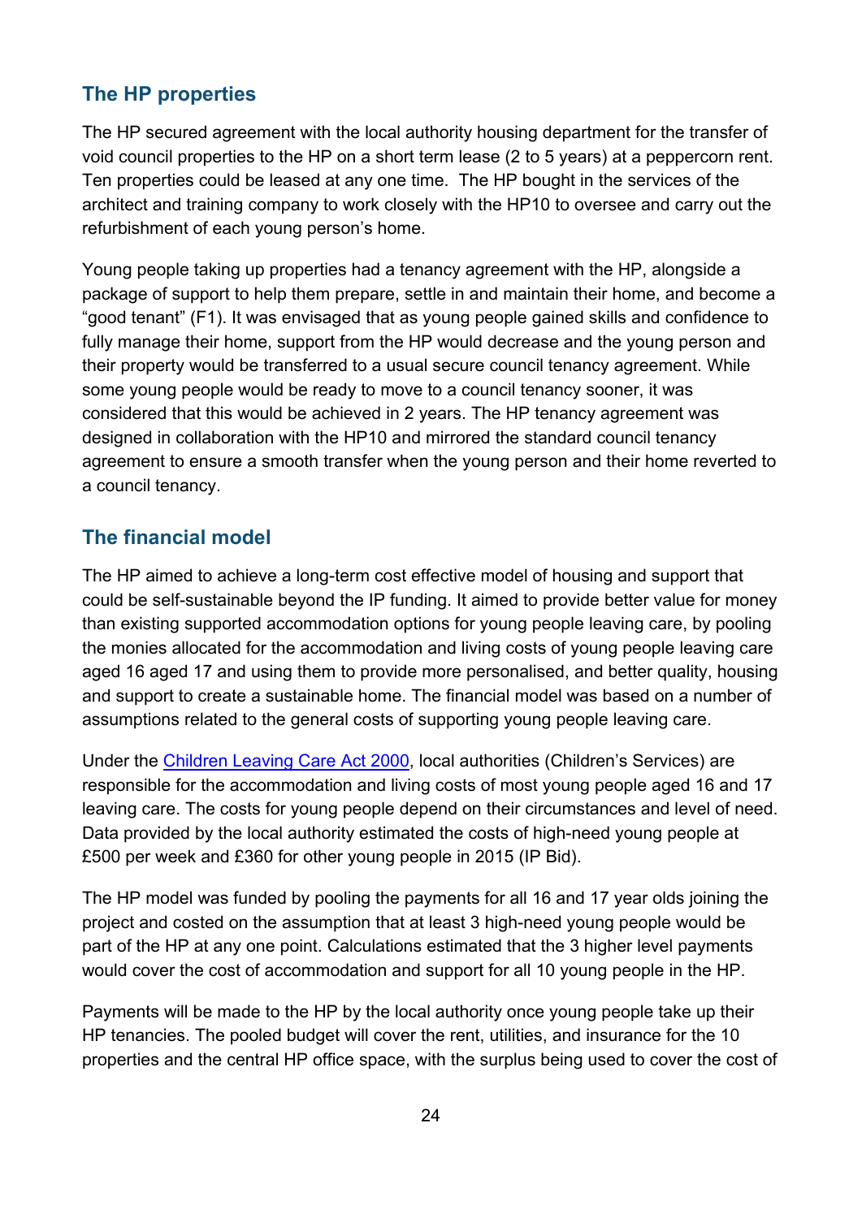## The HP properties

The HP secured agreement with the local authority housing department for the transfer of void council properties to the HP on a short term lease (2 to 5 years) at a peppercorn rent. Ten properties could be leased at any one time. The HP bought in the services of the architect and training company to work closely with the HP10 to oversee and carry out the refurbishment of each young person's home.

Young people taking up properties had a tenancy agreement with the HP, alongside a package of support to help them prepare, settle in and maintain their home, and become a "good tenant" (F1). It was envisaged that as young people gained skills and confidence to fully manage their home, support from the HP would decrease and the young person and their property would be transferred to a usual secure council tenancy agreement. While some young people would be ready to move to a council tenancy sooner, it was considered that this would be achieved in 2 years. The HP tenancy agreement was designed in collaboration with the HP10 and mirrored the standard council tenancy agreement to ensure a smooth transfer when the young person and their home reverted to a council tenancy.

## The financial model

The HP aimed to achieve a long-term cost effective model of housing and support that could be self-sustainable beyond the IP funding. It aimed to provide better value for money than existing supported accommodation options for young people leaving care, by pooling the monies allocated for the accommodation and living costs of young people leaving care aged 16 aged 17 and using them to provide more personalised, and better quality, housing and support to create a sustainable home. The financial model was based on a number of assumptions related to the general costs of supporting young people leaving care.

Under the [Children Leaving Care Act 2000](), local authorities (Children's Services) are responsible for the accommodation and living costs of most young people aged 16 and 17 leaving care. The costs for young people depend on their circumstances and level of need. Data provided by the local authority estimated the costs of high-need young people at £500 per week and £360 for other young people in 2015 (IP Bid).

The HP model was funded by pooling the payments for all 16 and 17 year olds joining the project and costed on the assumption that at least 3 high-need young people would be part of the HP at any one point. Calculations estimated that the 3 higher level payments would cover the cost of accommodation and support for all 10 young people in the HP.

Payments will be made to the HP by the local authority once young people take up their HP tenancies. The pooled budget will cover the rent, utilities, and insurance for the 10 properties and the central HP office space, with the surplus being used to cover the cost of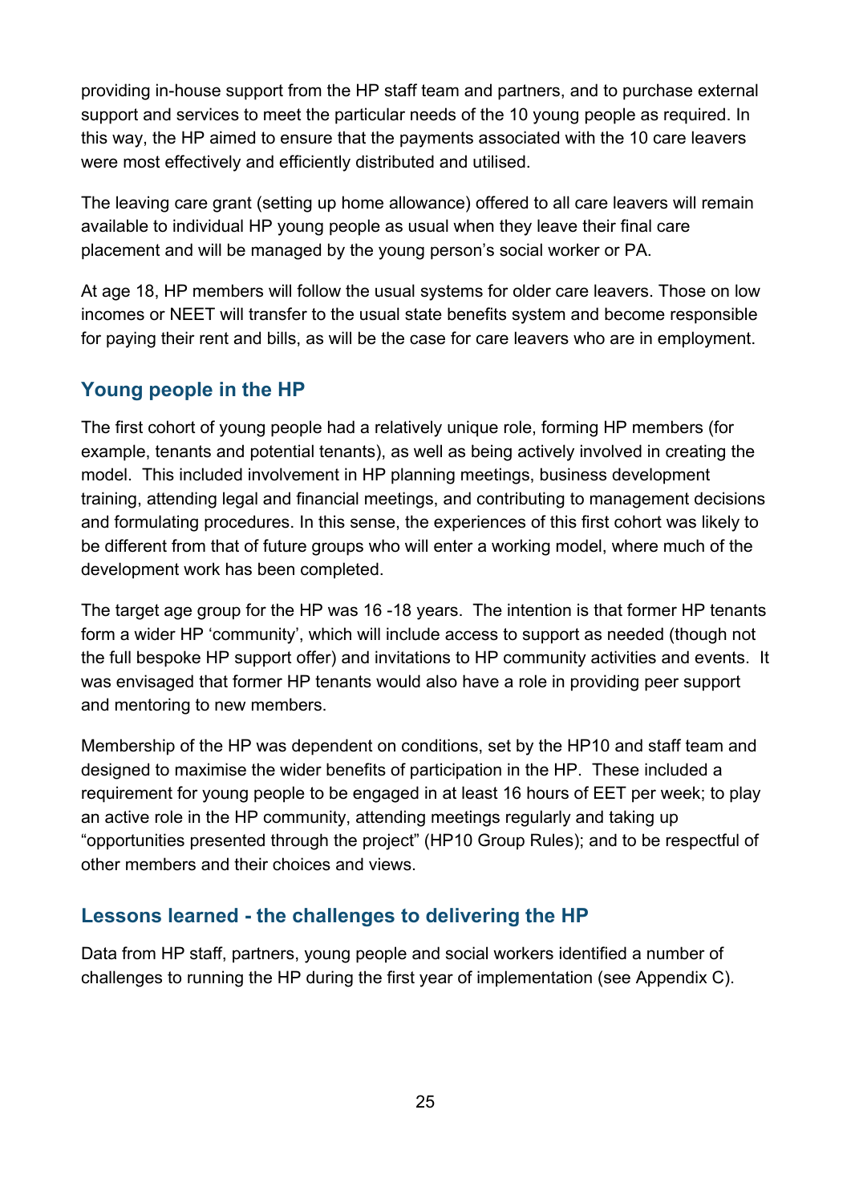providing in-house support from the HP staff team and partners, and to purchase external support and services to meet the particular needs of the 10 young people as required. In this way, the HP aimed to ensure that the payments associated with the 10 care leavers were most effectively and efficiently distributed and utilised.

The leaving care grant (setting up home allowance) offered to all care leavers will remain available to individual HP young people as usual when they leave their final care placement and will be managed by the young person's social worker or PA.

At age 18, HP members will follow the usual systems for older care leavers. Those on low incomes or NEET will transfer to the usual state benefits system and become responsible for paying their rent and bills, as will be the case for care leavers who are in employment.

## Young people in the HP

The first cohort of young people had a relatively unique role, forming HP members (for example, tenants and potential tenants), as well as being actively involved in creating the model. This included involvement in HP planning meetings, business development training, attending legal and financial meetings, and contributing to management decisions and formulating procedures. In this sense, the experiences of this first cohort was likely to be different from that of future groups who will enter a working model, where much of the development work has been completed.

The target age group for the HP was 16 -18 years. The intention is that former HP tenants form a wider HP 'community', which will include access to support as needed (though not the full bespoke HP support offer) and invitations to HP community activities and events. It was envisaged that former HP tenants would also have a role in providing peer support and mentoring to new members.

Membership of the HP was dependent on conditions, set by the HP10 and staff team and designed to maximise the wider benefits of participation in the HP. These included a requirement for young people to be engaged in at least 16 hours of EET per week; to play an active role in the HP community, attending meetings regularly and taking up "opportunities presented through the project" (HP10 Group Rules); and to be respectful of other members and their choices and views.

## Lessons learned - the challenges to delivering the HP

Data from HP staff, partners, young people and social workers identified a number of challenges to running the HP during the first year of implementation (see Appendix C).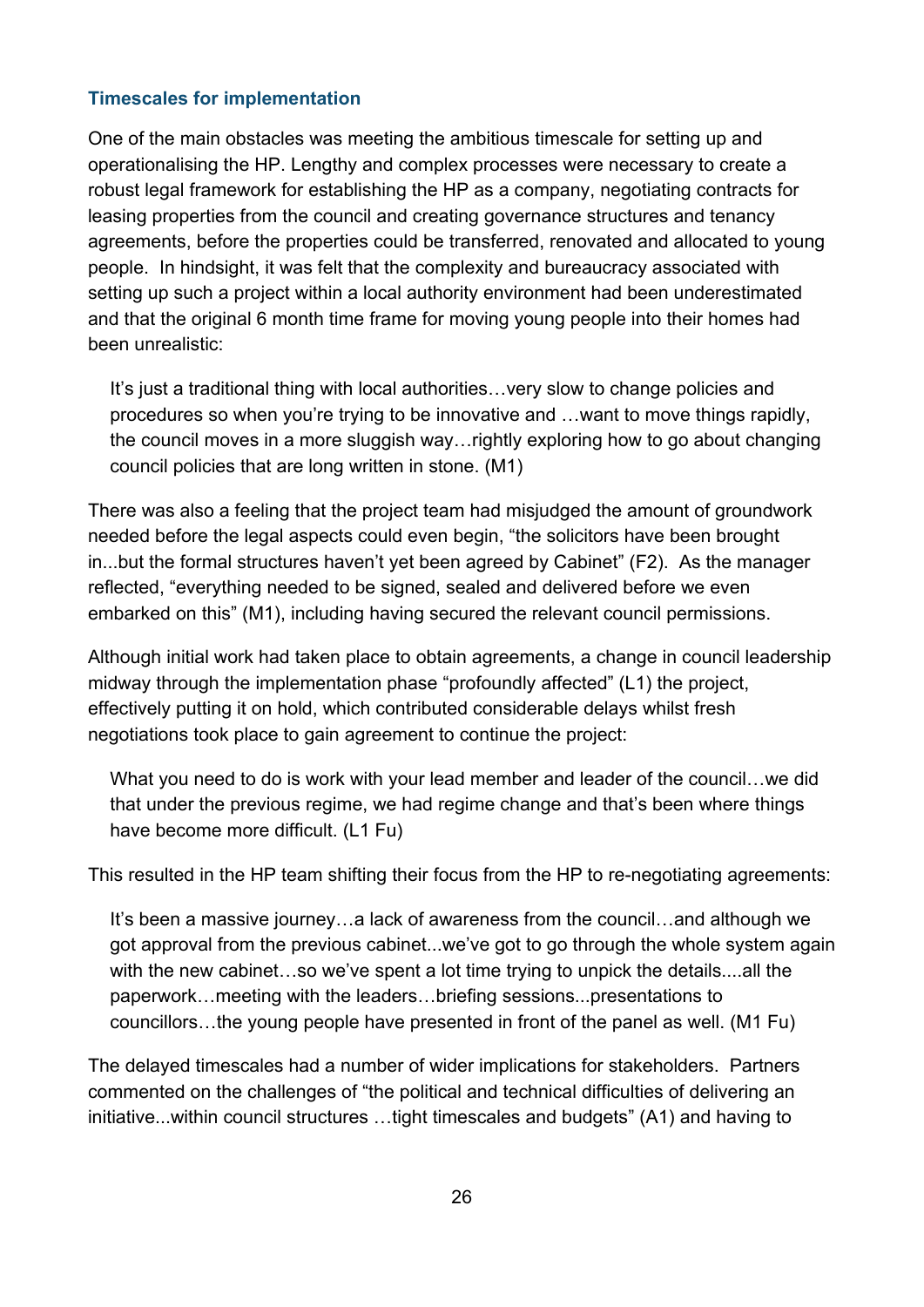### Timescales for implementation

One of the main obstacles was meeting the ambitious timescale for setting up and operationalising the HP. Lengthy and complex processes were necessary to create a robust legal framework for establishing the HP as a company, negotiating contracts for leasing properties from the council and creating governance structures and tenancy agreements, before the properties could be transferred, renovated and allocated to young people. In hindsight, it was felt that the complexity and bureaucracy associated with setting up such a project within a local authority environment had been underestimated and that the original 6 month time frame for moving young people into their homes had been unrealistic:

> It's just a traditional thing with local authorities…very slow to change policies and procedures so when you're trying to be innovative and …want to move things rapidly, the council moves in a more sluggish way…rightly exploring how to go about changing council policies that are long written in stone. (M1)

There was also a feeling that the project team had misjudged the amount of groundwork needed before the legal aspects could even begin, "the solicitors have been brought in...but the formal structures haven't yet been agreed by Cabinet" (F2). As the manager reflected, "everything needed to be signed, sealed and delivered before we even embarked on this" (M1), including having secured the relevant council permissions.

Although initial work had taken place to obtain agreements, a change in council leadership midway through the implementation phase "profoundly affected" (L1) the project, effectively putting it on hold, which contributed considerable delays whilst fresh negotiations took place to gain agreement to continue the project:

> What you need to do is work with your lead member and leader of the council…we did that under the previous regime, we had regime change and that's been where things have become more difficult. (L1 Fu)

This resulted in the HP team shifting their focus from the HP to re-negotiating agreements:

> It's been a massive journey…a lack of awareness from the council…and although we got approval from the previous cabinet...we've got to go through the whole system again with the new cabinet…so we've spent a lot time trying to unpick the details....all the paperwork…meeting with the leaders…briefing sessions...presentations to councillors…the young people have presented in front of the panel as well. (M1 Fu)

The delayed timescales had a number of wider implications for stakeholders. Partners commented on the challenges of "the political and technical difficulties of delivering an initiative...within council structures …tight timescales and budgets" (A1) and having to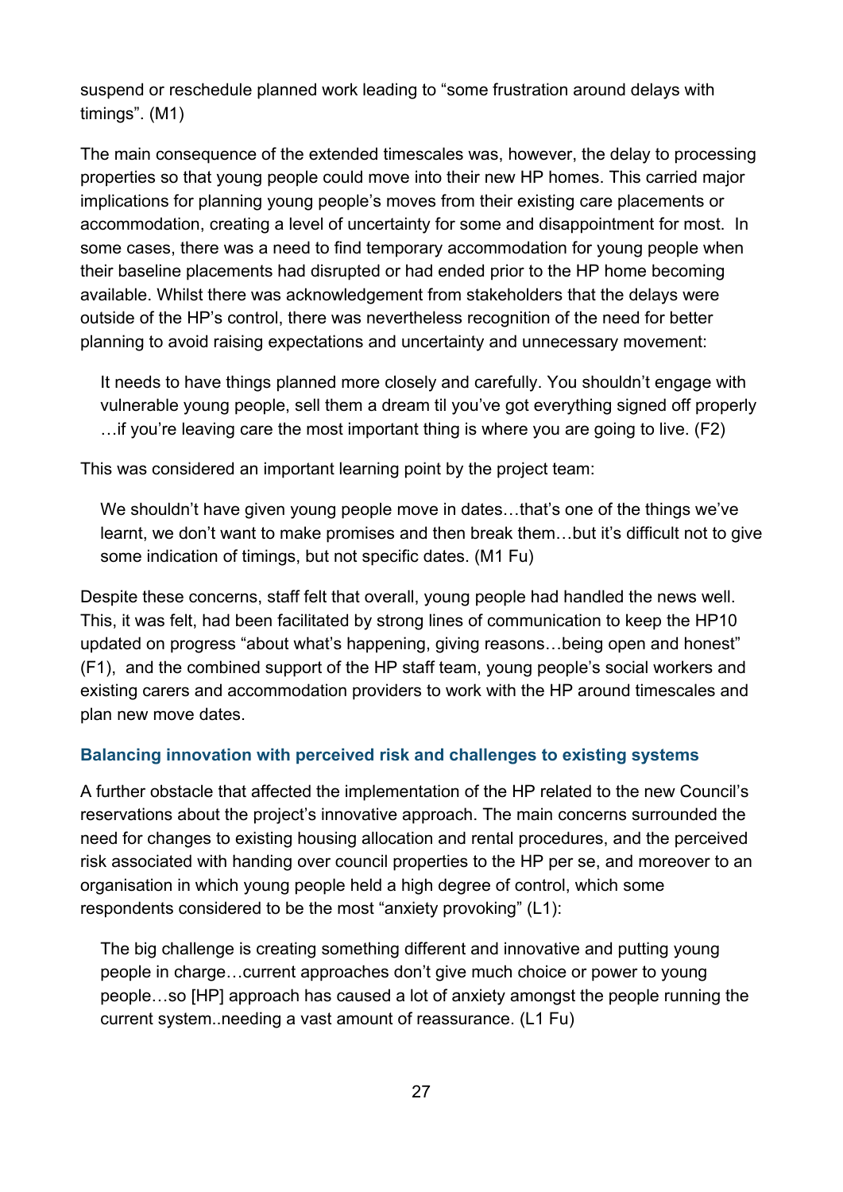suspend or reschedule planned work leading to "some frustration around delays with timings". (M1)

The main consequence of the extended timescales was, however, the delay to processing properties so that young people could move into their new HP homes. This carried major implications for planning young people's moves from their existing care placements or accommodation, creating a level of uncertainty for some and disappointment for most. In some cases, there was a need to find temporary accommodation for young people when their baseline placements had disrupted or had ended prior to the HP home becoming available. Whilst there was acknowledgement from stakeholders that the delays were outside of the HP's control, there was nevertheless recognition of the need for better planning to avoid raising expectations and uncertainty and unnecessary movement:

> It needs to have things planned more closely and carefully. You shouldn't engage with vulnerable young people, sell them a dream til you've got everything signed off properly …if you're leaving care the most important thing is where you are going to live. (F2)

This was considered an important learning point by the project team:

> We shouldn't have given young people move in dates…that's one of the things we've learnt, we don't want to make promises and then break them…but it's difficult not to give some indication of timings, but not specific dates. (M1 Fu)

Despite these concerns, staff felt that overall, young people had handled the news well. This, it was felt, had been facilitated by strong lines of communication to keep the HP10 updated on progress "about what's happening, giving reasons…being open and honest" (F1), and the combined support of the HP staff team, young people's social workers and existing carers and accommodation providers to work with the HP around timescales and plan new move dates.

### Balancing innovation with perceived risk and challenges to existing systems

A further obstacle that affected the implementation of the HP related to the new Council's reservations about the project's innovative approach. The main concerns surrounded the need for changes to existing housing allocation and rental procedures, and the perceived risk associated with handing over council properties to the HP per se, and moreover to an organisation in which young people held a high degree of control, which some respondents considered to be the most "anxiety provoking" (L1):

> The big challenge is creating something different and innovative and putting young people in charge…current approaches don't give much choice or power to young people…so [HP] approach has caused a lot of anxiety amongst the people running the current system..needing a vast amount of reassurance. (L1 Fu)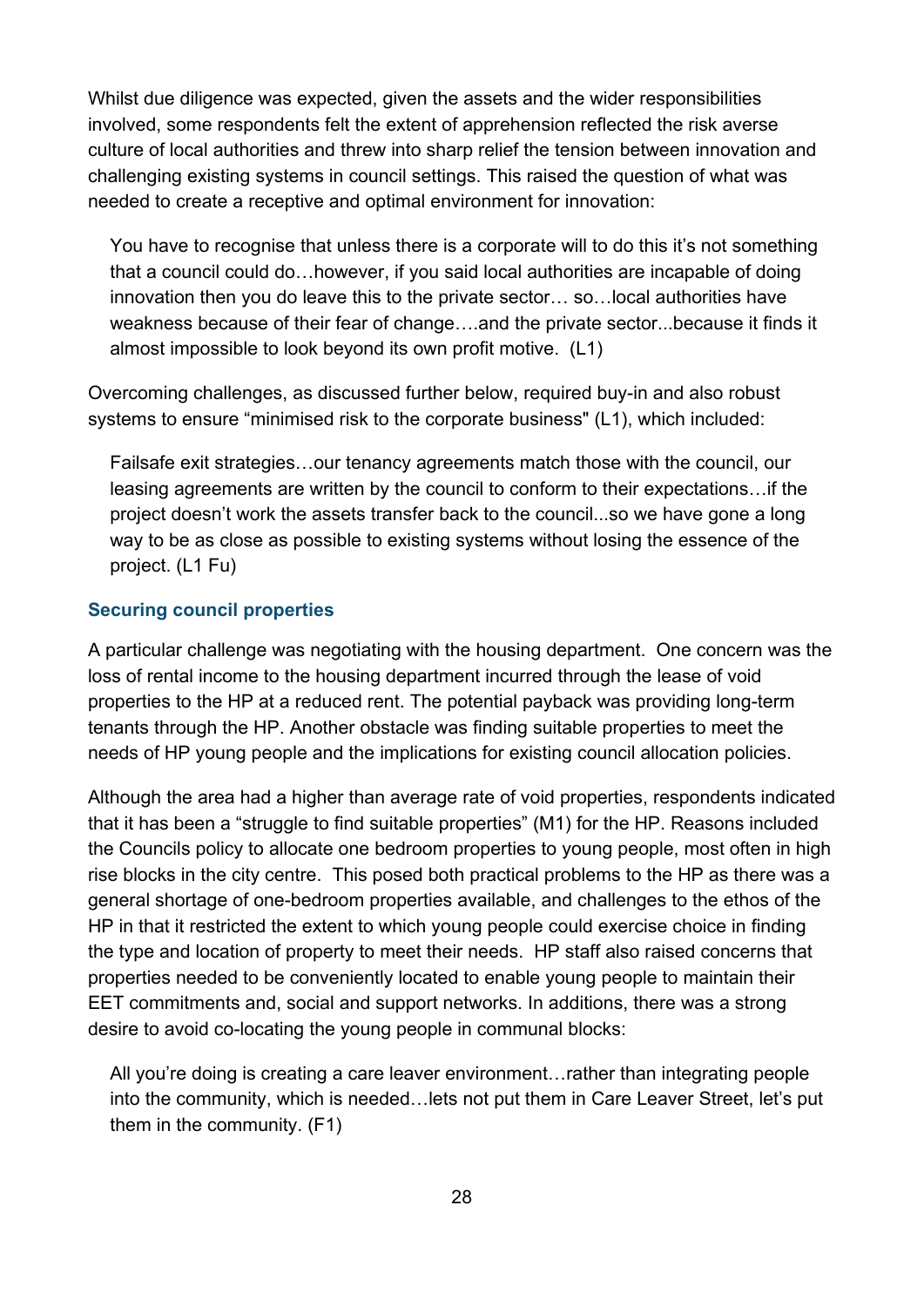Whilst due diligence was expected, given the assets and the wider responsibilities involved, some respondents felt the extent of apprehension reflected the risk averse culture of local authorities and threw into sharp relief the tension between innovation and challenging existing systems in council settings. This raised the question of what was needed to create a receptive and optimal environment for innovation:

> You have to recognise that unless there is a corporate will to do this it's not something that a council could do…however, if you said local authorities are incapable of doing innovation then you do leave this to the private sector… so…local authorities have weakness because of their fear of change….and the private sector...because it finds it almost impossible to look beyond its own profit motive. (L1)

Overcoming challenges, as discussed further below, required buy-in and also robust systems to ensure "minimised risk to the corporate business" (L1), which included:

> Failsafe exit strategies…our tenancy agreements match those with the council, our leasing agreements are written by the council to conform to their expectations…if the project doesn't work the assets transfer back to the council...so we have gone a long way to be as close as possible to existing systems without losing the essence of the project. (L1 Fu)

### Securing council properties

A particular challenge was negotiating with the housing department. One concern was the loss of rental income to the housing department incurred through the lease of void properties to the HP at a reduced rent. The potential payback was providing long-term tenants through the HP. Another obstacle was finding suitable properties to meet the needs of HP young people and the implications for existing council allocation policies.

Although the area had a higher than average rate of void properties, respondents indicated that it has been a "struggle to find suitable properties" (M1) for the HP. Reasons included the Councils policy to allocate one bedroom properties to young people, most often in high rise blocks in the city centre. This posed both practical problems to the HP as there was a general shortage of one-bedroom properties available, and challenges to the ethos of the HP in that it restricted the extent to which young people could exercise choice in finding the type and location of property to meet their needs. HP staff also raised concerns that properties needed to be conveniently located to enable young people to maintain their EET commitments and, social and support networks. In additions, there was a strong desire to avoid co-locating the young people in communal blocks:

> All you're doing is creating a care leaver environment…rather than integrating people into the community, which is needed…lets not put them in Care Leaver Street, let's put them in the community. (F1)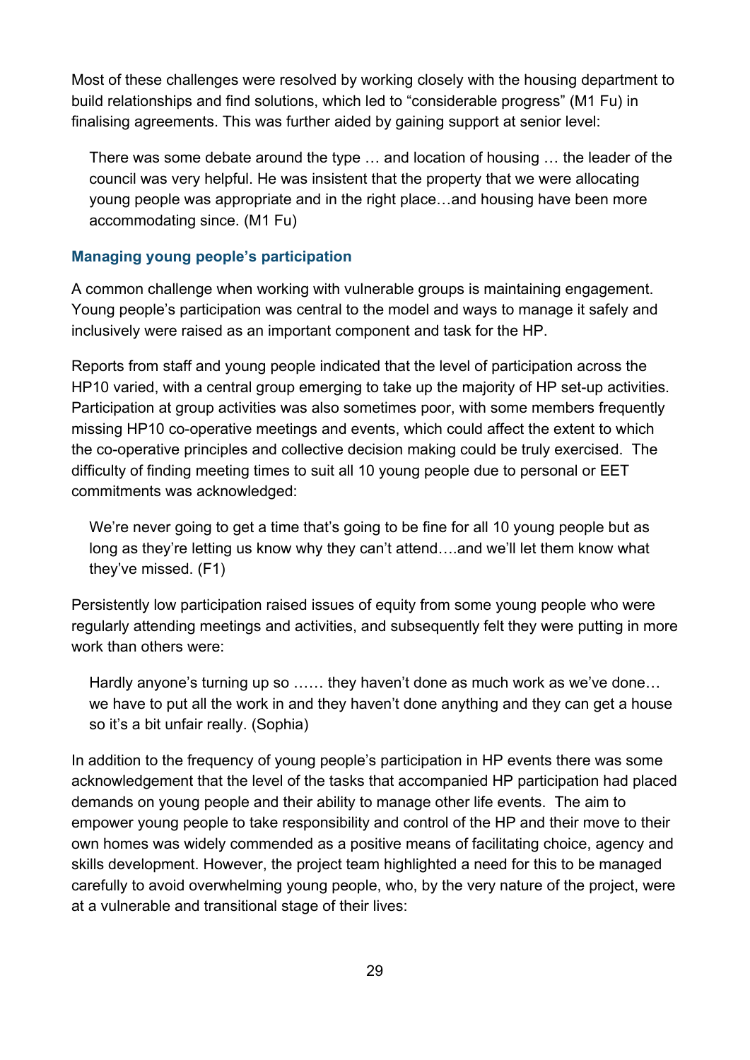Most of these challenges were resolved by working closely with the housing department to build relationships and find solutions, which led to “considerable progress” (M1 Fu) in finalising agreements. This was further aided by gaining support at senior level:

> There was some debate around the type … and location of housing … the leader of the council was very helpful. He was insistent that the property that we were allocating young people was appropriate and in the right place…and housing have been more accommodating since. (M1 Fu)

### Managing young people’s participation

A common challenge when working with vulnerable groups is maintaining engagement. Young people’s participation was central to the model and ways to manage it safely and inclusively were raised as an important component and task for the HP.

Reports from staff and young people indicated that the level of participation across the HP10 varied, with a central group emerging to take up the majority of HP set-up activities. Participation at group activities was also sometimes poor, with some members frequently missing HP10 co-operative meetings and events, which could affect the extent to which the co-operative principles and collective decision making could be truly exercised. The difficulty of finding meeting times to suit all 10 young people due to personal or EET commitments was acknowledged:

> We’re never going to get a time that’s going to be fine for all 10 young people but as long as they’re letting us know why they can’t attend….and we’ll let them know what they’ve missed. (F1)

Persistently low participation raised issues of equity from some young people who were regularly attending meetings and activities, and subsequently felt they were putting in more work than others were:

> Hardly anyone’s turning up so …… they haven’t done as much work as we’ve done… we have to put all the work in and they haven’t done anything and they can get a house so it’s a bit unfair really. (Sophia)

In addition to the frequency of young people’s participation in HP events there was some acknowledgement that the level of the tasks that accompanied HP participation had placed demands on young people and their ability to manage other life events. The aim to empower young people to take responsibility and control of the HP and their move to their own homes was widely commended as a positive means of facilitating choice, agency and skills development. However, the project team highlighted a need for this to be managed carefully to avoid overwhelming young people, who, by the very nature of the project, were at a vulnerable and transitional stage of their lives: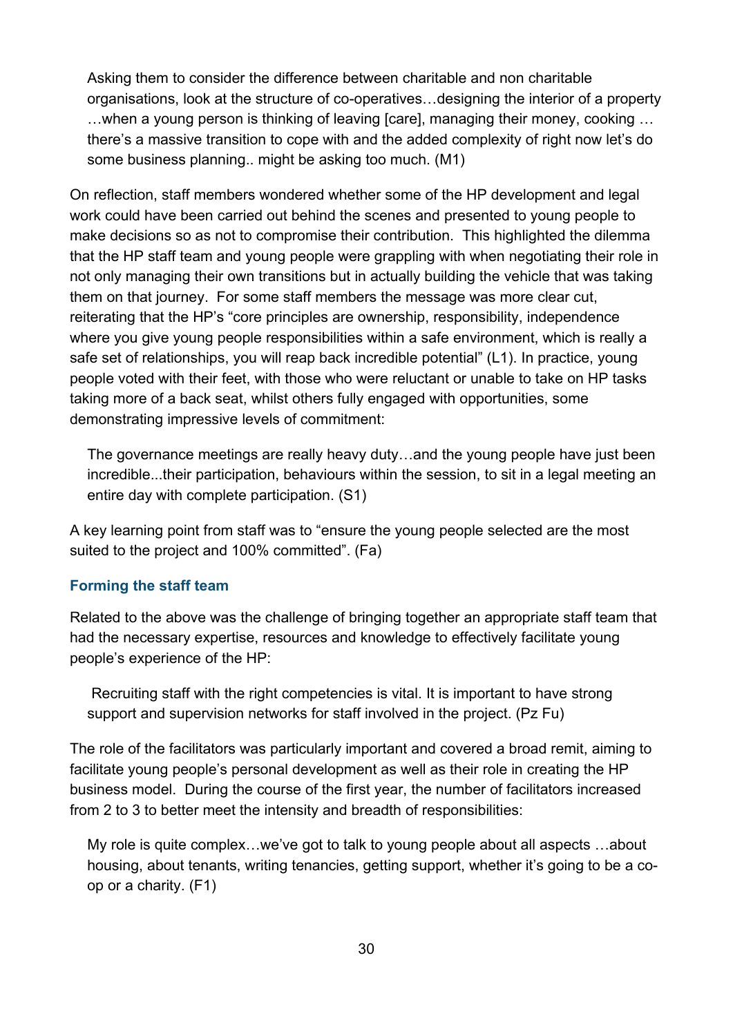> Asking them to consider the difference between charitable and non charitable organisations, look at the structure of co-operatives…designing the interior of a property …when a young person is thinking of leaving [care], managing their money, cooking … there's a massive transition to cope with and the added complexity of right now let's do some business planning.. might be asking too much. (M1)

On reflection, staff members wondered whether some of the HP development and legal work could have been carried out behind the scenes and presented to young people to make decisions so as not to compromise their contribution. This highlighted the dilemma that the HP staff team and young people were grappling with when negotiating their role in not only managing their own transitions but in actually building the vehicle that was taking them on that journey. For some staff members the message was more clear cut, reiterating that the HP's "core principles are ownership, responsibility, independence where you give young people responsibilities within a safe environment, which is really a safe set of relationships, you will reap back incredible potential" (L1). In practice, young people voted with their feet, with those who were reluctant or unable to take on HP tasks taking more of a back seat, whilst others fully engaged with opportunities, some demonstrating impressive levels of commitment:

> The governance meetings are really heavy duty…and the young people have just been incredible...their participation, behaviours within the session, to sit in a legal meeting an entire day with complete participation. (S1)

A key learning point from staff was to "ensure the young people selected are the most suited to the project and 100% committed". (Fa)

### Forming the staff team

Related to the above was the challenge of bringing together an appropriate staff team that had the necessary expertise, resources and knowledge to effectively facilitate young people's experience of the HP:

> Recruiting staff with the right competencies is vital. It is important to have strong support and supervision networks for staff involved in the project. (Pz Fu)

The role of the facilitators was particularly important and covered a broad remit, aiming to facilitate young people's personal development as well as their role in creating the HP business model. During the course of the first year, the number of facilitators increased from 2 to 3 to better meet the intensity and breadth of responsibilities:

> My role is quite complex…we've got to talk to young people about all aspects …about housing, about tenants, writing tenancies, getting support, whether it's going to be a co-op or a charity. (F1)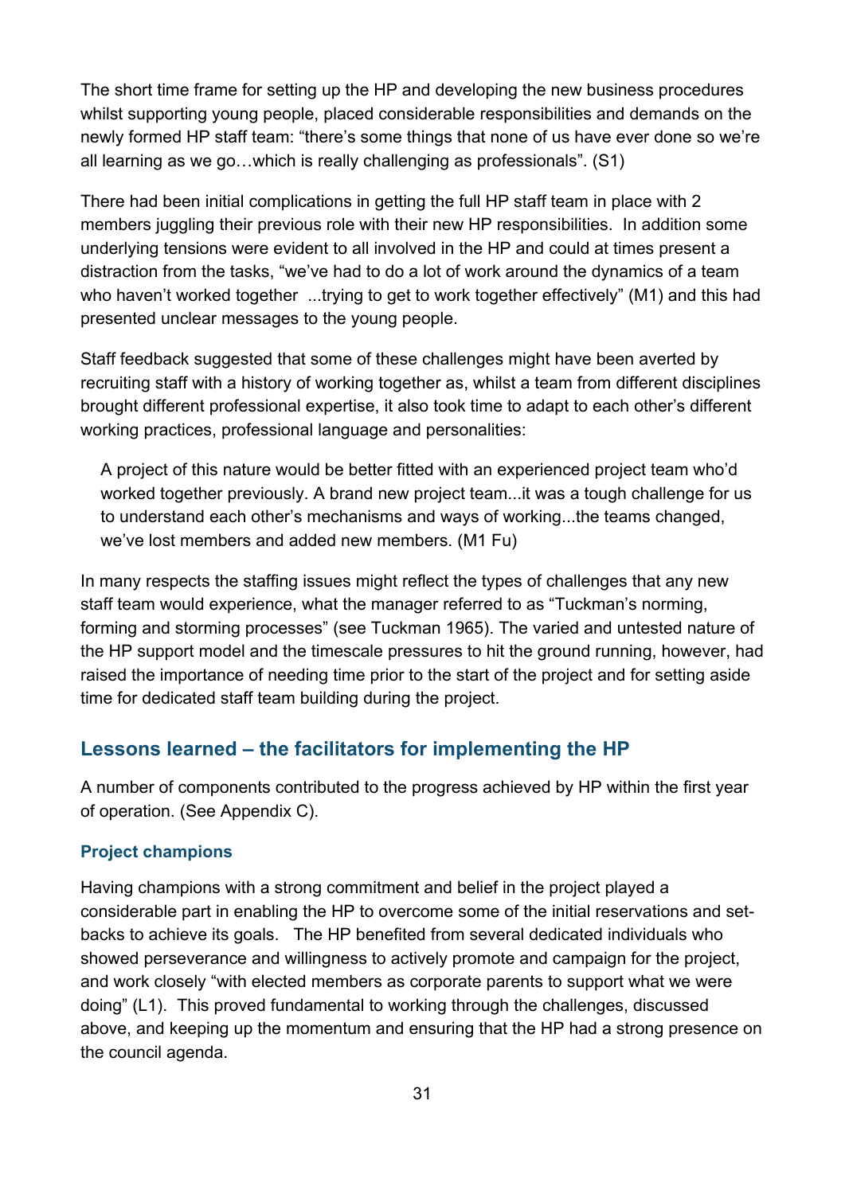The short time frame for setting up the HP and developing the new business procedures whilst supporting young people, placed considerable responsibilities and demands on the newly formed HP staff team: “there’s some things that none of us have ever done so we’re all learning as we go…which is really challenging as professionals”. (S1)

There had been initial complications in getting the full HP staff team in place with 2 members juggling their previous role with their new HP responsibilities. In addition some underlying tensions were evident to all involved in the HP and could at times present a distraction from the tasks, “we’ve had to do a lot of work around the dynamics of a team who haven’t worked together ...trying to get to work together effectively” (M1) and this had presented unclear messages to the young people.

Staff feedback suggested that some of these challenges might have been averted by recruiting staff with a history of working together as, whilst a team from different disciplines brought different professional expertise, it also took time to adapt to each other’s different working practices, professional language and personalities:

> A project of this nature would be better fitted with an experienced project team who’d worked together previously. A brand new project team...it was a tough challenge for us to understand each other’s mechanisms and ways of working...the teams changed, we’ve lost members and added new members. (M1 Fu)

In many respects the staffing issues might reflect the types of challenges that any new staff team would experience, what the manager referred to as “Tuckman’s norming, forming and storming processes” (see Tuckman 1965). The varied and untested nature of the HP support model and the timescale pressures to hit the ground running, however, had raised the importance of needing time prior to the start of the project and for setting aside time for dedicated staff team building during the project.

## Lessons learned – the facilitators for implementing the HP

A number of components contributed to the progress achieved by HP within the first year of operation. (See Appendix C).

### Project champions

Having champions with a strong commitment and belief in the project played a considerable part in enabling the HP to overcome some of the initial reservations and set-backs to achieve its goals. The HP benefited from several dedicated individuals who showed perseverance and willingness to actively promote and campaign for the project, and work closely “with elected members as corporate parents to support what we were doing” (L1). This proved fundamental to working through the challenges, discussed above, and keeping up the momentum and ensuring that the HP had a strong presence on the council agenda.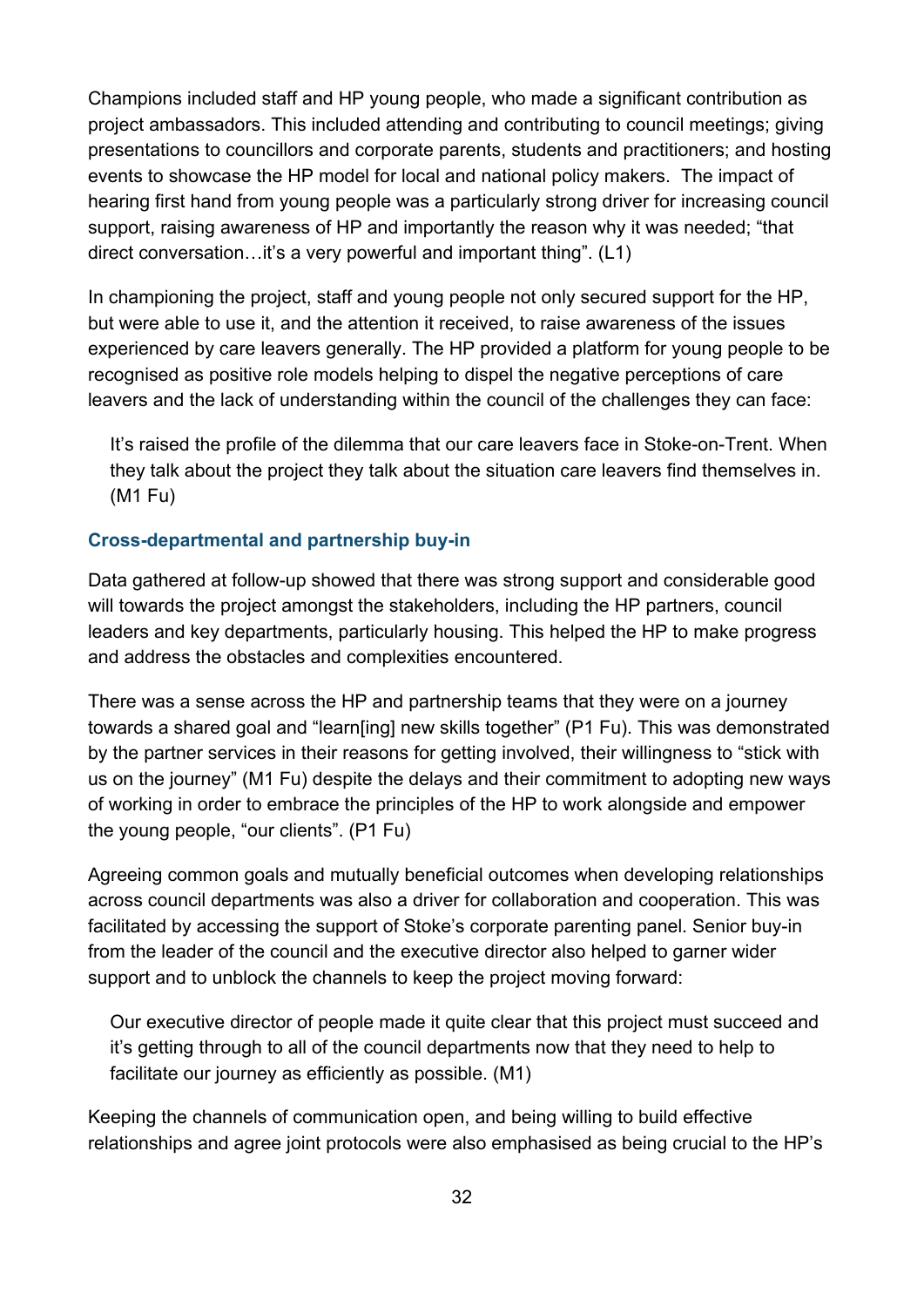Champions included staff and HP young people, who made a significant contribution as project ambassadors. This included attending and contributing to council meetings; giving presentations to councillors and corporate parents, students and practitioners; and hosting events to showcase the HP model for local and national policy makers. The impact of hearing first hand from young people was a particularly strong driver for increasing council support, raising awareness of HP and importantly the reason why it was needed; "that direct conversation…it's a very powerful and important thing". (L1)

In championing the project, staff and young people not only secured support for the HP, but were able to use it, and the attention it received, to raise awareness of the issues experienced by care leavers generally. The HP provided a platform for young people to be recognised as positive role models helping to dispel the negative perceptions of care leavers and the lack of understanding within the council of the challenges they can face:

> It's raised the profile of the dilemma that our care leavers face in Stoke-on-Trent. When they talk about the project they talk about the situation care leavers find themselves in. (M1 Fu)

#### Cross-departmental and partnership buy-in

Data gathered at follow-up showed that there was strong support and considerable good will towards the project amongst the stakeholders, including the HP partners, council leaders and key departments, particularly housing. This helped the HP to make progress and address the obstacles and complexities encountered.

There was a sense across the HP and partnership teams that they were on a journey towards a shared goal and "learn[ing] new skills together" (P1 Fu). This was demonstrated by the partner services in their reasons for getting involved, their willingness to "stick with us on the journey" (M1 Fu) despite the delays and their commitment to adopting new ways of working in order to embrace the principles of the HP to work alongside and empower the young people, "our clients". (P1 Fu)

Agreeing common goals and mutually beneficial outcomes when developing relationships across council departments was also a driver for collaboration and cooperation. This was facilitated by accessing the support of Stoke's corporate parenting panel. Senior buy-in from the leader of the council and the executive director also helped to garner wider support and to unblock the channels to keep the project moving forward:

> Our executive director of people made it quite clear that this project must succeed and it's getting through to all of the council departments now that they need to help to facilitate our journey as efficiently as possible. (M1)

Keeping the channels of communication open, and being willing to build effective relationships and agree joint protocols were also emphasised as being crucial to the HP's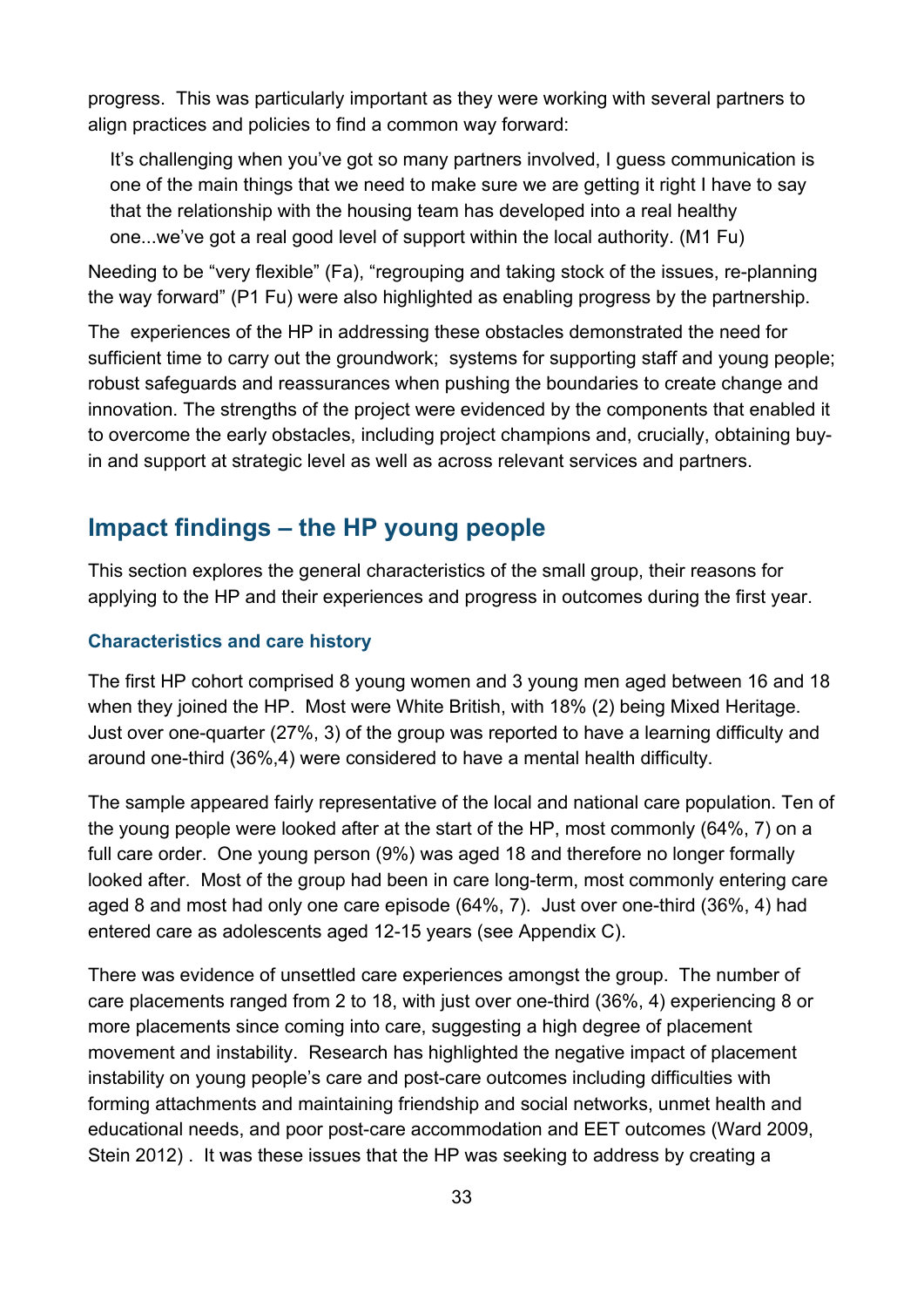progress. This was particularly important as they were working with several partners to align practices and policies to find a common way forward:

> It's challenging when you've got so many partners involved, I guess communication is one of the main things that we need to make sure we are getting it right I have to say that the relationship with the housing team has developed into a real healthy one...we've got a real good level of support within the local authority. (M1 Fu)

Needing to be "very flexible" (Fa), "regrouping and taking stock of the issues, re-planning the way forward" (P1 Fu) were also highlighted as enabling progress by the partnership.

The experiences of the HP in addressing these obstacles demonstrated the need for sufficient time to carry out the groundwork; systems for supporting staff and young people; robust safeguards and reassurances when pushing the boundaries to create change and innovation. The strengths of the project were evidenced by the components that enabled it to overcome the early obstacles, including project champions and, crucially, obtaining buy-in and support at strategic level as well as across relevant services and partners.

## Impact findings – the HP young people

This section explores the general characteristics of the small group, their reasons for applying to the HP and their experiences and progress in outcomes during the first year.

### Characteristics and care history

The first HP cohort comprised 8 young women and 3 young men aged between 16 and 18 when they joined the HP. Most were White British, with 18% (2) being Mixed Heritage. Just over one-quarter (27%, 3) of the group was reported to have a learning difficulty and around one-third (36%,4) were considered to have a mental health difficulty.

The sample appeared fairly representative of the local and national care population. Ten of the young people were looked after at the start of the HP, most commonly (64%, 7) on a full care order. One young person (9%) was aged 18 and therefore no longer formally looked after. Most of the group had been in care long-term, most commonly entering care aged 8 and most had only one care episode (64%, 7). Just over one-third (36%, 4) had entered care as adolescents aged 12-15 years (see Appendix C).

There was evidence of unsettled care experiences amongst the group. The number of care placements ranged from 2 to 18, with just over one-third (36%, 4) experiencing 8 or more placements since coming into care, suggesting a high degree of placement movement and instability. Research has highlighted the negative impact of placement instability on young people's care and post-care outcomes including difficulties with forming attachments and maintaining friendship and social networks, unmet health and educational needs, and poor post-care accommodation and EET outcomes (Ward 2009, Stein 2012) . It was these issues that the HP was seeking to address by creating a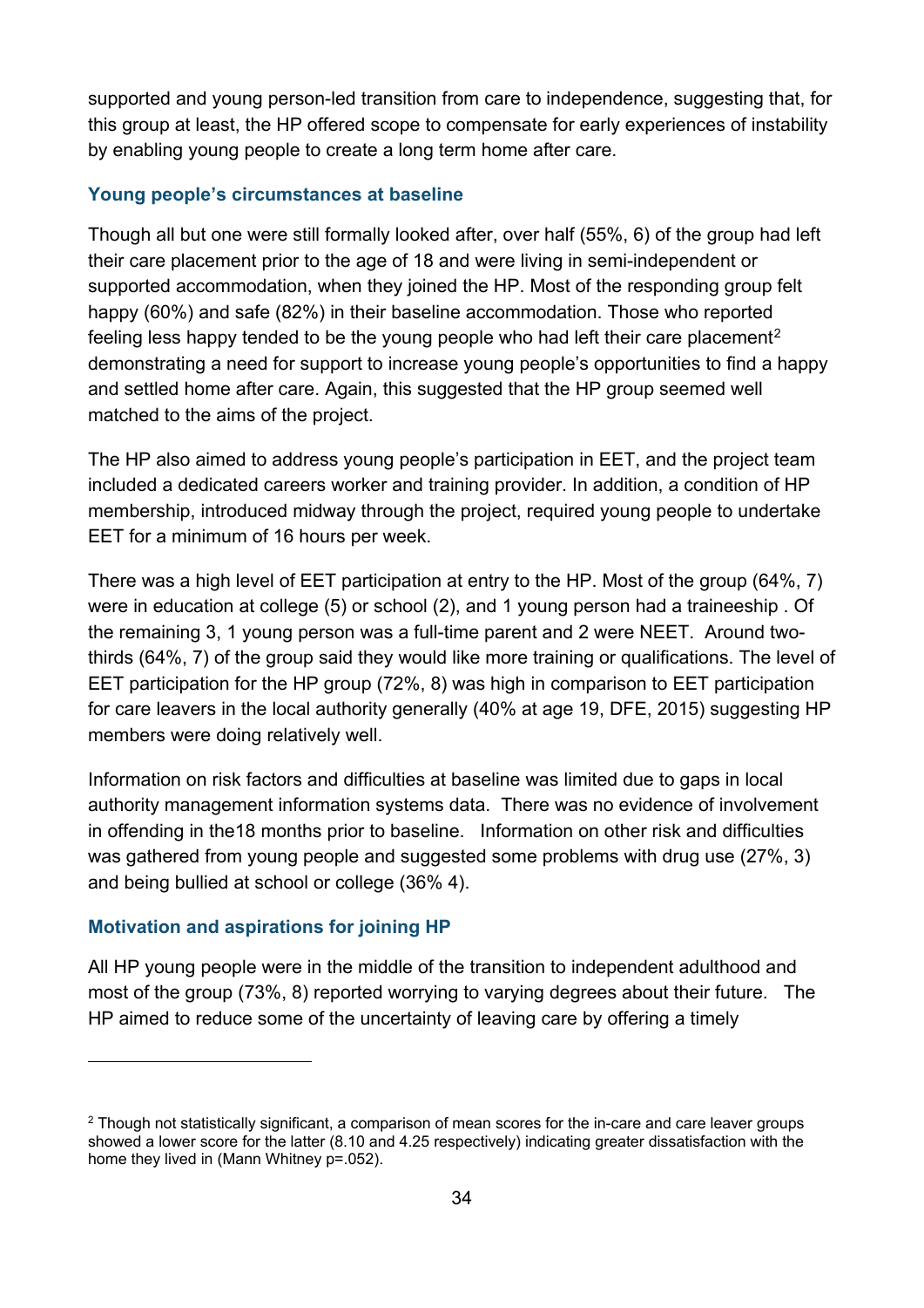supported and young person-led transition from care to independence, suggesting that, for this group at least, the HP offered scope to compensate for early experiences of instability by enabling young people to create a long term home after care.

### Young people's circumstances at baseline

Though all but one were still formally looked after, over half (55%, 6) of the group had left their care placement prior to the age of 18 and were living in semi-independent or supported accommodation, when they joined the HP. Most of the responding group felt happy (60%) and safe (82%) in their baseline accommodation. Those who reported feeling less happy tended to be the young people who had left their care placement[2] demonstrating a need for support to increase young people's opportunities to find a happy and settled home after care. Again, this suggested that the HP group seemed well matched to the aims of the project.

The HP also aimed to address young people's participation in EET, and the project team included a dedicated careers worker and training provider. In addition, a condition of HP membership, introduced midway through the project, required young people to undertake EET for a minimum of 16 hours per week.

There was a high level of EET participation at entry to the HP. Most of the group (64%, 7) were in education at college (5) or school (2), and 1 young person had a traineeship . Of the remaining 3, 1 young person was a full-time parent and 2 were NEET. Around two-thirds (64%, 7) of the group said they would like more training or qualifications. The level of EET participation for the HP group (72%, 8) was high in comparison to EET participation for care leavers in the local authority generally (40% at age 19, DFE, 2015) suggesting HP members were doing relatively well.

Information on risk factors and difficulties at baseline was limited due to gaps in local authority management information systems data. There was no evidence of involvement in offending in the18 months prior to baseline. Information on other risk and difficulties was gathered from young people and suggested some problems with drug use (27%, 3) and being bullied at school or college (36% 4).

### Motivation and aspirations for joining HP

All HP young people were in the middle of the transition to independent adulthood and most of the group (73%, 8) reported worrying to varying degrees about their future. The HP aimed to reduce some of the uncertainty of leaving care by offering a timely

---

[2] Though not statistically significant, a comparison of mean scores for the in-care and care leaver groups showed a lower score for the latter (8.10 and 4.25 respectively) indicating greater dissatisfaction with the home they lived in (Mann Whitney $p=.052$).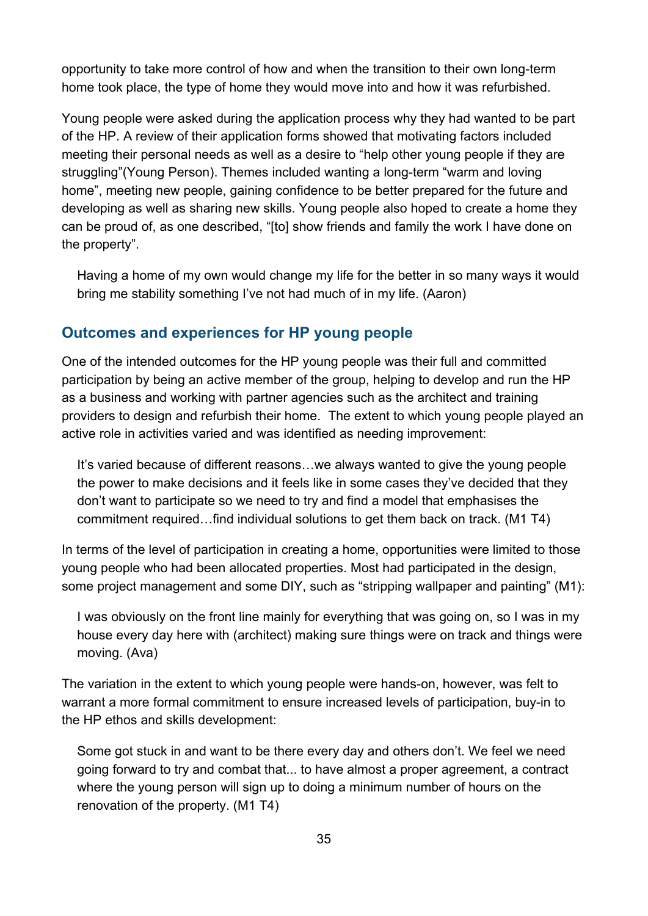opportunity to take more control of how and when the transition to their own long-term home took place, the type of home they would move into and how it was refurbished.

Young people were asked during the application process why they had wanted to be part of the HP. A review of their application forms showed that motivating factors included meeting their personal needs as well as a desire to "help other young people if they are struggling"(Young Person). Themes included wanting a long-term "warm and loving home", meeting new people, gaining confidence to be better prepared for the future and developing as well as sharing new skills. Young people also hoped to create a home they can be proud of, as one described, "[to] show friends and family the work I have done on the property".

> Having a home of my own would change my life for the better in so many ways it would bring me stability something I've not had much of in my life. (Aaron)

## Outcomes and experiences for HP young people

One of the intended outcomes for the HP young people was their full and committed participation by being an active member of the group, helping to develop and run the HP as a business and working with partner agencies such as the architect and training providers to design and refurbish their home. The extent to which young people played an active role in activities varied and was identified as needing improvement:

> It's varied because of different reasons…we always wanted to give the young people the power to make decisions and it feels like in some cases they've decided that they don't want to participate so we need to try and find a model that emphasises the commitment required…find individual solutions to get them back on track. (M1 T4)

In terms of the level of participation in creating a home, opportunities were limited to those young people who had been allocated properties. Most had participated in the design, some project management and some DIY, such as "stripping wallpaper and painting" (M1):

> I was obviously on the front line mainly for everything that was going on, so I was in my house every day here with (architect) making sure things were on track and things were moving. (Ava)

The variation in the extent to which young people were hands-on, however, was felt to warrant a more formal commitment to ensure increased levels of participation, buy-in to the HP ethos and skills development:

> Some got stuck in and want to be there every day and others don't. We feel we need going forward to try and combat that... to have almost a proper agreement, a contract where the young person will sign up to doing a minimum number of hours on the renovation of the property. (M1 T4)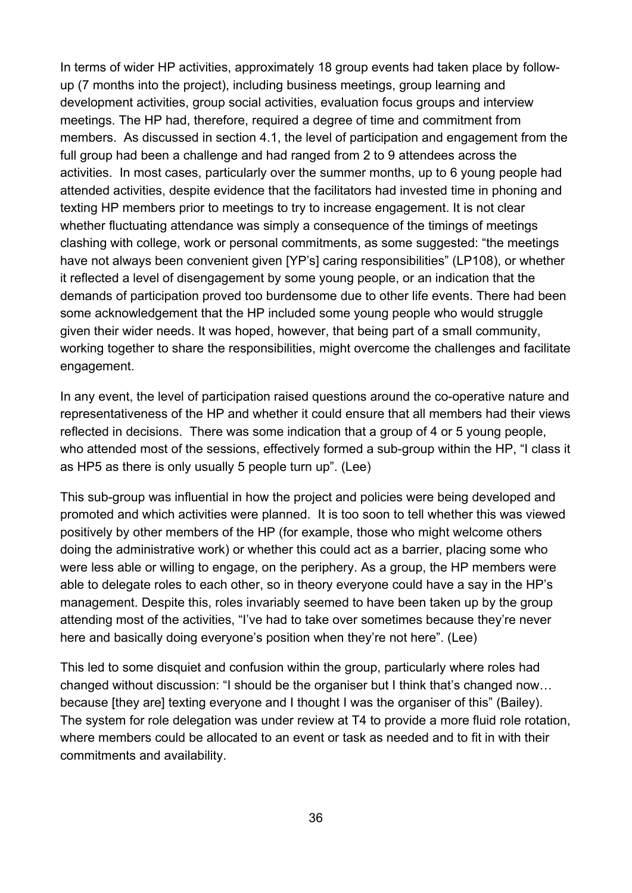In terms of wider HP activities, approximately 18 group events had taken place by follow-up (7 months into the project), including business meetings, group learning and development activities, group social activities, evaluation focus groups and interview meetings. The HP had, therefore, required a degree of time and commitment from members. As discussed in section 4.1, the level of participation and engagement from the full group had been a challenge and had ranged from 2 to 9 attendees across the activities. In most cases, particularly over the summer months, up to 6 young people had attended activities, despite evidence that the facilitators had invested time in phoning and texting HP members prior to meetings to try to increase engagement. It is not clear whether fluctuating attendance was simply a consequence of the timings of meetings clashing with college, work or personal commitments, as some suggested: "the meetings have not always been convenient given [YP's] caring responsibilities" (LP108), or whether it reflected a level of disengagement by some young people, or an indication that the demands of participation proved too burdensome due to other life events. There had been some acknowledgement that the HP included some young people who would struggle given their wider needs. It was hoped, however, that being part of a small community, working together to share the responsibilities, might overcome the challenges and facilitate engagement.

In any event, the level of participation raised questions around the co-operative nature and representativeness of the HP and whether it could ensure that all members had their views reflected in decisions. There was some indication that a group of 4 or 5 young people, who attended most of the sessions, effectively formed a sub-group within the HP, "I class it as HP5 as there is only usually 5 people turn up". (Lee)

This sub-group was influential in how the project and policies were being developed and promoted and which activities were planned. It is too soon to tell whether this was viewed positively by other members of the HP (for example, those who might welcome others doing the administrative work) or whether this could act as a barrier, placing some who were less able or willing to engage, on the periphery. As a group, the HP members were able to delegate roles to each other, so in theory everyone could have a say in the HP's management. Despite this, roles invariably seemed to have been taken up by the group attending most of the activities, "I've had to take over sometimes because they're never here and basically doing everyone's position when they're not here". (Lee)

This led to some disquiet and confusion within the group, particularly where roles had changed without discussion: "I should be the organiser but I think that's changed now… because [they are] texting everyone and I thought I was the organiser of this" (Bailey). The system for role delegation was under review at T4 to provide a more fluid role rotation, where members could be allocated to an event or task as needed and to fit in with their commitments and availability.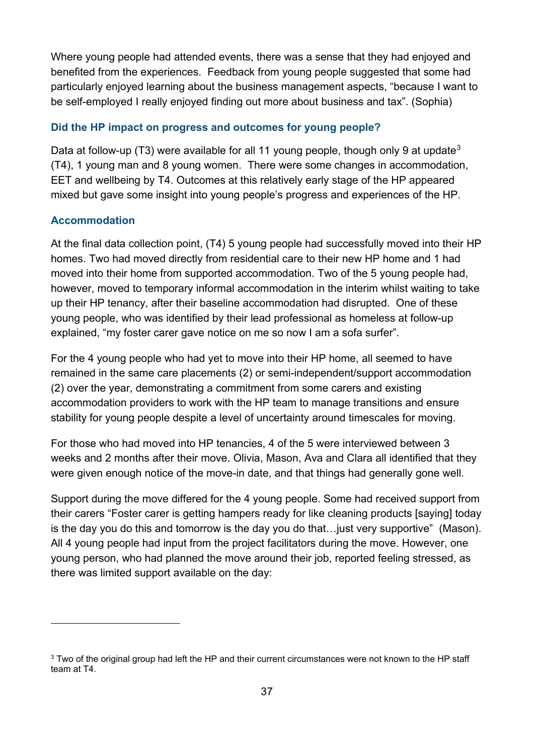Where young people had attended events, there was a sense that they had enjoyed and benefited from the experiences. Feedback from young people suggested that some had particularly enjoyed learning about the business management aspects, “because I want to be self-employed I really enjoyed finding out more about business and tax”. (Sophia)

### Did the HP impact on progress and outcomes for young people?

Data at follow-up (T3) were available for all 11 young people, though only 9 at update[3] (T4), 1 young man and 8 young women. There were some changes in accommodation, EET and wellbeing by T4. Outcomes at this relatively early stage of the HP appeared mixed but gave some insight into young people’s progress and experiences of the HP.

### Accommodation

At the final data collection point, (T4) 5 young people had successfully moved into their HP homes. Two had moved directly from residential care to their new HP home and 1 had moved into their home from supported accommodation. Two of the 5 young people had, however, moved to temporary informal accommodation in the interim whilst waiting to take up their HP tenancy, after their baseline accommodation had disrupted. One of these young people, who was identified by their lead professional as homeless at follow-up explained, “my foster carer gave notice on me so now I am a sofa surfer”.

For the 4 young people who had yet to move into their HP home, all seemed to have remained in the same care placements (2) or semi-independent/support accommodation (2) over the year, demonstrating a commitment from some carers and existing accommodation providers to work with the HP team to manage transitions and ensure stability for young people despite a level of uncertainty around timescales for moving.

For those who had moved into HP tenancies, 4 of the 5 were interviewed between 3 weeks and 2 months after their move. Olivia, Mason, Ava and Clara all identified that they were given enough notice of the move-in date, and that things had generally gone well.

Support during the move differed for the 4 young people. Some had received support from their carers “Foster carer is getting hampers ready for like cleaning products [saying] today is the day you do this and tomorrow is the day you do that…just very supportive” (Mason). All 4 young people had input from the project facilitators during the move. However, one young person, who had planned the move around their job, reported feeling stressed, as there was limited support available on the day:

---

[3] Two of the original group had left the HP and their current circumstances were not known to the HP staff team at T4.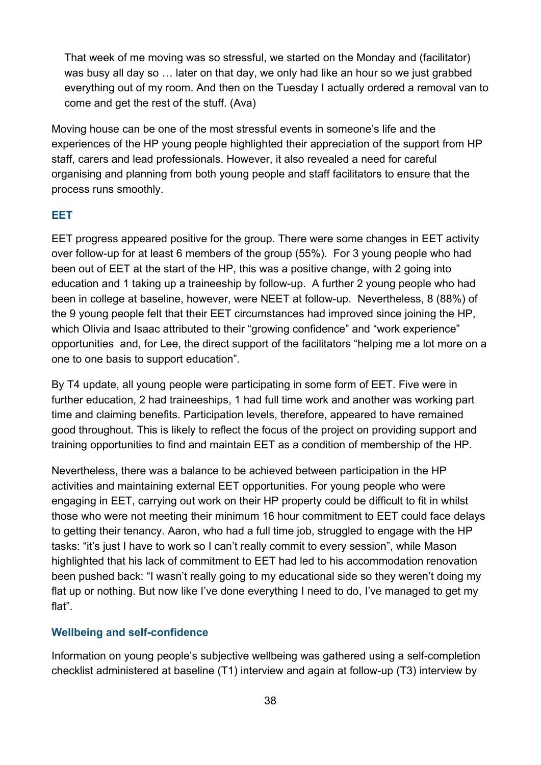> That week of me moving was so stressful, we started on the Monday and (facilitator) was busy all day so … later on that day, we only had like an hour so we just grabbed everything out of my room. And then on the Tuesday I actually ordered a removal van to come and get the rest of the stuff. (Ava)

Moving house can be one of the most stressful events in someone's life and the experiences of the HP young people highlighted their appreciation of the support from HP staff, carers and lead professionals. However, it also revealed a need for careful organising and planning from both young people and staff facilitators to ensure that the process runs smoothly.

### EET

EET progress appeared positive for the group. There were some changes in EET activity over follow-up for at least 6 members of the group (55%). For 3 young people who had been out of EET at the start of the HP, this was a positive change, with 2 going into education and 1 taking up a traineeship by follow-up. A further 2 young people who had been in college at baseline, however, were NEET at follow-up. Nevertheless, 8 (88%) of the 9 young people felt that their EET circumstances had improved since joining the HP, which Olivia and Isaac attributed to their "growing confidence" and "work experience" opportunities and, for Lee, the direct support of the facilitators "helping me a lot more on a one to one basis to support education".

By T4 update, all young people were participating in some form of EET. Five were in further education, 2 had traineeships, 1 had full time work and another was working part time and claiming benefits. Participation levels, therefore, appeared to have remained good throughout. This is likely to reflect the focus of the project on providing support and training opportunities to find and maintain EET as a condition of membership of the HP.

Nevertheless, there was a balance to be achieved between participation in the HP activities and maintaining external EET opportunities. For young people who were engaging in EET, carrying out work on their HP property could be difficult to fit in whilst those who were not meeting their minimum 16 hour commitment to EET could face delays to getting their tenancy. Aaron, who had a full time job, struggled to engage with the HP tasks: "it's just I have to work so I can't really commit to every session", while Mason highlighted that his lack of commitment to EET had led to his accommodation renovation been pushed back: "I wasn't really going to my educational side so they weren't doing my flat up or nothing. But now like I've done everything I need to do, I've managed to get my flat".

### Wellbeing and self-confidence

Information on young people's subjective wellbeing was gathered using a self-completion checklist administered at baseline (T1) interview and again at follow-up (T3) interview by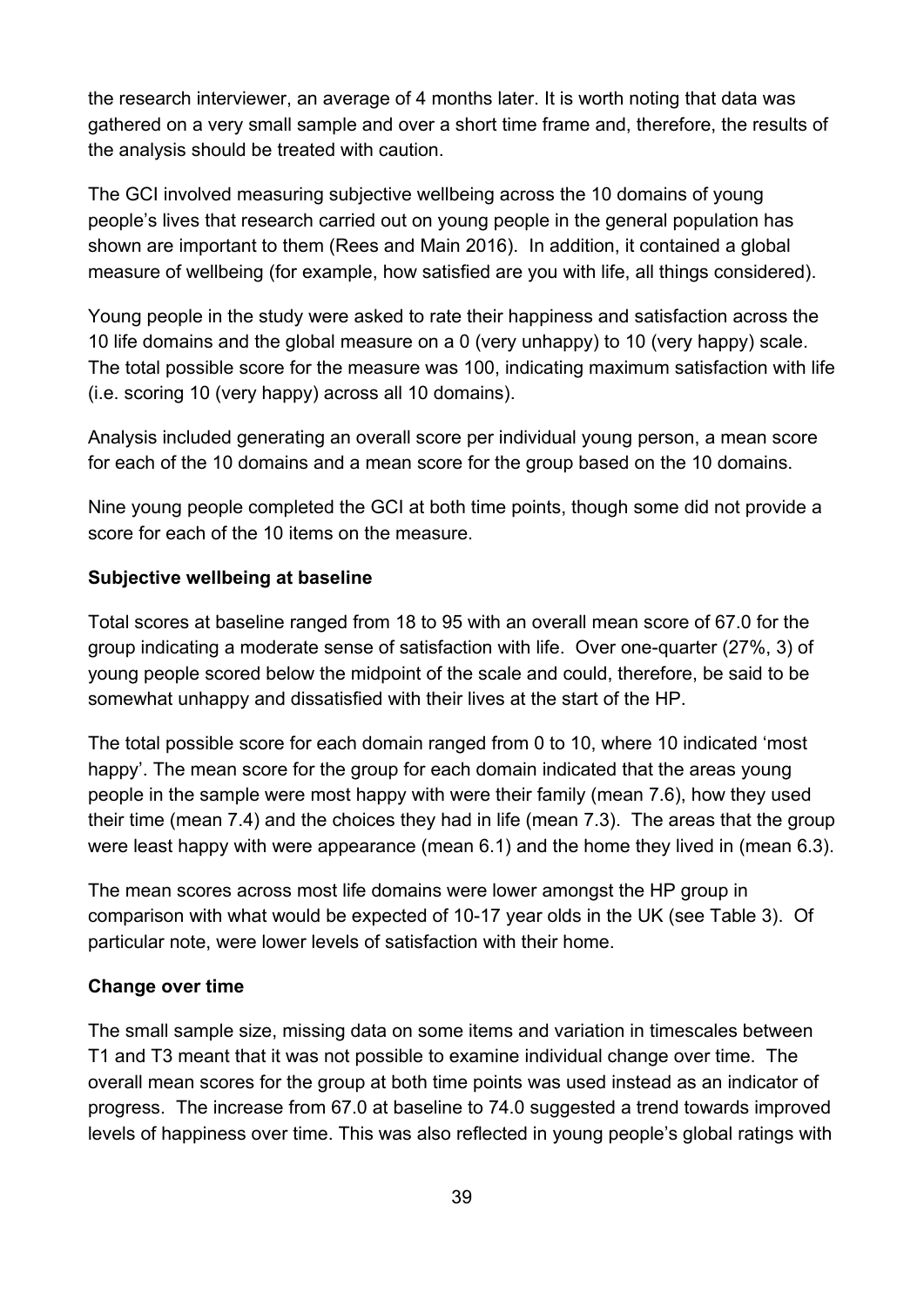the research interviewer, an average of 4 months later. It is worth noting that data was gathered on a very small sample and over a short time frame and, therefore, the results of the analysis should be treated with caution.

The GCI involved measuring subjective wellbeing across the 10 domains of young people's lives that research carried out on young people in the general population has shown are important to them (Rees and Main 2016). In addition, it contained a global measure of wellbeing (for example, how satisfied are you with life, all things considered).

Young people in the study were asked to rate their happiness and satisfaction across the 10 life domains and the global measure on a 0 (very unhappy) to 10 (very happy) scale. The total possible score for the measure was 100, indicating maximum satisfaction with life (i.e. scoring 10 (very happy) across all 10 domains).

Analysis included generating an overall score per individual young person, a mean score for each of the 10 domains and a mean score for the group based on the 10 domains.

Nine young people completed the GCI at both time points, though some did not provide a score for each of the 10 items on the measure.

**Subjective wellbeing at baseline**

Total scores at baseline ranged from 18 to 95 with an overall mean score of 67.0 for the group indicating a moderate sense of satisfaction with life. Over one-quarter (27%, 3) of young people scored below the midpoint of the scale and could, therefore, be said to be somewhat unhappy and dissatisfied with their lives at the start of the HP.

The total possible score for each domain ranged from 0 to 10, where 10 indicated 'most happy'. The mean score for the group for each domain indicated that the areas young people in the sample were most happy with were their family (mean 7.6), how they used their time (mean 7.4) and the choices they had in life (mean 7.3). The areas that the group were least happy with were appearance (mean 6.1) and the home they lived in (mean 6.3).

The mean scores across most life domains were lower amongst the HP group in comparison with what would be expected of 10-17 year olds in the UK (see Table 3). Of particular note, were lower levels of satisfaction with their home.

**Change over time**

The small sample size, missing data on some items and variation in timescales between T1 and T3 meant that it was not possible to examine individual change over time. The overall mean scores for the group at both time points was used instead as an indicator of progress. The increase from 67.0 at baseline to 74.0 suggested a trend towards improved levels of happiness over time. This was also reflected in young people's global ratings with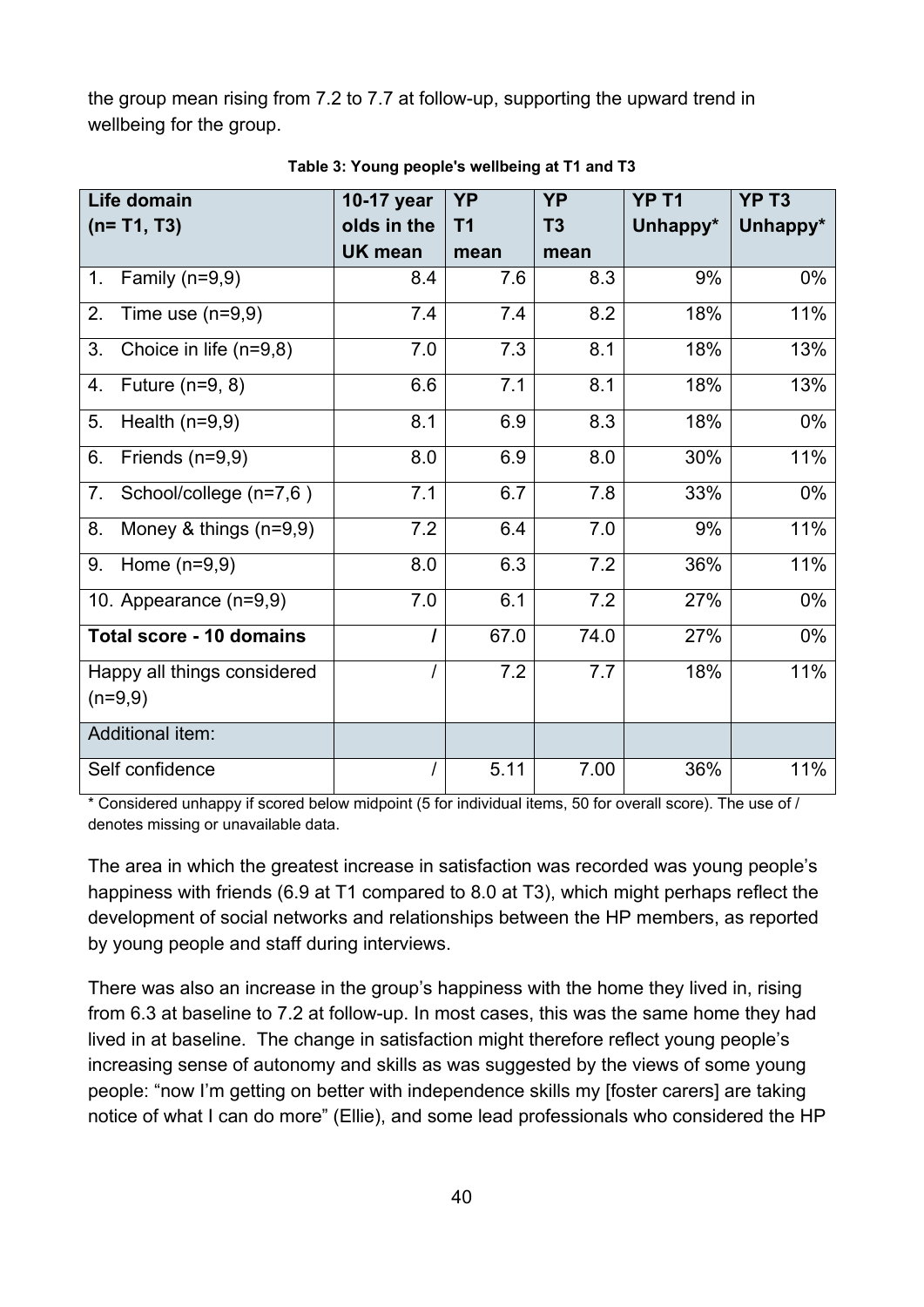the group mean rising from 7.2 to 7.7 at follow-up, supporting the upward trend in wellbeing for the group.

**Table 3: Young people's wellbeing at T1 and T3**

| Life domain (n= T1, T3) | 10-17 year olds in the UK mean | YP T1 mean | YP T3 mean | YP T1 Unhappy* | YP T3 Unhappy* |
|---|---|---|---|---|---|
| 1. Family (n=9,9) | 8.4 | 7.6 | 8.3 | 9% | 0% |
| 2. Time use (n=9,9) | 7.4 | 7.4 | 8.2 | 18% | 11% |
| 3. Choice in life (n=9,8) | 7.0 | 7.3 | 8.1 | 18% | 13% |
| 4. Future (n=9, 8) | 6.6 | 7.1 | 8.1 | 18% | 13% |
| 5. Health (n=9,9) | 8.1 | 6.9 | 8.3 | 18% | 0% |
| 6. Friends (n=9,9) | 8.0 | 6.9 | 8.0 | 30% | 11% |
| 7. School/college (n=7,6 ) | 7.1 | 6.7 | 7.8 | 33% | 0% |
| 8. Money & things (n=9,9) | 7.2 | 6.4 | 7.0 | 9% | 11% |
| 9. Home (n=9,9) | 8.0 | 6.3 | 7.2 | 36% | 11% |
| 10. Appearance (n=9,9) | 7.0 | 6.1 | 7.2 | 27% | 0% |
| **Total score - 10 domains** | **/** | 67.0 | 74.0 | 27% | 0% |
| Happy all things considered (n=9,9) | / | 7.2 | 7.7 | 18% | 11% |
| Additional item: | | | | | |
| Self confidence | / | 5.11 | 7.00 | 36% | 11% |

\* Considered unhappy if scored below midpoint (5 for individual items, 50 for overall score). The use of / denotes missing or unavailable data.

The area in which the greatest increase in satisfaction was recorded was young people's happiness with friends (6.9 at T1 compared to 8.0 at T3), which might perhaps reflect the development of social networks and relationships between the HP members, as reported by young people and staff during interviews.

There was also an increase in the group's happiness with the home they lived in, rising from 6.3 at baseline to 7.2 at follow-up. In most cases, this was the same home they had lived in at baseline. The change in satisfaction might therefore reflect young people's increasing sense of autonomy and skills as was suggested by the views of some young people: "now I'm getting on better with independence skills my [foster carers] are taking notice of what I can do more" (Ellie), and some lead professionals who considered the HP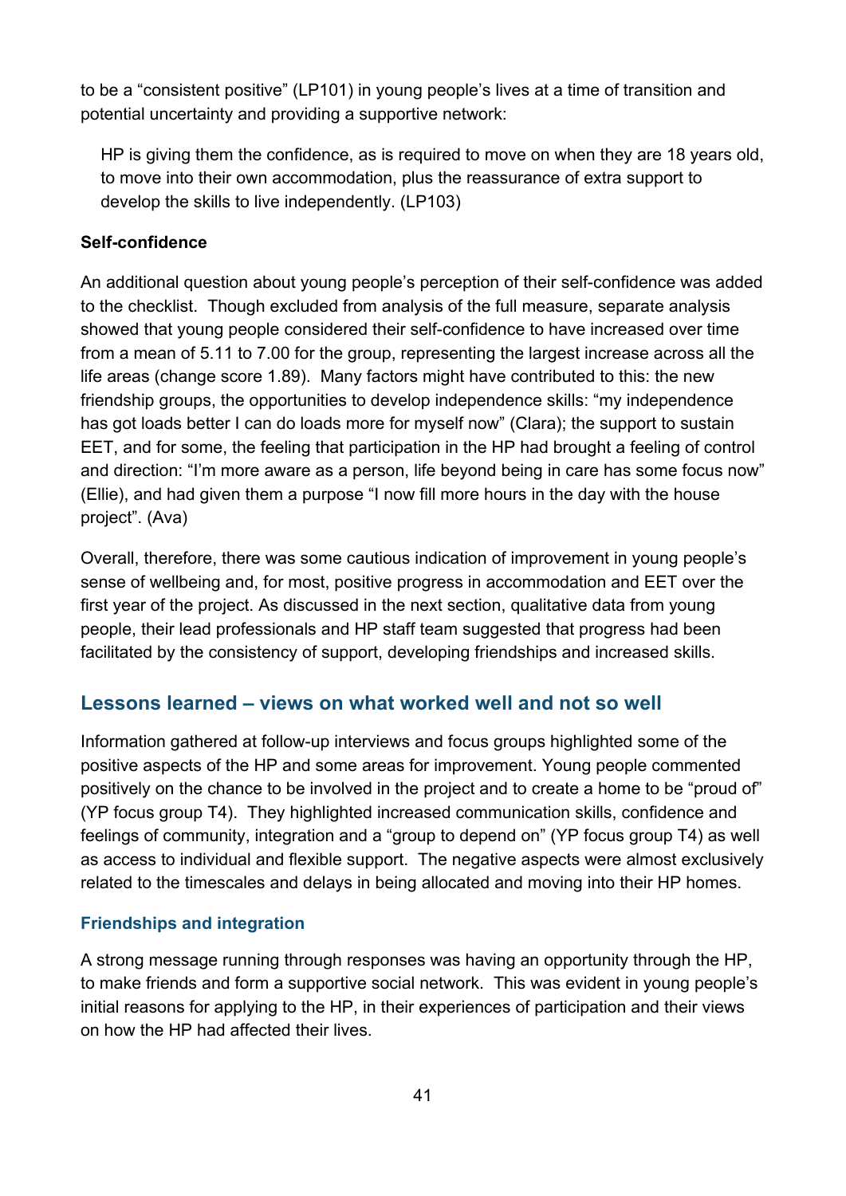to be a "consistent positive" (LP101) in young people's lives at a time of transition and potential uncertainty and providing a supportive network:

> HP is giving them the confidence, as is required to move on when they are 18 years old, to move into their own accommodation, plus the reassurance of extra support to develop the skills to live independently. (LP103)

**Self-confidence**

An additional question about young people's perception of their self-confidence was added to the checklist. Though excluded from analysis of the full measure, separate analysis showed that young people considered their self-confidence to have increased over time from a mean of 5.11 to 7.00 for the group, representing the largest increase across all the life areas (change score 1.89). Many factors might have contributed to this: the new friendship groups, the opportunities to develop independence skills: "my independence has got loads better I can do loads more for myself now" (Clara); the support to sustain EET, and for some, the feeling that participation in the HP had brought a feeling of control and direction: "I'm more aware as a person, life beyond being in care has some focus now" (Ellie), and had given them a purpose "I now fill more hours in the day with the house project". (Ava)

Overall, therefore, there was some cautious indication of improvement in young people's sense of wellbeing and, for most, positive progress in accommodation and EET over the first year of the project. As discussed in the next section, qualitative data from young people, their lead professionals and HP staff team suggested that progress had been facilitated by the consistency of support, developing friendships and increased skills.

## Lessons learned – views on what worked well and not so well

Information gathered at follow-up interviews and focus groups highlighted some of the positive aspects of the HP and some areas for improvement. Young people commented positively on the chance to be involved in the project and to create a home to be "proud of" (YP focus group T4). They highlighted increased communication skills, confidence and feelings of community, integration and a "group to depend on" (YP focus group T4) as well as access to individual and flexible support. The negative aspects were almost exclusively related to the timescales and delays in being allocated and moving into their HP homes.

### Friendships and integration

A strong message running through responses was having an opportunity through the HP, to make friends and form a supportive social network. This was evident in young people's initial reasons for applying to the HP, in their experiences of participation and their views on how the HP had affected their lives.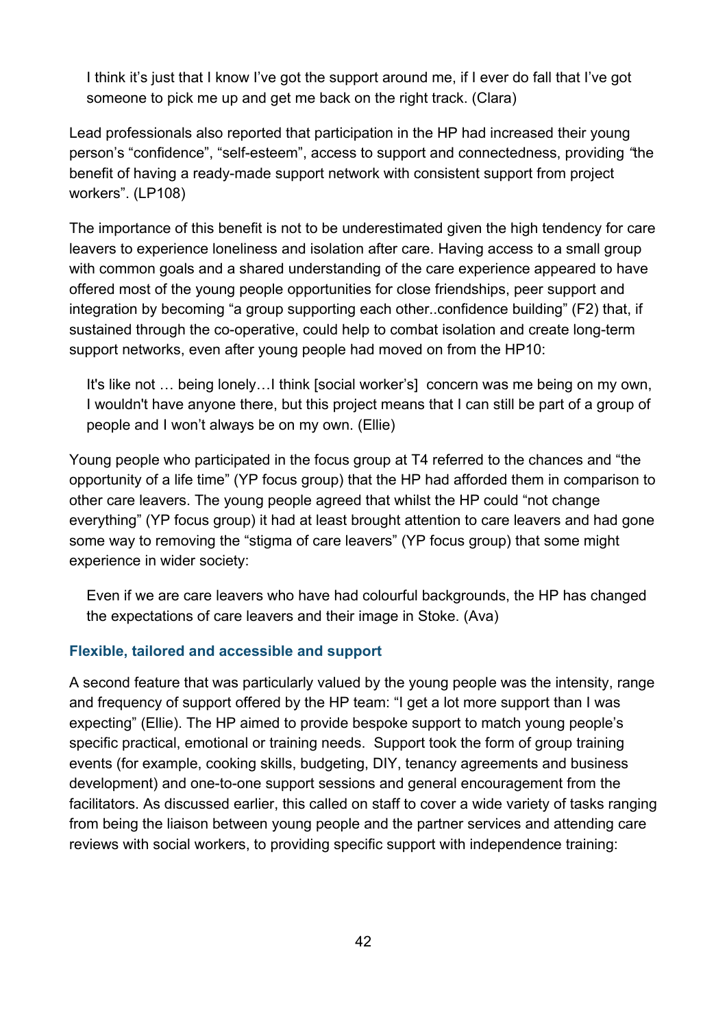> I think it's just that I know I've got the support around me, if I ever do fall that I've got someone to pick me up and get me back on the right track. (Clara)

Lead professionals also reported that participation in the HP had increased their young person's "confidence", "self-esteem", access to support and connectedness, providing "the benefit of having a ready-made support network with consistent support from project workers". (LP108)

The importance of this benefit is not to be underestimated given the high tendency for care leavers to experience loneliness and isolation after care. Having access to a small group with common goals and a shared understanding of the care experience appeared to have offered most of the young people opportunities for close friendships, peer support and integration by becoming "a group supporting each other..confidence building" (F2) that, if sustained through the co-operative, could help to combat isolation and create long-term support networks, even after young people had moved on from the HP10:

> It's like not … being lonely…I think [social worker's] concern was me being on my own, I wouldn't have anyone there, but this project means that I can still be part of a group of people and I won't always be on my own. (Ellie)

Young people who participated in the focus group at T4 referred to the chances and "the opportunity of a life time" (YP focus group) that the HP had afforded them in comparison to other care leavers. The young people agreed that whilst the HP could "not change everything" (YP focus group) it had at least brought attention to care leavers and had gone some way to removing the "stigma of care leavers" (YP focus group) that some might experience in wider society:

> Even if we are care leavers who have had colourful backgrounds, the HP has changed the expectations of care leavers and their image in Stoke. (Ava)

### Flexible, tailored and accessible and support

A second feature that was particularly valued by the young people was the intensity, range and frequency of support offered by the HP team: "I get a lot more support than I was expecting" (Ellie). The HP aimed to provide bespoke support to match young people's specific practical, emotional or training needs. Support took the form of group training events (for example, cooking skills, budgeting, DIY, tenancy agreements and business development) and one-to-one support sessions and general encouragement from the facilitators. As discussed earlier, this called on staff to cover a wide variety of tasks ranging from being the liaison between young people and the partner services and attending care reviews with social workers, to providing specific support with independence training: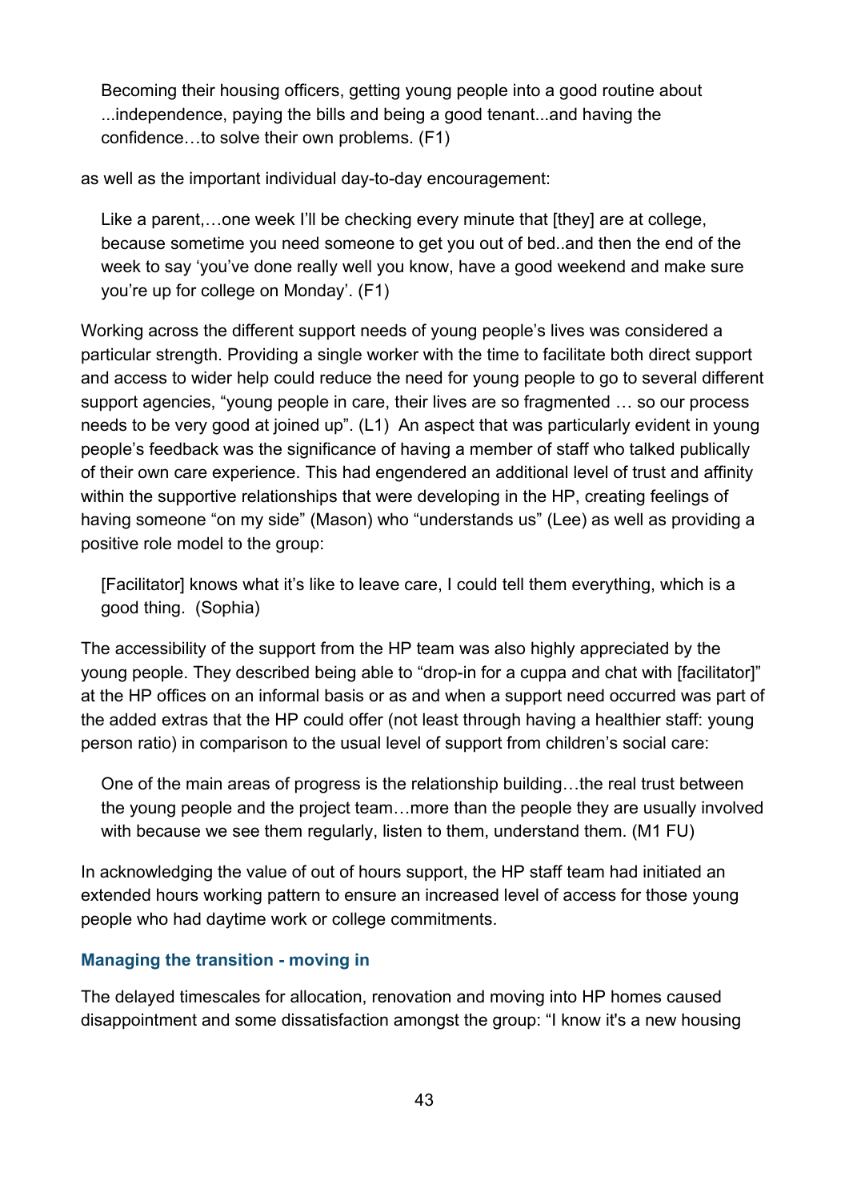> Becoming their housing officers, getting young people into a good routine about ...independence, paying the bills and being a good tenant...and having the confidence…to solve their own problems. (F1)

as well as the important individual day-to-day encouragement:

> Like a parent,…one week I'll be checking every minute that [they] are at college, because sometime you need someone to get you out of bed..and then the end of the week to say 'you've done really well you know, have a good weekend and make sure you're up for college on Monday'. (F1)

Working across the different support needs of young people's lives was considered a particular strength. Providing a single worker with the time to facilitate both direct support and access to wider help could reduce the need for young people to go to several different support agencies, "young people in care, their lives are so fragmented … so our process needs to be very good at joined up". (L1) An aspect that was particularly evident in young people's feedback was the significance of having a member of staff who talked publically of their own care experience. This had engendered an additional level of trust and affinity within the supportive relationships that were developing in the HP, creating feelings of having someone "on my side" (Mason) who "understands us" (Lee) as well as providing a positive role model to the group:

> [Facilitator] knows what it's like to leave care, I could tell them everything, which is a good thing. (Sophia)

The accessibility of the support from the HP team was also highly appreciated by the young people. They described being able to "drop-in for a cuppa and chat with [facilitator]" at the HP offices on an informal basis or as and when a support need occurred was part of the added extras that the HP could offer (not least through having a healthier staff: young person ratio) in comparison to the usual level of support from children's social care:

> One of the main areas of progress is the relationship building…the real trust between the young people and the project team…more than the people they are usually involved with because we see them regularly, listen to them, understand them. (M1 FU)

In acknowledging the value of out of hours support, the HP staff team had initiated an extended hours working pattern to ensure an increased level of access for those young people who had daytime work or college commitments.

### Managing the transition - moving in

The delayed timescales for allocation, renovation and moving into HP homes caused disappointment and some dissatisfaction amongst the group: "I know it's a new housing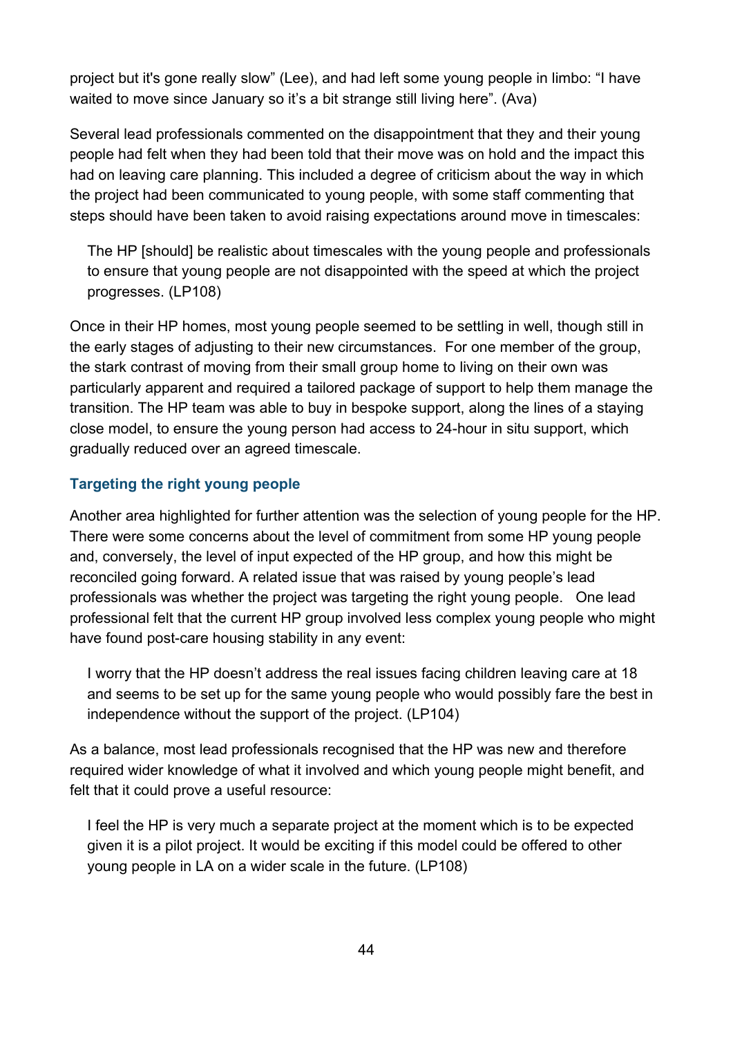project but it's gone really slow" (Lee), and had left some young people in limbo: "I have waited to move since January so it's a bit strange still living here". (Ava)

Several lead professionals commented on the disappointment that they and their young people had felt when they had been told that their move was on hold and the impact this had on leaving care planning. This included a degree of criticism about the way in which the project had been communicated to young people, with some staff commenting that steps should have been taken to avoid raising expectations around move in timescales:

> The HP [should] be realistic about timescales with the young people and professionals to ensure that young people are not disappointed with the speed at which the project progresses. (LP108)

Once in their HP homes, most young people seemed to be settling in well, though still in the early stages of adjusting to their new circumstances. For one member of the group, the stark contrast of moving from their small group home to living on their own was particularly apparent and required a tailored package of support to help them manage the transition. The HP team was able to buy in bespoke support, along the lines of a staying close model, to ensure the young person had access to 24-hour in situ support, which gradually reduced over an agreed timescale.

### Targeting the right young people

Another area highlighted for further attention was the selection of young people for the HP. There were some concerns about the level of commitment from some HP young people and, conversely, the level of input expected of the HP group, and how this might be reconciled going forward. A related issue that was raised by young people's lead professionals was whether the project was targeting the right young people. One lead professional felt that the current HP group involved less complex young people who might have found post-care housing stability in any event:

> I worry that the HP doesn't address the real issues facing children leaving care at 18 and seems to be set up for the same young people who would possibly fare the best in independence without the support of the project. (LP104)

As a balance, most lead professionals recognised that the HP was new and therefore required wider knowledge of what it involved and which young people might benefit, and felt that it could prove a useful resource:

> I feel the HP is very much a separate project at the moment which is to be expected given it is a pilot project. It would be exciting if this model could be offered to other young people in LA on a wider scale in the future. (LP108)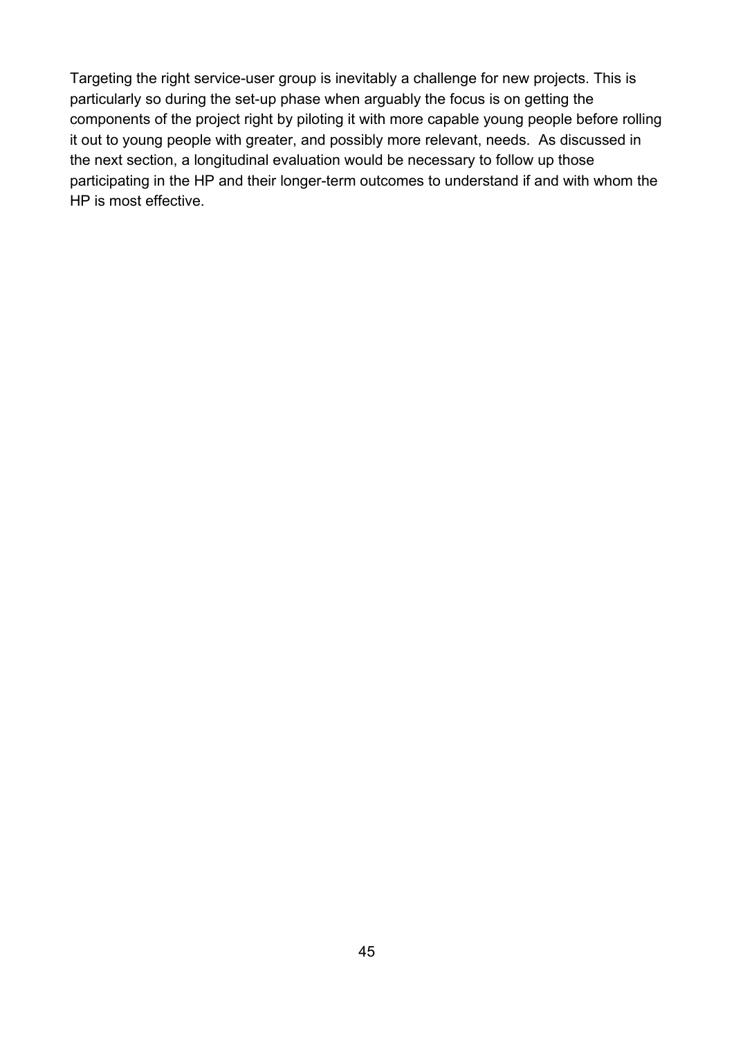Targeting the right service-user group is inevitably a challenge for new projects. This is particularly so during the set-up phase when arguably the focus is on getting the components of the project right by piloting it with more capable young people before rolling it out to young people with greater, and possibly more relevant, needs. As discussed in the next section, a longitudinal evaluation would be necessary to follow up those participating in the HP and their longer-term outcomes to understand if and with whom the HP is most effective.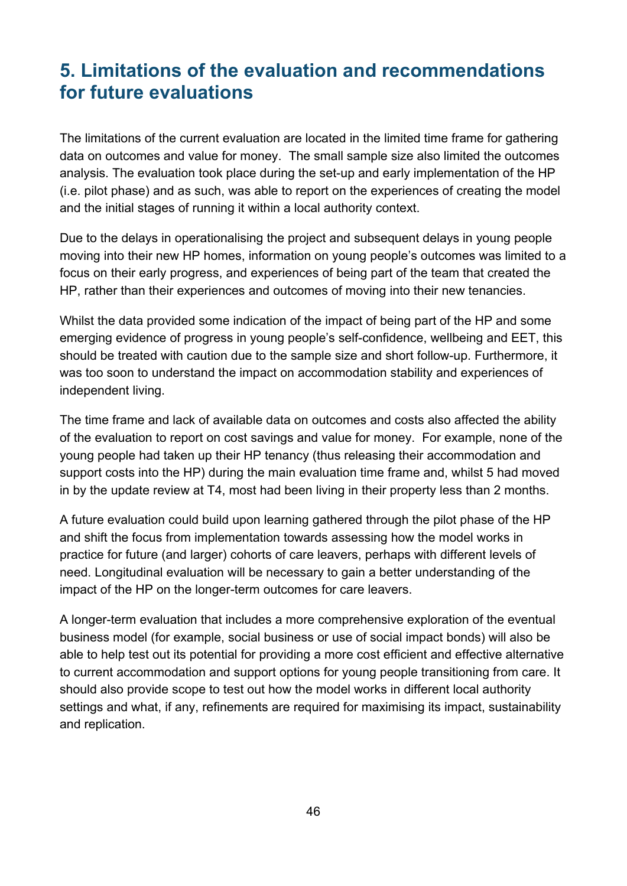# 5. Limitations of the evaluation and recommendations for future evaluations

The limitations of the current evaluation are located in the limited time frame for gathering data on outcomes and value for money. The small sample size also limited the outcomes analysis. The evaluation took place during the set-up and early implementation of the HP (i.e. pilot phase) and as such, was able to report on the experiences of creating the model and the initial stages of running it within a local authority context.

Due to the delays in operationalising the project and subsequent delays in young people moving into their new HP homes, information on young people's outcomes was limited to a focus on their early progress, and experiences of being part of the team that created the HP, rather than their experiences and outcomes of moving into their new tenancies.

Whilst the data provided some indication of the impact of being part of the HP and some emerging evidence of progress in young people's self-confidence, wellbeing and EET, this should be treated with caution due to the sample size and short follow-up. Furthermore, it was too soon to understand the impact on accommodation stability and experiences of independent living.

The time frame and lack of available data on outcomes and costs also affected the ability of the evaluation to report on cost savings and value for money. For example, none of the young people had taken up their HP tenancy (thus releasing their accommodation and support costs into the HP) during the main evaluation time frame and, whilst 5 had moved in by the update review at T4, most had been living in their property less than 2 months.

A future evaluation could build upon learning gathered through the pilot phase of the HP and shift the focus from implementation towards assessing how the model works in practice for future (and larger) cohorts of care leavers, perhaps with different levels of need. Longitudinal evaluation will be necessary to gain a better understanding of the impact of the HP on the longer-term outcomes for care leavers.

A longer-term evaluation that includes a more comprehensive exploration of the eventual business model (for example, social business or use of social impact bonds) will also be able to help test out its potential for providing a more cost efficient and effective alternative to current accommodation and support options for young people transitioning from care. It should also provide scope to test out how the model works in different local authority settings and what, if any, refinements are required for maximising its impact, sustainability and replication.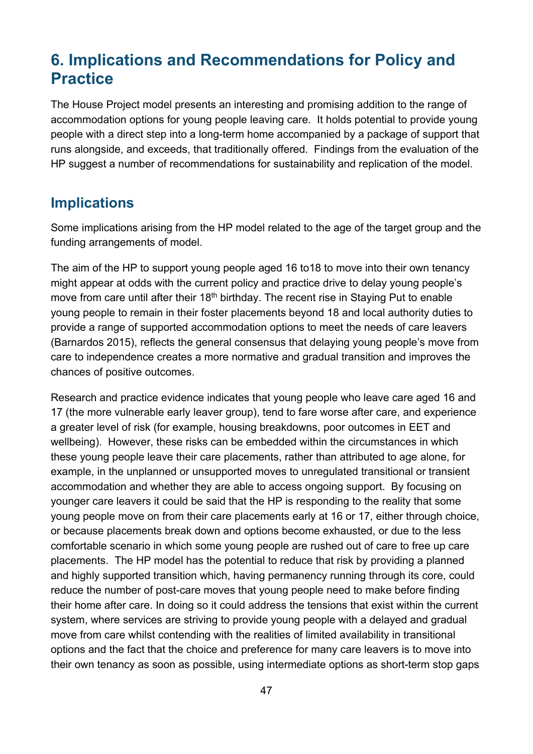# 6. Implications and Recommendations for Policy and Practice

The House Project model presents an interesting and promising addition to the range of accommodation options for young people leaving care. It holds potential to provide young people with a direct step into a long-term home accompanied by a package of support that runs alongside, and exceeds, that traditionally offered. Findings from the evaluation of the HP suggest a number of recommendations for sustainability and replication of the model.

## Implications

Some implications arising from the HP model related to the age of the target group and the funding arrangements of model.

The aim of the HP to support young people aged 16 to18 to move into their own tenancy might appear at odds with the current policy and practice drive to delay young people's move from care until after their 18th birthday. The recent rise in Staying Put to enable young people to remain in their foster placements beyond 18 and local authority duties to provide a range of supported accommodation options to meet the needs of care leavers (Barnardos 2015), reflects the general consensus that delaying young people's move from care to independence creates a more normative and gradual transition and improves the chances of positive outcomes.

Research and practice evidence indicates that young people who leave care aged 16 and 17 (the more vulnerable early leaver group), tend to fare worse after care, and experience a greater level of risk (for example, housing breakdowns, poor outcomes in EET and wellbeing). However, these risks can be embedded within the circumstances in which these young people leave their care placements, rather than attributed to age alone, for example, in the unplanned or unsupported moves to unregulated transitional or transient accommodation and whether they are able to access ongoing support. By focusing on younger care leavers it could be said that the HP is responding to the reality that some young people move on from their care placements early at 16 or 17, either through choice, or because placements break down and options become exhausted, or due to the less comfortable scenario in which some young people are rushed out of care to free up care placements. The HP model has the potential to reduce that risk by providing a planned and highly supported transition which, having permanency running through its core, could reduce the number of post-care moves that young people need to make before finding their home after care. In doing so it could address the tensions that exist within the current system, where services are striving to provide young people with a delayed and gradual move from care whilst contending with the realities of limited availability in transitional options and the fact that the choice and preference for many care leavers is to move into their own tenancy as soon as possible, using intermediate options as short-term stop gaps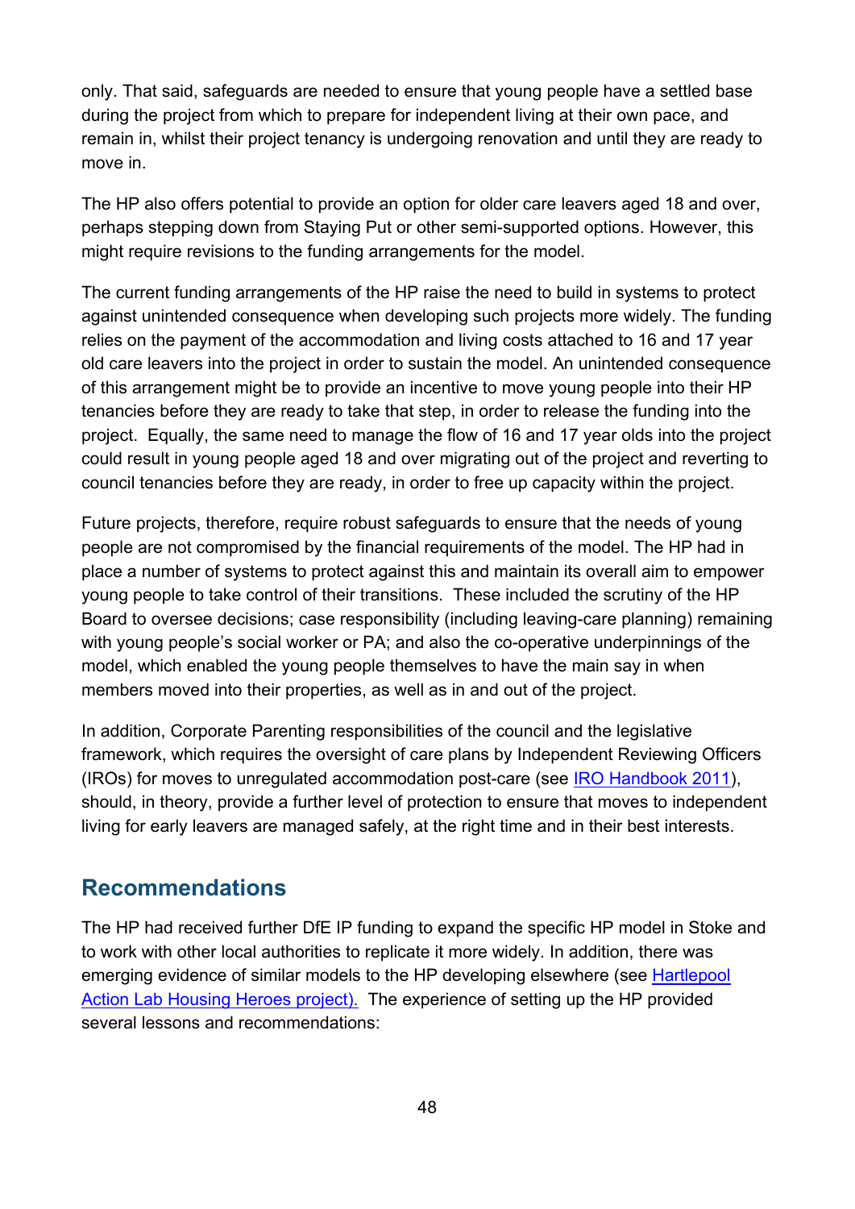only. That said, safeguards are needed to ensure that young people have a settled base during the project from which to prepare for independent living at their own pace, and remain in, whilst their project tenancy is undergoing renovation and until they are ready to move in.

The HP also offers potential to provide an option for older care leavers aged 18 and over, perhaps stepping down from Staying Put or other semi-supported options. However, this might require revisions to the funding arrangements for the model.

The current funding arrangements of the HP raise the need to build in systems to protect against unintended consequence when developing such projects more widely. The funding relies on the payment of the accommodation and living costs attached to 16 and 17 year old care leavers into the project in order to sustain the model. An unintended consequence of this arrangement might be to provide an incentive to move young people into their HP tenancies before they are ready to take that step, in order to release the funding into the project. Equally, the same need to manage the flow of 16 and 17 year olds into the project could result in young people aged 18 and over migrating out of the project and reverting to council tenancies before they are ready, in order to free up capacity within the project.

Future projects, therefore, require robust safeguards to ensure that the needs of young people are not compromised by the financial requirements of the model. The HP had in place a number of systems to protect against this and maintain its overall aim to empower young people to take control of their transitions. These included the scrutiny of the HP Board to oversee decisions; case responsibility (including leaving-care planning) remaining with young people's social worker or PA; and also the co-operative underpinnings of the model, which enabled the young people themselves to have the main say in when members moved into their properties, as well as in and out of the project.

In addition, Corporate Parenting responsibilities of the council and the legislative framework, which requires the oversight of care plans by Independent Reviewing Officers (IROs) for moves to unregulated accommodation post-care (see [IRO Handbook 2011]), should, in theory, provide a further level of protection to ensure that moves to independent living for early leavers are managed safely, at the right time and in their best interests.

## Recommendations

The HP had received further DfE IP funding to expand the specific HP model in Stoke and to work with other local authorities to replicate it more widely. In addition, there was emerging evidence of similar models to the HP developing elsewhere (see [Hartlepool Action Lab Housing Heroes project).] The experience of setting up the HP provided several lessons and recommendations: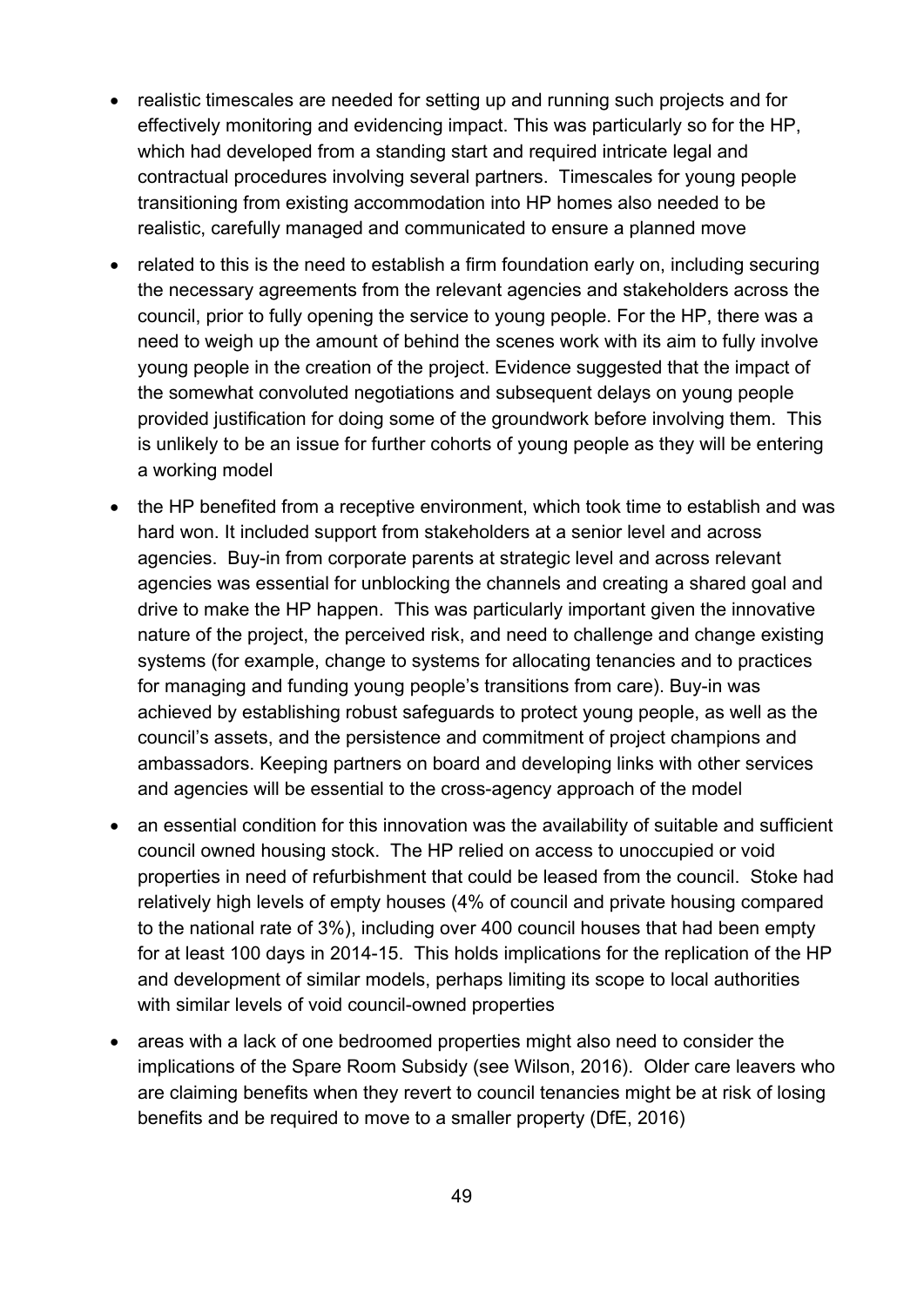- realistic timescales are needed for setting up and running such projects and for effectively monitoring and evidencing impact. This was particularly so for the HP, which had developed from a standing start and required intricate legal and contractual procedures involving several partners. Timescales for young people transitioning from existing accommodation into HP homes also needed to be realistic, carefully managed and communicated to ensure a planned move
- related to this is the need to establish a firm foundation early on, including securing the necessary agreements from the relevant agencies and stakeholders across the council, prior to fully opening the service to young people. For the HP, there was a need to weigh up the amount of behind the scenes work with its aim to fully involve young people in the creation of the project. Evidence suggested that the impact of the somewhat convoluted negotiations and subsequent delays on young people provided justification for doing some of the groundwork before involving them. This is unlikely to be an issue for further cohorts of young people as they will be entering a working model
- the HP benefited from a receptive environment, which took time to establish and was hard won. It included support from stakeholders at a senior level and across agencies. Buy-in from corporate parents at strategic level and across relevant agencies was essential for unblocking the channels and creating a shared goal and drive to make the HP happen. This was particularly important given the innovative nature of the project, the perceived risk, and need to challenge and change existing systems (for example, change to systems for allocating tenancies and to practices for managing and funding young people's transitions from care). Buy-in was achieved by establishing robust safeguards to protect young people, as well as the council's assets, and the persistence and commitment of project champions and ambassadors. Keeping partners on board and developing links with other services and agencies will be essential to the cross-agency approach of the model
- an essential condition for this innovation was the availability of suitable and sufficient council owned housing stock. The HP relied on access to unoccupied or void properties in need of refurbishment that could be leased from the council. Stoke had relatively high levels of empty houses (4% of council and private housing compared to the national rate of 3%), including over 400 council houses that had been empty for at least 100 days in 2014-15. This holds implications for the replication of the HP and development of similar models, perhaps limiting its scope to local authorities with similar levels of void council-owned properties
- areas with a lack of one bedroomed properties might also need to consider the implications of the Spare Room Subsidy (see Wilson, 2016). Older care leavers who are claiming benefits when they revert to council tenancies might be at risk of losing benefits and be required to move to a smaller property (DfE, 2016)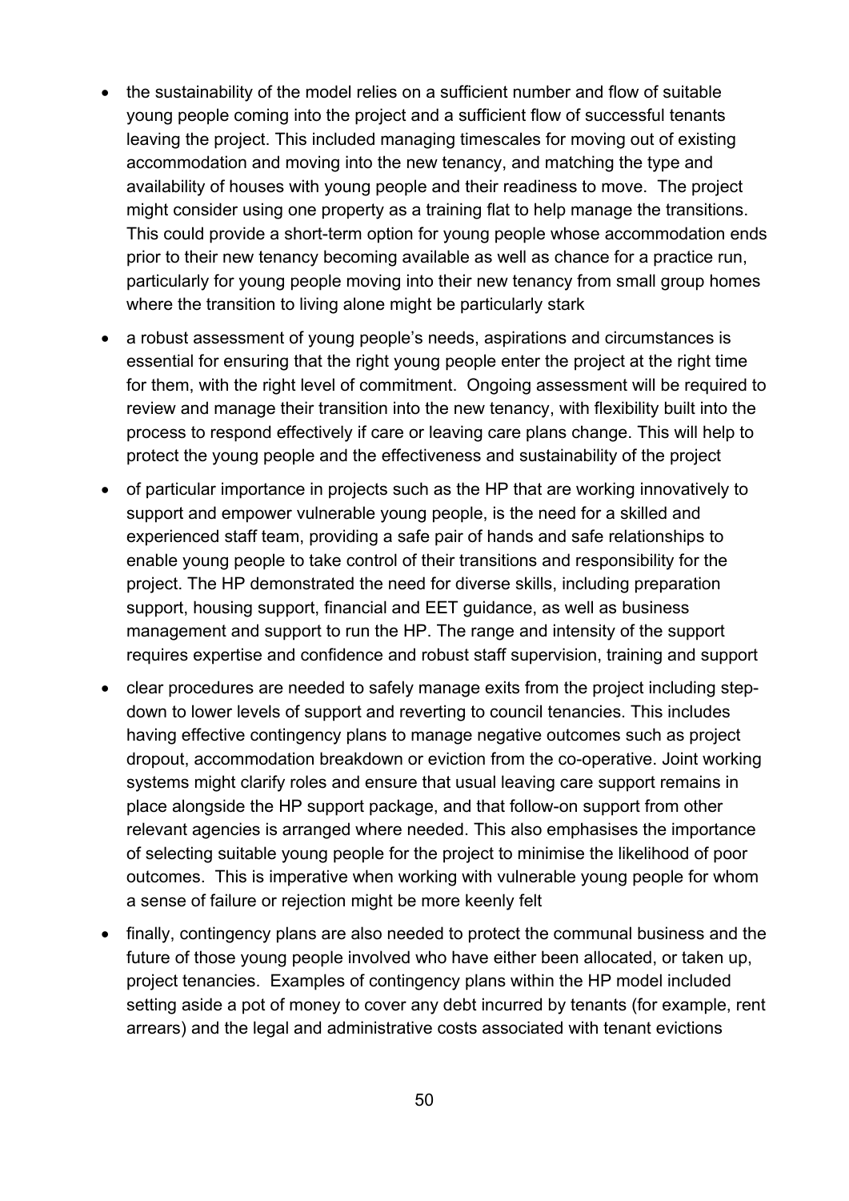- the sustainability of the model relies on a sufficient number and flow of suitable young people coming into the project and a sufficient flow of successful tenants leaving the project. This included managing timescales for moving out of existing accommodation and moving into the new tenancy, and matching the type and availability of houses with young people and their readiness to move. The project might consider using one property as a training flat to help manage the transitions. This could provide a short-term option for young people whose accommodation ends prior to their new tenancy becoming available as well as chance for a practice run, particularly for young people moving into their new tenancy from small group homes where the transition to living alone might be particularly stark
- a robust assessment of young people's needs, aspirations and circumstances is essential for ensuring that the right young people enter the project at the right time for them, with the right level of commitment. Ongoing assessment will be required to review and manage their transition into the new tenancy, with flexibility built into the process to respond effectively if care or leaving care plans change. This will help to protect the young people and the effectiveness and sustainability of the project
- of particular importance in projects such as the HP that are working innovatively to support and empower vulnerable young people, is the need for a skilled and experienced staff team, providing a safe pair of hands and safe relationships to enable young people to take control of their transitions and responsibility for the project. The HP demonstrated the need for diverse skills, including preparation support, housing support, financial and EET guidance, as well as business management and support to run the HP. The range and intensity of the support requires expertise and confidence and robust staff supervision, training and support
- clear procedures are needed to safely manage exits from the project including step-down to lower levels of support and reverting to council tenancies. This includes having effective contingency plans to manage negative outcomes such as project dropout, accommodation breakdown or eviction from the co-operative. Joint working systems might clarify roles and ensure that usual leaving care support remains in place alongside the HP support package, and that follow-on support from other relevant agencies is arranged where needed. This also emphasises the importance of selecting suitable young people for the project to minimise the likelihood of poor outcomes. This is imperative when working with vulnerable young people for whom a sense of failure or rejection might be more keenly felt
- finally, contingency plans are also needed to protect the communal business and the future of those young people involved who have either been allocated, or taken up, project tenancies. Examples of contingency plans within the HP model included setting aside a pot of money to cover any debt incurred by tenants (for example, rent arrears) and the legal and administrative costs associated with tenant evictions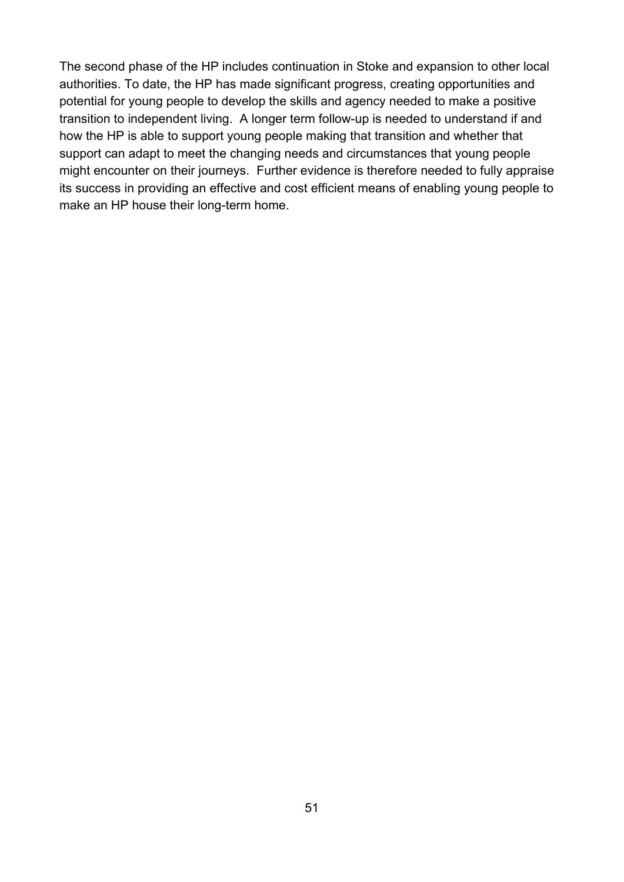The second phase of the HP includes continuation in Stoke and expansion to other local authorities. To date, the HP has made significant progress, creating opportunities and potential for young people to develop the skills and agency needed to make a positive transition to independent living. A longer term follow-up is needed to understand if and how the HP is able to support young people making that transition and whether that support can adapt to meet the changing needs and circumstances that young people might encounter on their journeys. Further evidence is therefore needed to fully appraise its success in providing an effective and cost efficient means of enabling young people to make an HP house their long-term home.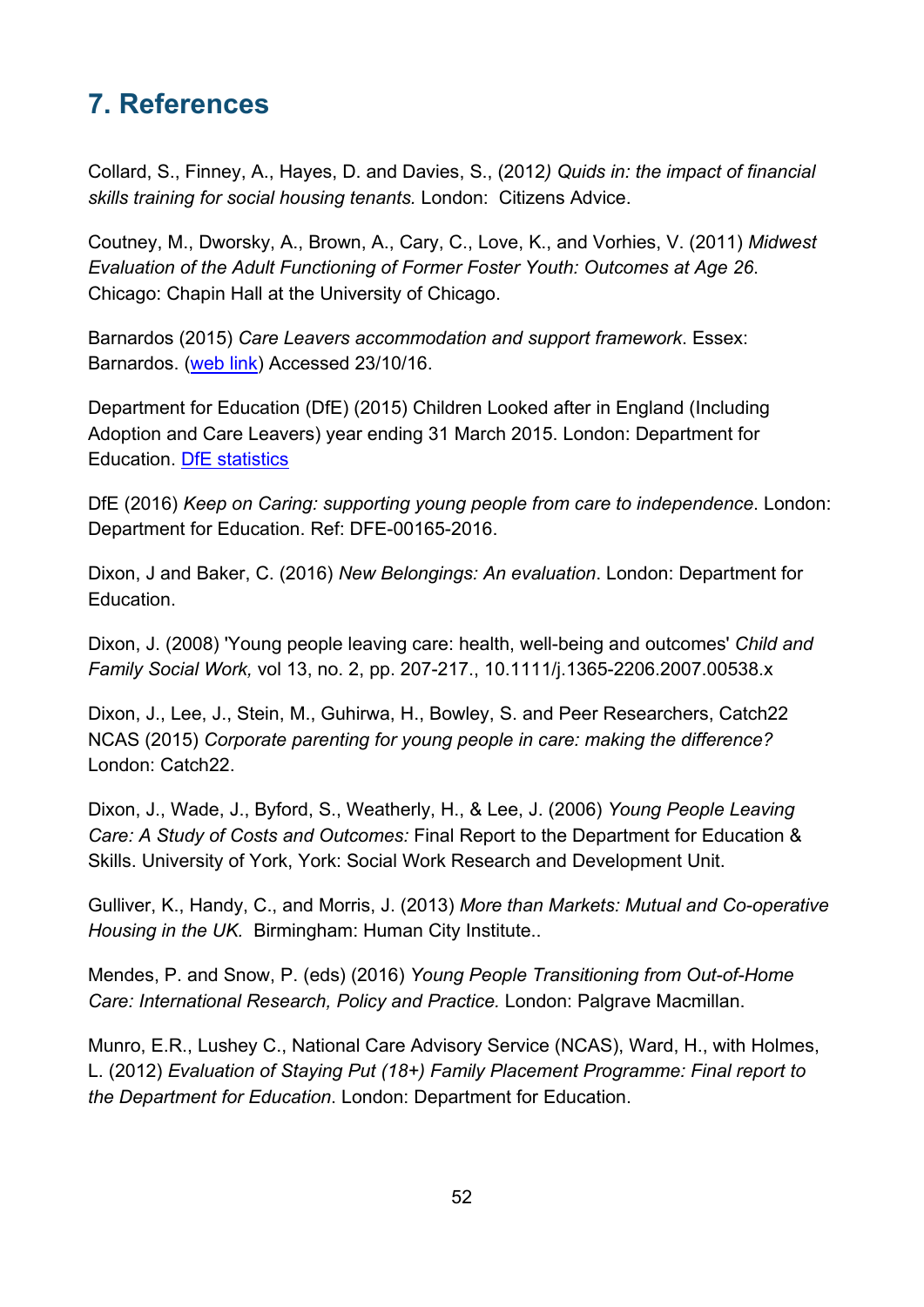# 7. References

Collard, S., Finney, A., Hayes, D. and Davies, S., (2012*) Quids in: the impact of financial skills training for social housing tenants.* London: Citizens Advice.

Coutney, M., Dworsky, A., Brown, A., Cary, C., Love, K., and Vorhies, V. (2011) *Midwest Evaluation of the Adult Functioning of Former Foster Youth: Outcomes at Age 26*. Chicago: Chapin Hall at the University of Chicago.

Barnardos (2015) *Care Leavers accommodation and support framework*. Essex: Barnardos. (web link) Accessed 23/10/16.

Department for Education (DfE) (2015) Children Looked after in England (Including Adoption and Care Leavers) year ending 31 March 2015. London: Department for Education. DfE statistics

DfE (2016) *Keep on Caring: supporting young people from care to independence*. London: Department for Education. Ref: DFE-00165-2016.

Dixon, J and Baker, C. (2016) *New Belongings: An evaluation*. London: Department for Education.

Dixon, J. (2008) 'Young people leaving care: health, well-being and outcomes' *Child and Family Social Work,* vol 13, no. 2, pp. 207-217., 10.1111/j.1365-2206.2007.00538.x

Dixon, J., Lee, J., Stein, M., Guhirwa, H., Bowley, S. and Peer Researchers, Catch22 NCAS (2015) *Corporate parenting for young people in care: making the difference?* London: Catch22.

Dixon, J., Wade, J., Byford, S., Weatherly, H., & Lee, J. (2006) *Young People Leaving Care: A Study of Costs and Outcomes:* Final Report to the Department for Education & Skills. University of York, York: Social Work Research and Development Unit.

Gulliver, K., Handy, C., and Morris, J. (2013) *More than Markets: Mutual and Co-operative Housing in the UK.* Birmingham: Human City Institute..

Mendes, P. and Snow, P. (eds) (2016) *Young People Transitioning from Out-of-Home Care: International Research, Policy and Practice.* London: Palgrave Macmillan.

Munro, E.R., Lushey C., National Care Advisory Service (NCAS), Ward, H., with Holmes, L. (2012) *Evaluation of Staying Put (18+) Family Placement Programme: Final report to the Department for Education*. London: Department for Education.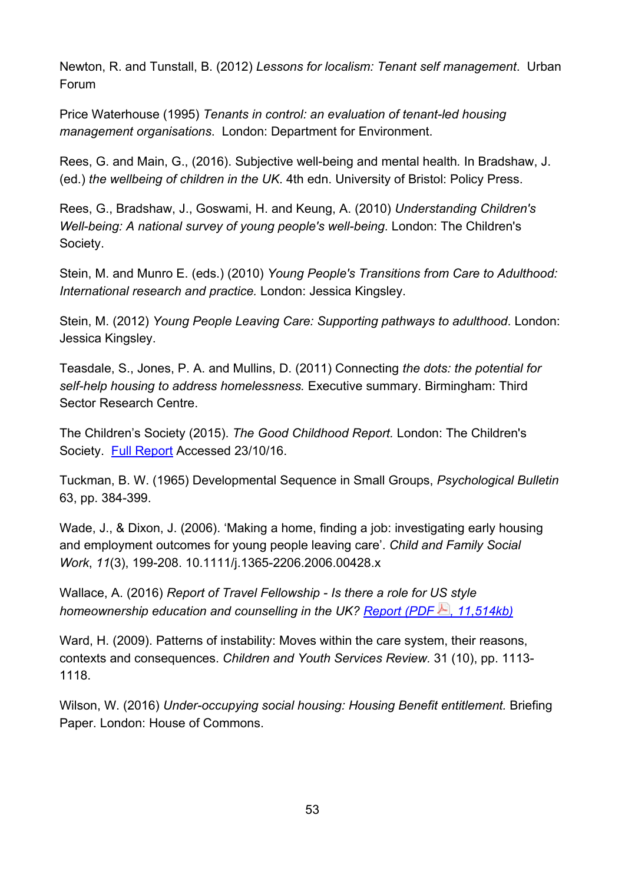Newton, R. and Tunstall, B. (2012) *Lessons for localism: Tenant self management*. Urban Forum

Price Waterhouse (1995) *Tenants in control: an evaluation of tenant-led housing management organisations*. London: Department for Environment.

Rees, G. and Main, G., (2016). Subjective well-being and mental health*.* In Bradshaw, J. (ed.) *the wellbeing of children in the UK*. 4th edn. University of Bristol: Policy Press.

Rees, G., Bradshaw, J., Goswami, H. and Keung, A. (2010) *Understanding Children's Well-being: A national survey of young people's well-being*. London: The Children's Society.

Stein, M. and Munro E. (eds.) (2010) *Young People's Transitions from Care to Adulthood: International research and practice.* London: Jessica Kingsley.

Stein, M. (2012) *Young People Leaving Care: Supporting pathways to adulthood*. London: Jessica Kingsley.

Teasdale, S., Jones, P. A. and Mullins, D. (2011) Connecting *the dots: the potential for self-help housing to address homelessness.* Executive summary. Birmingham: Third Sector Research Centre.

The Children's Society (2015). *The Good Childhood Report.* London: The Children's Society. Full Report Accessed 23/10/16.

Tuckman, B. W. (1965) Developmental Sequence in Small Groups, *Psychological Bulletin* 63, pp. 384-399.

Wade, J., & Dixon, J. (2006). 'Making a home, finding a job: investigating early housing and employment outcomes for young people leaving care'. *Child and Family Social Work*, *11*(3), 199-208. 10.1111/j.1365-2206.2006.00428.x

Wallace, A. (2016) *Report of Travel Fellowship - Is there a role for US style homeownership education and counselling in the UK?* *Report (PDF, 11,514kb)*

Ward, H. (2009). Patterns of instability: Moves within the care system, their reasons, contexts and consequences. *Children and Youth Services Review.* 31 (10), pp. 1113-1118.

Wilson, W. (2016) *Under-occupying social housing: Housing Benefit entitlement.* Briefing Paper. London: House of Commons.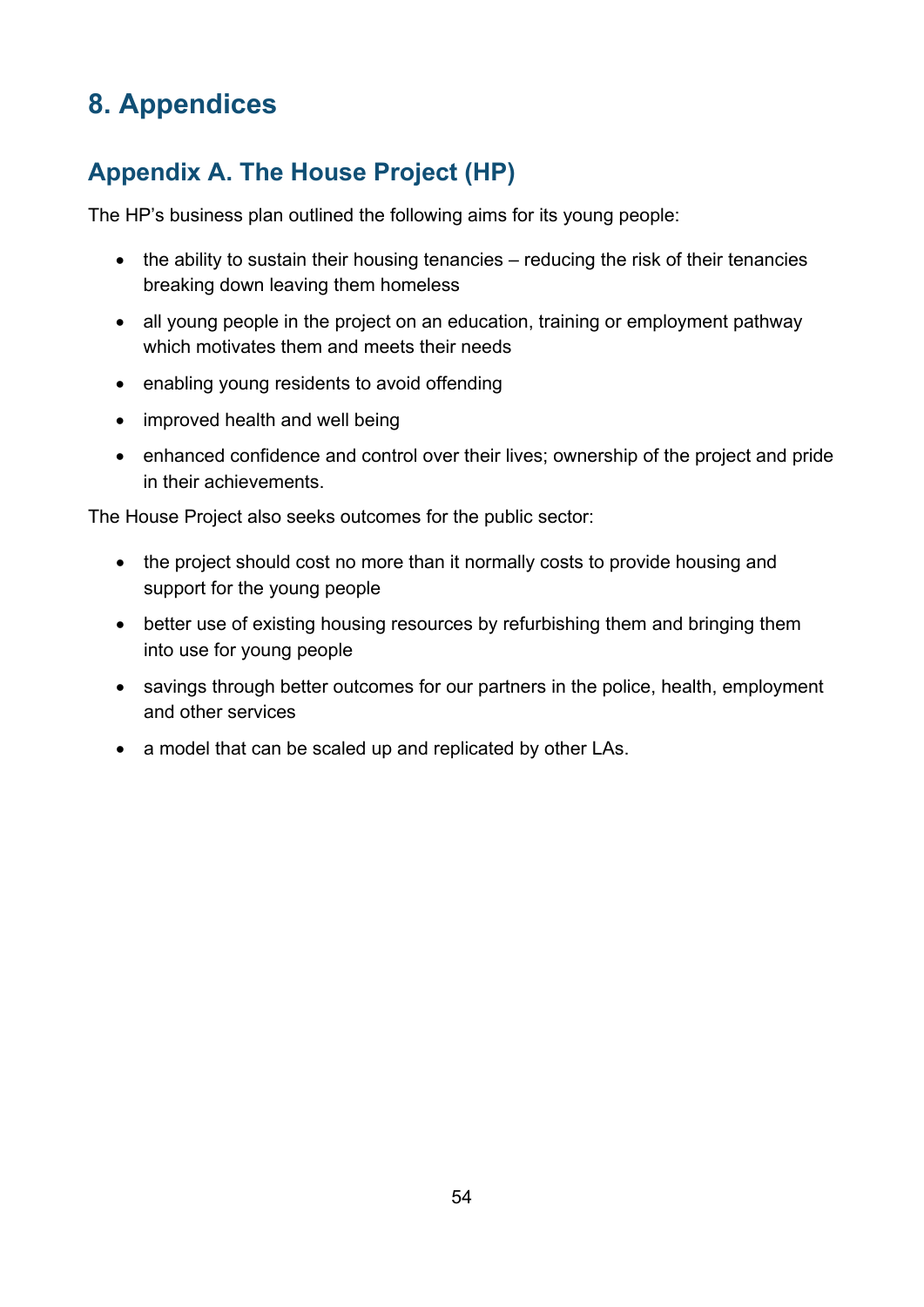# 8. Appendices

## Appendix A. The House Project (HP)

The HP's business plan outlined the following aims for its young people:

- the ability to sustain their housing tenancies – reducing the risk of their tenancies breaking down leaving them homeless
- all young people in the project on an education, training or employment pathway which motivates them and meets their needs
- enabling young residents to avoid offending
- improved health and well being
- enhanced confidence and control over their lives; ownership of the project and pride in their achievements.

The House Project also seeks outcomes for the public sector:

- the project should cost no more than it normally costs to provide housing and support for the young people
- better use of existing housing resources by refurbishing them and bringing them into use for young people
- savings through better outcomes for our partners in the police, health, employment and other services
- a model that can be scaled up and replicated by other LAs.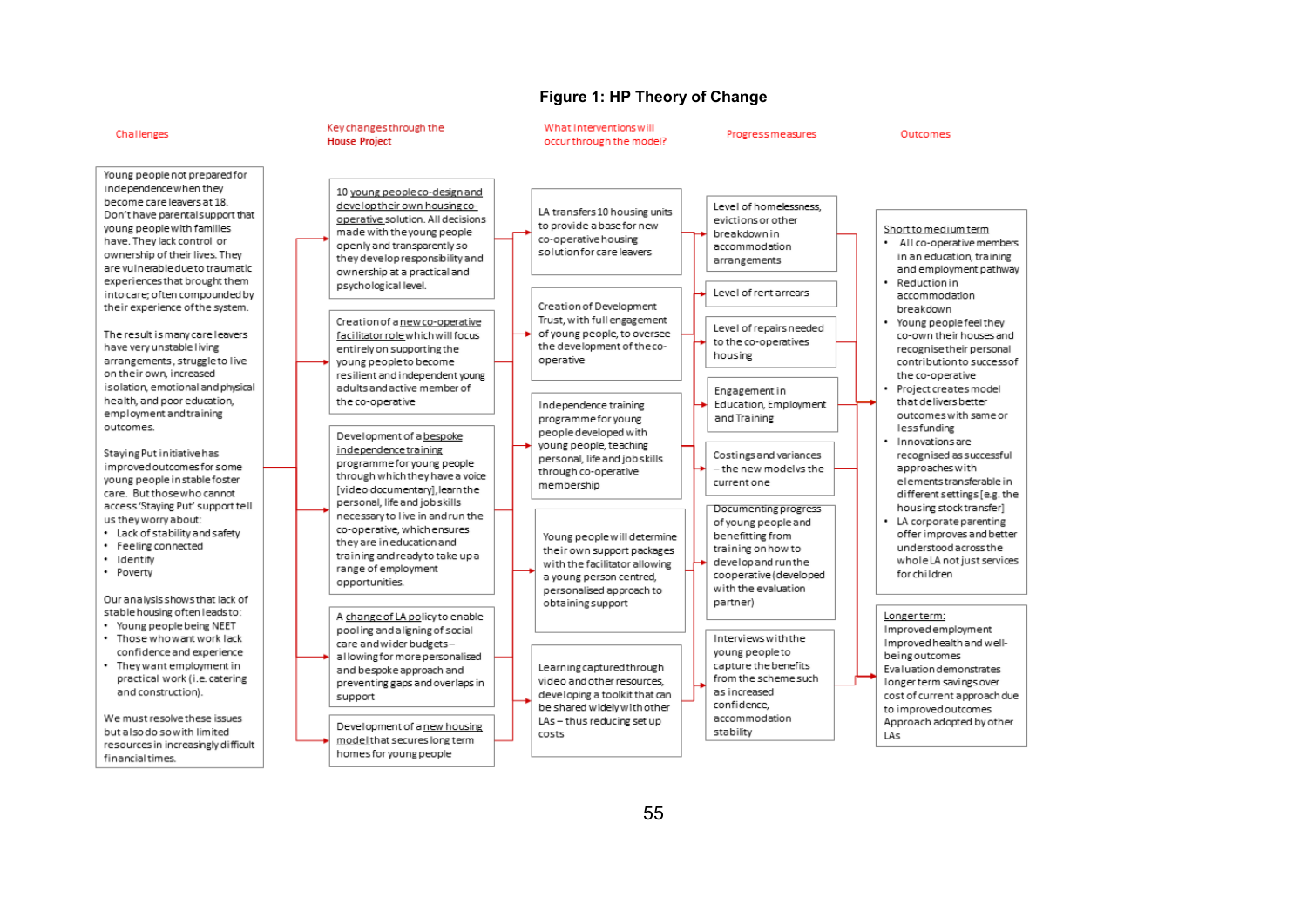**Figure 1: HP Theory of Change**

## Challenges

Young people not prepared for independence when they become care leavers at 18. Don't have parental support that young people with families have. They lack control or ownership of their lives. They are vulnerable due to traumatic experiences that brought them into care; often compounded by their experience of the system.

The result is many care leavers have very unstable living arrangements, struggle to live on their own, increased isolation, emotional and physical health, and poor education, employment and training outcomes.

Staying Put initiative has improved outcomes for some young people in stable foster care. But those who cannot access 'Staying Put' support tell us they worry about:

- Lack of stability and safety
- Feeling connected
- Identify
- Poverty

Our analysis shows that lack of stable housing often leads to:

- Young people being NEET
- Those who want work lack confidence and experience
- They want employment in practical work (i.e. catering and construction).

We must resolve these issues but also do so with limited resources in increasingly difficult financial times.

## Key changes through the House Project

- 10 young people co-design and develop their own housing co-operative solution. All decisions made with the young people openly and transparently so they develop responsibility and ownership at a practical and psychological level.
- Creation of a new co-operative facilitator role which will focus entirely on supporting the young people to become resilient and independent young adults and active member of the co-operative
- Development of a bespoke independence training programme for young people through which they have a voice [video documentary], learn the personal, life and job skills necessary to live in and run the co-operative, which ensures they are in education and training and ready to take up a range of employment opportunities.
- A change of LA policy to enable pooling and aligning of social care and wider budgets – allowing for more personalised and bespoke approach and preventing gaps and overlaps in support
- Development of a new housing model that secures long term homes for young people

## What Interventions will occur through the model?

- LA transfers 10 housing units to provide a base for new co-operative housing solution for care leavers
- Creation of Development Trust, with full engagement of young people, to oversee the development of the co-operative
- Independence training programme for young people developed with young people, teaching personal, life and job skills through co-operative membership
- Young people will determine their own support packages with the facilitator allowing a young person centred, personalised approach to obtaining support
- Learning captured through video and other resources, developing a toolkit that can be shared widely with other LAs – thus reducing set up costs

## Progress measures

- Level of homelessness, evictions or other breakdown in accommodation arrangements
- Level of rent arrears
- Level of repairs needed to the co-operatives housing
- Engagement in Education, Employment and Training
- Costings and variances – the new model vs the current one
- Documenting progress of young people and benefitting from training on how to develop and run the cooperative (developed with the evaluation partner)
- Interviews with the young people to capture the benefits from the scheme such as increased confidence, accommodation stability

## Outcomes

**Short to medium term**

- All co-operative members in an education, training and employment pathway
- Reduction in accommodation breakdown
- Young people feel they co-own their houses and recognise their personal contribution to success of the co-operative
- Project creates model that delivers better outcomes with same or less funding
- Innovations are recognised as successful approaches with elements transferable in different settings [e.g. the housing stock transfer]
- LA corporate parenting offer improves and better understood across the whole LA not just services for children

**Longer term:**

Improved employment
Improved health and well-being outcomes
Evaluation demonstrates longer term savings over cost of current approach due to improved outcomes
Approach adopted by other LAs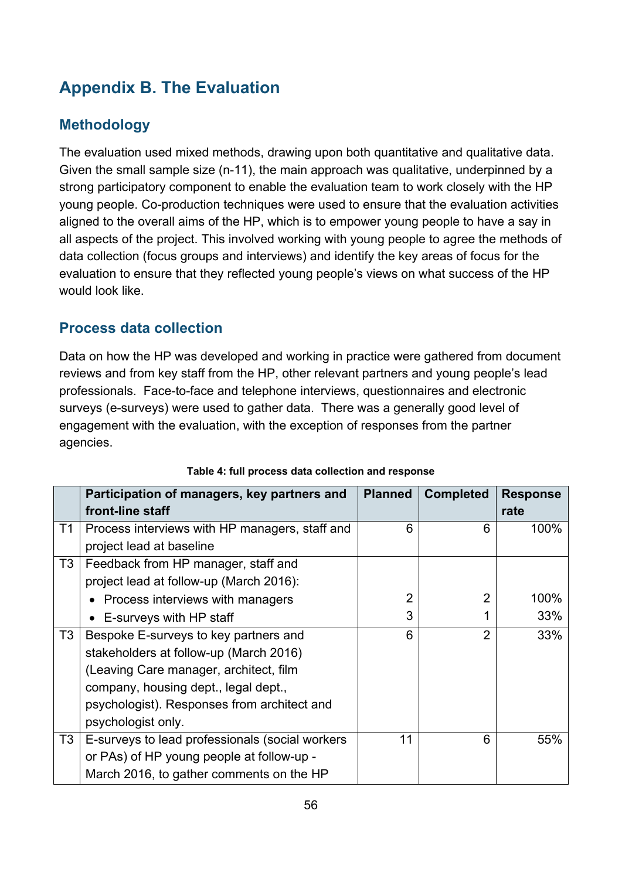# Appendix B. The Evaluation

## Methodology

The evaluation used mixed methods, drawing upon both quantitative and qualitative data. Given the small sample size (n-11), the main approach was qualitative, underpinned by a strong participatory component to enable the evaluation team to work closely with the HP young people. Co-production techniques were used to ensure that the evaluation activities aligned to the overall aims of the HP, which is to empower young people to have a say in all aspects of the project. This involved working with young people to agree the methods of data collection (focus groups and interviews) and identify the key areas of focus for the evaluation to ensure that they reflected young people's views on what success of the HP would look like.

## Process data collection

Data on how the HP was developed and working in practice were gathered from document reviews and from key staff from the HP, other relevant partners and young people's lead professionals. Face-to-face and telephone interviews, questionnaires and electronic surveys (e-surveys) were used to gather data. There was a generally good level of engagement with the evaluation, with the exception of responses from the partner agencies.

**Table 4: full process data collection and response**

| | Participation of managers, key partners and front-line staff | Planned | Completed | Response rate |
|---|---|---|---|---|
| T1 | Process interviews with HP managers, staff and project lead at baseline | 6 | 6 | 100% |
| T3 | Feedback from HP manager, staff and project lead at follow-up (March 2016): | | | |
| | • Process interviews with managers | 2 | 2 | 100% |
| | • E-surveys with HP staff | 3 | 1 | 33% |
| T3 | Bespoke E-surveys to key partners and stakeholders at follow-up (March 2016) (Leaving Care manager, architect, film company, housing dept., legal dept., psychologist). Responses from architect and psychologist only. | 6 | 2 | 33% |
| T3 | E-surveys to lead professionals (social workers or PAs) of HP young people at follow-up - March 2016, to gather comments on the HP | 11 | 6 | 55% |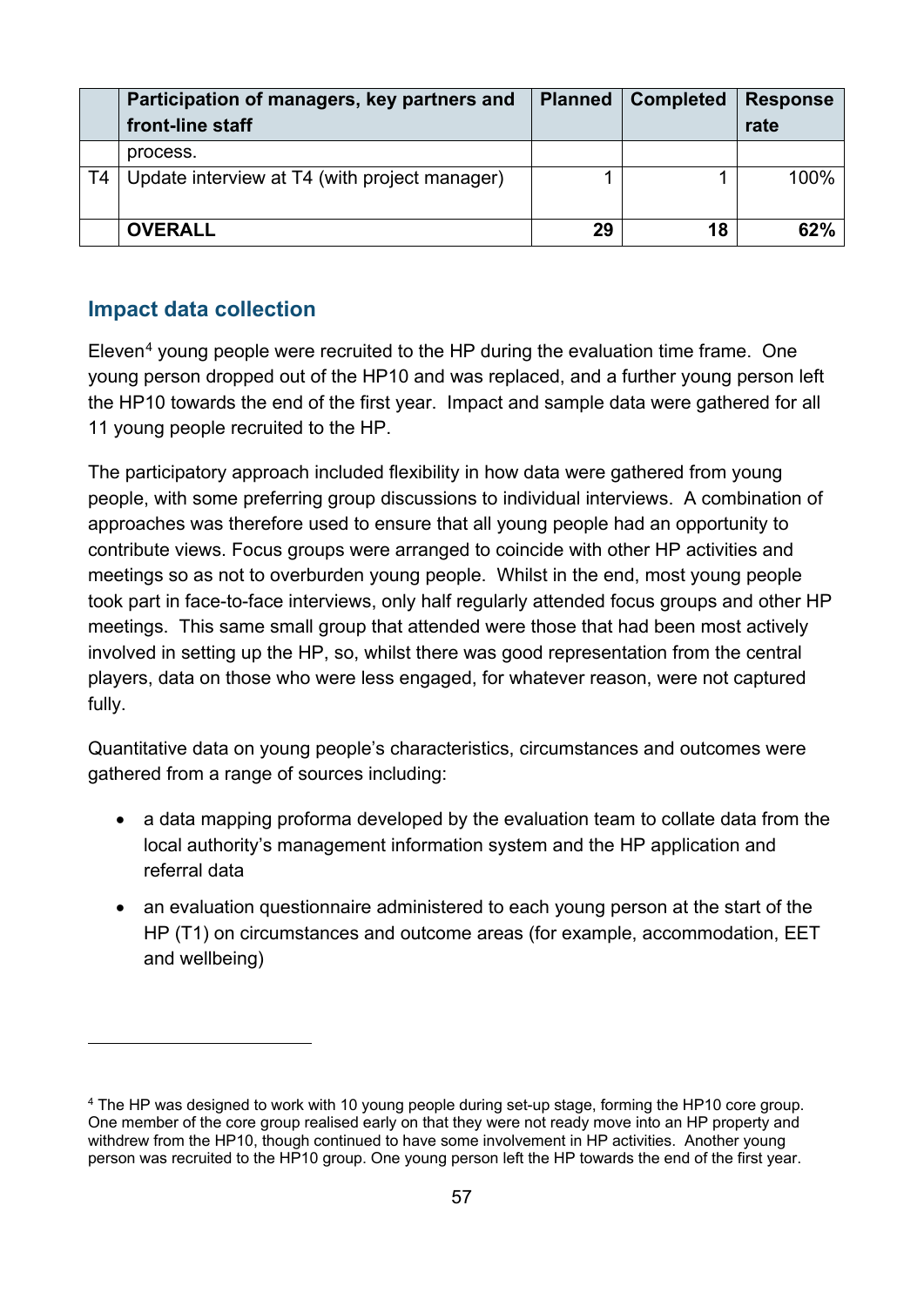| | Participation of managers, key partners and front-line staff | Planned | Completed | Response rate |
|---|---|---|---|---|
| | process. | | | |
| T4 | Update interview at T4 (with project manager) | 1 | 1 | 100% |
| | **OVERALL** | **29** | **18** | **62%** |

## Impact data collection

Eleven[4] young people were recruited to the HP during the evaluation time frame. One young person dropped out of the HP10 and was replaced, and a further young person left the HP10 towards the end of the first year. Impact and sample data were gathered for all 11 young people recruited to the HP.

The participatory approach included flexibility in how data were gathered from young people, with some preferring group discussions to individual interviews. A combination of approaches was therefore used to ensure that all young people had an opportunity to contribute views. Focus groups were arranged to coincide with other HP activities and meetings so as not to overburden young people. Whilst in the end, most young people took part in face-to-face interviews, only half regularly attended focus groups and other HP meetings. This same small group that attended were those that had been most actively involved in setting up the HP, so, whilst there was good representation from the central players, data on those who were less engaged, for whatever reason, were not captured fully.

Quantitative data on young people's characteristics, circumstances and outcomes were gathered from a range of sources including:

- a data mapping proforma developed by the evaluation team to collate data from the local authority's management information system and the HP application and referral data
- an evaluation questionnaire administered to each young person at the start of the HP (T1) on circumstances and outcome areas (for example, accommodation, EET and wellbeing)

[4] The HP was designed to work with 10 young people during set-up stage, forming the HP10 core group. One member of the core group realised early on that they were not ready move into an HP property and withdrew from the HP10, though continued to have some involvement in HP activities. Another young person was recruited to the HP10 group. One young person left the HP towards the end of the first year.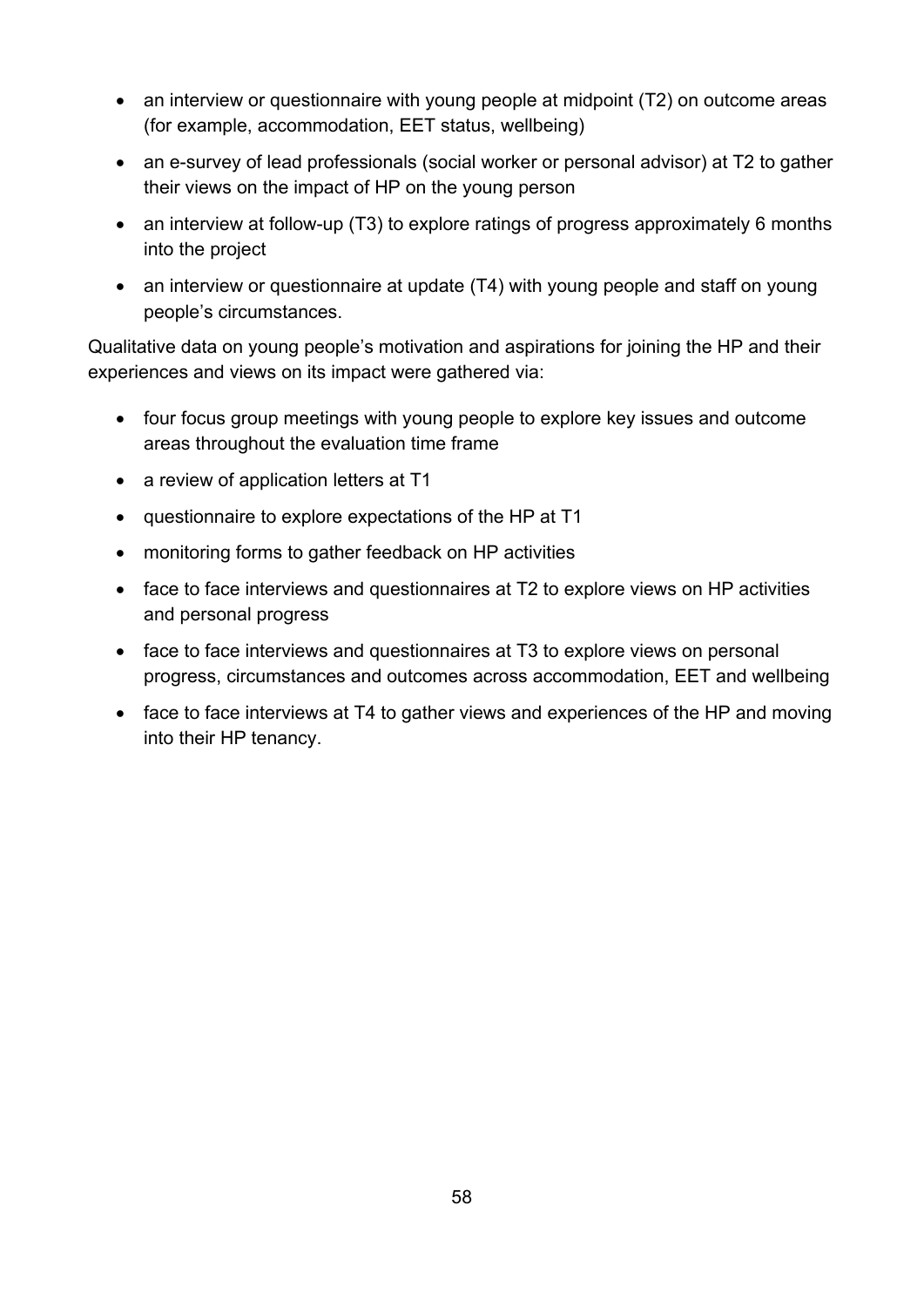- an interview or questionnaire with young people at midpoint (T2) on outcome areas (for example, accommodation, EET status, wellbeing)
- an e-survey of lead professionals (social worker or personal advisor) at T2 to gather their views on the impact of HP on the young person
- an interview at follow-up (T3) to explore ratings of progress approximately 6 months into the project
- an interview or questionnaire at update (T4) with young people and staff on young people's circumstances.

Qualitative data on young people's motivation and aspirations for joining the HP and their experiences and views on its impact were gathered via:

- four focus group meetings with young people to explore key issues and outcome areas throughout the evaluation time frame
- a review of application letters at T1
- questionnaire to explore expectations of the HP at T1
- monitoring forms to gather feedback on HP activities
- face to face interviews and questionnaires at T2 to explore views on HP activities and personal progress
- face to face interviews and questionnaires at T3 to explore views on personal progress, circumstances and outcomes across accommodation, EET and wellbeing
- face to face interviews at T4 to gather views and experiences of the HP and moving into their HP tenancy.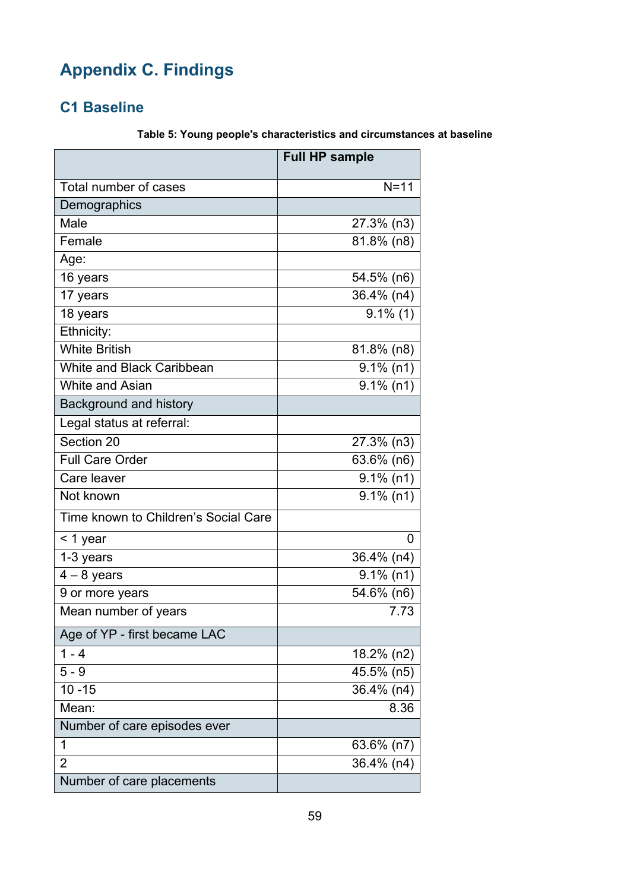# Appendix C. Findings

## C1 Baseline

**Table 5: Young people's characteristics and circumstances at baseline**

| | **Full HP sample** |
|---|---|
| Total number of cases | N=11 |
| Demographics | |
| Male | 27.3% (n3) |
| Female | 81.8% (n8) |
| Age: | |
| 16 years | 54.5% (n6) |
| 17 years | 36.4% (n4) |
| 18 years | 9.1% (1) |
| Ethnicity: | |
| White British | 81.8% (n8) |
| White and Black Caribbean | 9.1% (n1) |
| White and Asian | 9.1% (n1) |
| Background and history | |
| Legal status at referral: | |
| Section 20 | 27.3% (n3) |
| Full Care Order | 63.6% (n6) |
| Care leaver | 9.1% (n1) |
| Not known | 9.1% (n1) |
| Time known to Children's Social Care | |
| < 1 year | 0 |
| 1-3 years | 36.4% (n4) |
| 4 – 8 years | 9.1% (n1) |
| 9 or more years | 54.6% (n6) |
| Mean number of years | 7.73 |
| Age of YP - first became LAC | |
| 1 - 4 | 18.2% (n2) |
| 5 - 9 | 45.5% (n5) |
| 10 -15 | 36.4% (n4) |
| Mean: | 8.36 |
| Number of care episodes ever | |
| 1 | 63.6% (n7) |
| 2 | 36.4% (n4) |
| Number of care placements | |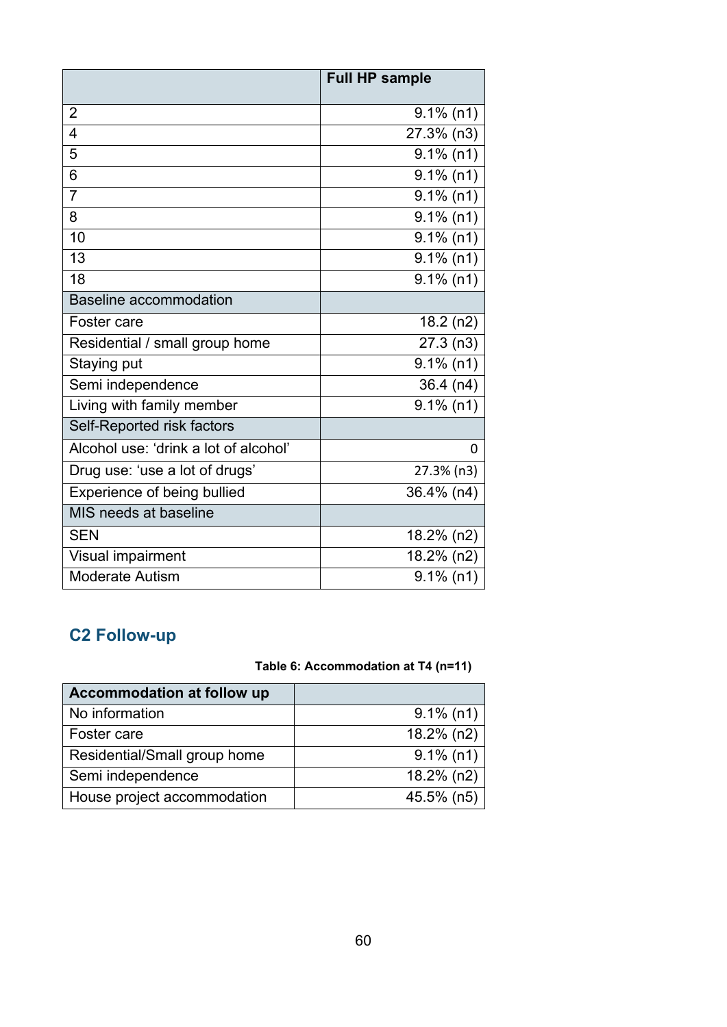| | Full HP sample |
|---|---|
| 2 | 9.1% (n1) |
| 4 | 27.3% (n3) |
| 5 | 9.1% (n1) |
| 6 | 9.1% (n1) |
| 7 | 9.1% (n1) |
| 8 | 9.1% (n1) |
| 10 | 9.1% (n1) |
| 13 | 9.1% (n1) |
| 18 | 9.1% (n1) |
| Baseline accommodation | |
| Foster care | 18.2 (n2) |
| Residential / small group home | 27.3 (n3) |
| Staying put | 9.1% (n1) |
| Semi independence | 36.4 (n4) |
| Living with family member | 9.1% (n1) |
| Self-Reported risk factors | |
| Alcohol use: 'drink a lot of alcohol' | 0 |
| Drug use: 'use a lot of drugs' | 27.3% (n3) |
| Experience of being bullied | 36.4% (n4) |
| MIS needs at baseline | |
| SEN | 18.2% (n2) |
| Visual impairment | 18.2% (n2) |
| Moderate Autism | 9.1% (n1) |

## C2 Follow-up

**Table 6: Accommodation at T4 (n=11)**

| Accommodation at follow up | |
|---|---|
| No information | 9.1% (n1) |
| Foster care | 18.2% (n2) |
| Residential/Small group home | 9.1% (n1) |
| Semi independence | 18.2% (n2) |
| House project accommodation | 45.5% (n5) |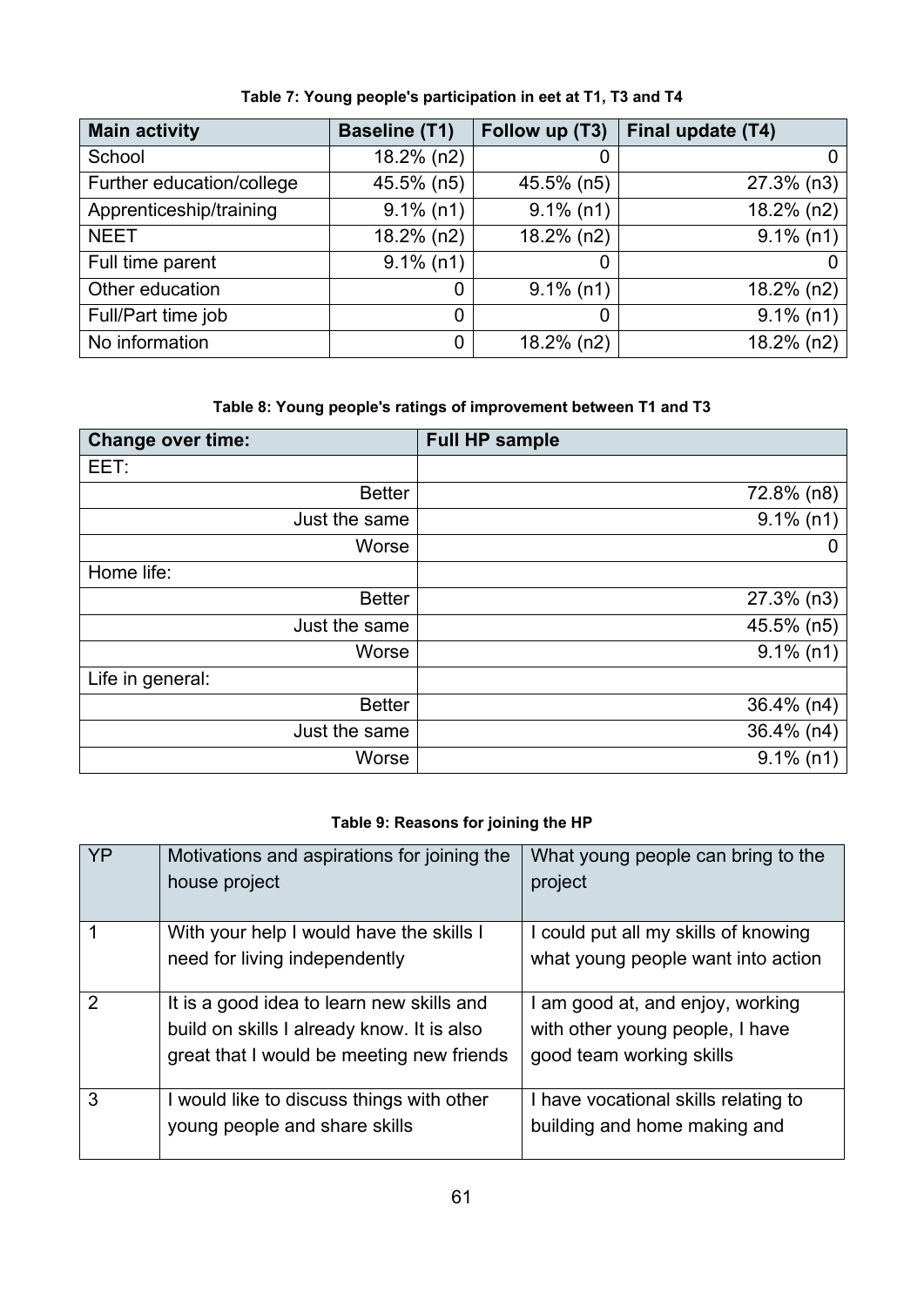**Table 7: Young people's participation in eet at T1, T3 and T4**

| Main activity | Baseline (T1) | Follow up (T3) | Final update (T4) |
|---|---|---|---|
| School | 18.2% (n2) | 0 | 0 |
| Further education/college | 45.5% (n5) | 45.5% (n5) | 27.3% (n3) |
| Apprenticeship/training | 9.1% (n1) | 9.1% (n1) | 18.2% (n2) |
| NEET | 18.2% (n2) | 18.2% (n2) | 9.1% (n1) |
| Full time parent | 9.1% (n1) | 0 | 0 |
| Other education | 0 | 9.1% (n1) | 18.2% (n2) |
| Full/Part time job | 0 | 0 | 9.1% (n1) |
| No information | 0 | 18.2% (n2) | 18.2% (n2) |

**Table 8: Young people's ratings of improvement between T1 and T3**

| Change over time: | Full HP sample |
|---|---|
| EET: | |
| Better | 72.8% (n8) |
| Just the same | 9.1% (n1) |
| Worse | 0 |
| Home life: | |
| Better | 27.3% (n3) |
| Just the same | 45.5% (n5) |
| Worse | 9.1% (n1) |
| Life in general: | |
| Better | 36.4% (n4) |
| Just the same | 36.4% (n4) |
| Worse | 9.1% (n1) |

**Table 9: Reasons for joining the HP**

| YP | Motivations and aspirations for joining the house project | What young people can bring to the project |
|---|---|---|
| 1 | With your help I would have the skills I need for living independently | I could put all my skills of knowing what young people want into action |
| 2 | It is a good idea to learn new skills and build on skills I already know. It is also great that I would be meeting new friends | I am good at, and enjoy, working with other young people, I have good team working skills |
| 3 | I would like to discuss things with other young people and share skills | I have vocational skills relating to building and home making and |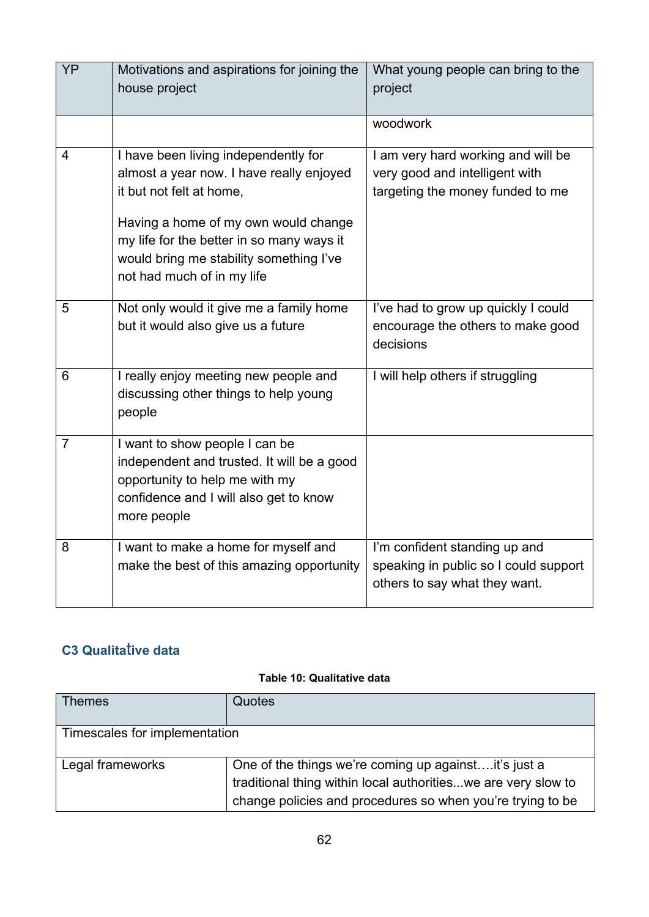| YP | Motivations and aspirations for joining the house project | What young people can bring to the project |
|---|---|---|
| | | woodwork |
| 4 | I have been living independently for almost a year now. I have really enjoyed it but not felt at home,<br><br>Having a home of my own would change my life for the better in so many ways it would bring me stability something I've not had much of in my life | I am very hard working and will be very good and intelligent with targeting the money funded to me |
| 5 | Not only would it give me a family home but it would also give us a future | I've had to grow up quickly I could encourage the others to make good decisions |
| 6 | I really enjoy meeting new people and discussing other things to help young people | I will help others if struggling |
| 7 | I want to show people I can be independent and trusted. It will be a good opportunity to help me with my confidence and I will also get to know more people | |
| 8 | I want to make a home for myself and make the best of this amazing opportunity | I'm confident standing up and speaking in public so I could support others to say what they want. |

### C3 Qualitative data

**Table 10: Qualitative data**

| Themes | Quotes |
|---|---|
| Timescales for implementation | |
| Legal frameworks | One of the things we're coming up against….it's just a traditional thing within local authorities...we are very slow to change policies and procedures so when you're trying to be |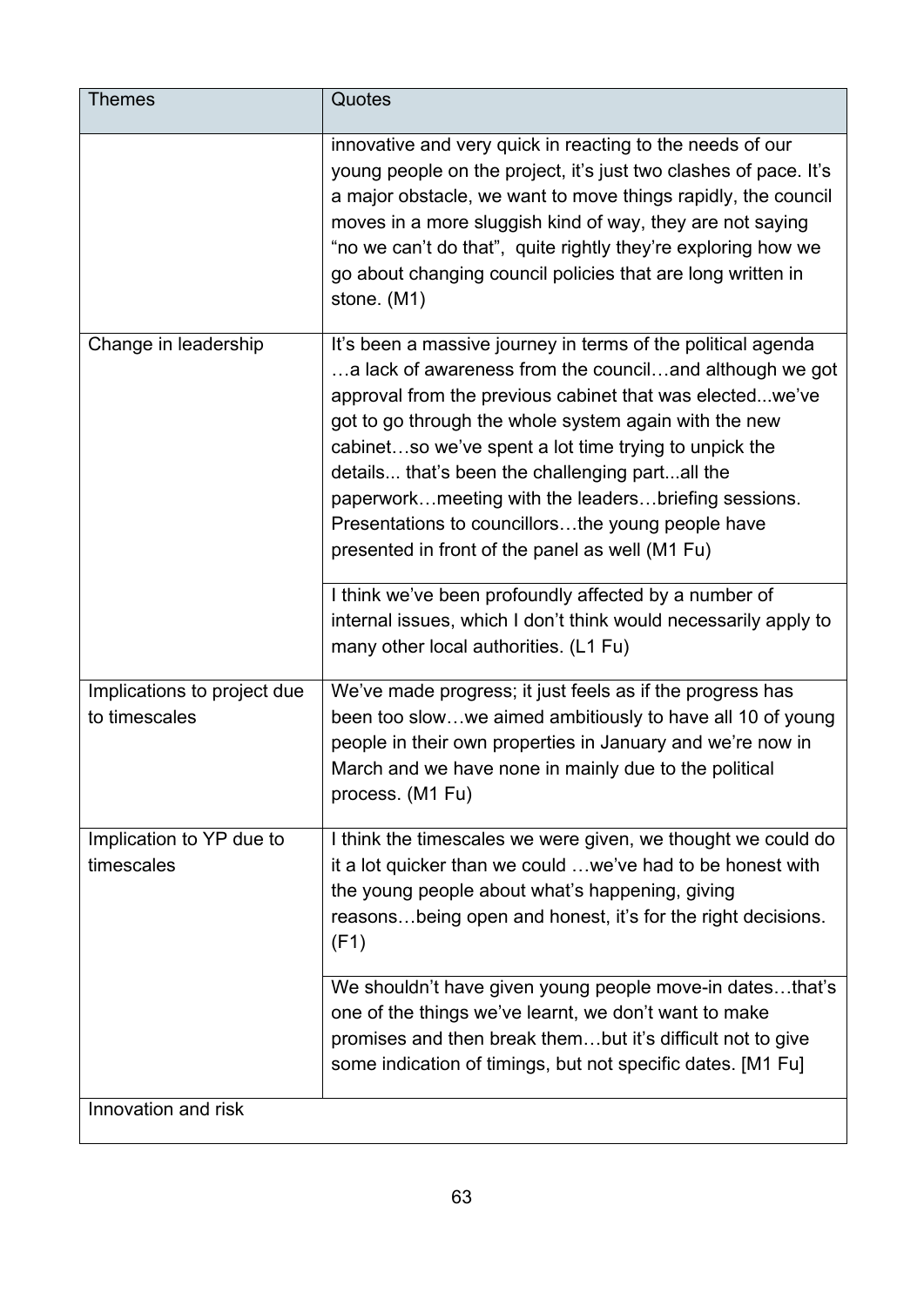| Themes | Quotes |
| --- | --- |
| | innovative and very quick in reacting to the needs of our young people on the project, it's just two clashes of pace. It's a major obstacle, we want to move things rapidly, the council moves in a more sluggish kind of way, they are not saying "no we can't do that", quite rightly they're exploring how we go about changing council policies that are long written in stone. (M1) |
| Change in leadership | It's been a massive journey in terms of the political agenda …a lack of awareness from the council…and although we got approval from the previous cabinet that was elected...we've got to go through the whole system again with the new cabinet…so we've spent a lot time trying to unpick the details... that's been the challenging part...all the paperwork…meeting with the leaders…briefing sessions. Presentations to councillors…the young people have presented in front of the panel as well (M1 Fu) |
| | I think we've been profoundly affected by a number of internal issues, which I don't think would necessarily apply to many other local authorities. (L1 Fu) |
| Implications to project due to timescales | We've made progress; it just feels as if the progress has been too slow…we aimed ambitiously to have all 10 of young people in their own properties in January and we're now in March and we have none in mainly due to the political process. (M1 Fu) |
| Implication to YP due to timescales | I think the timescales we were given, we thought we could do it a lot quicker than we could …we've had to be honest with the young people about what's happening, giving reasons…being open and honest, it's for the right decisions. (F1) |
| | We shouldn't have given young people move-in dates…that's one of the things we've learnt, we don't want to make promises and then break them…but it's difficult not to give some indication of timings, but not specific dates. [M1 Fu] |
| Innovation and risk | |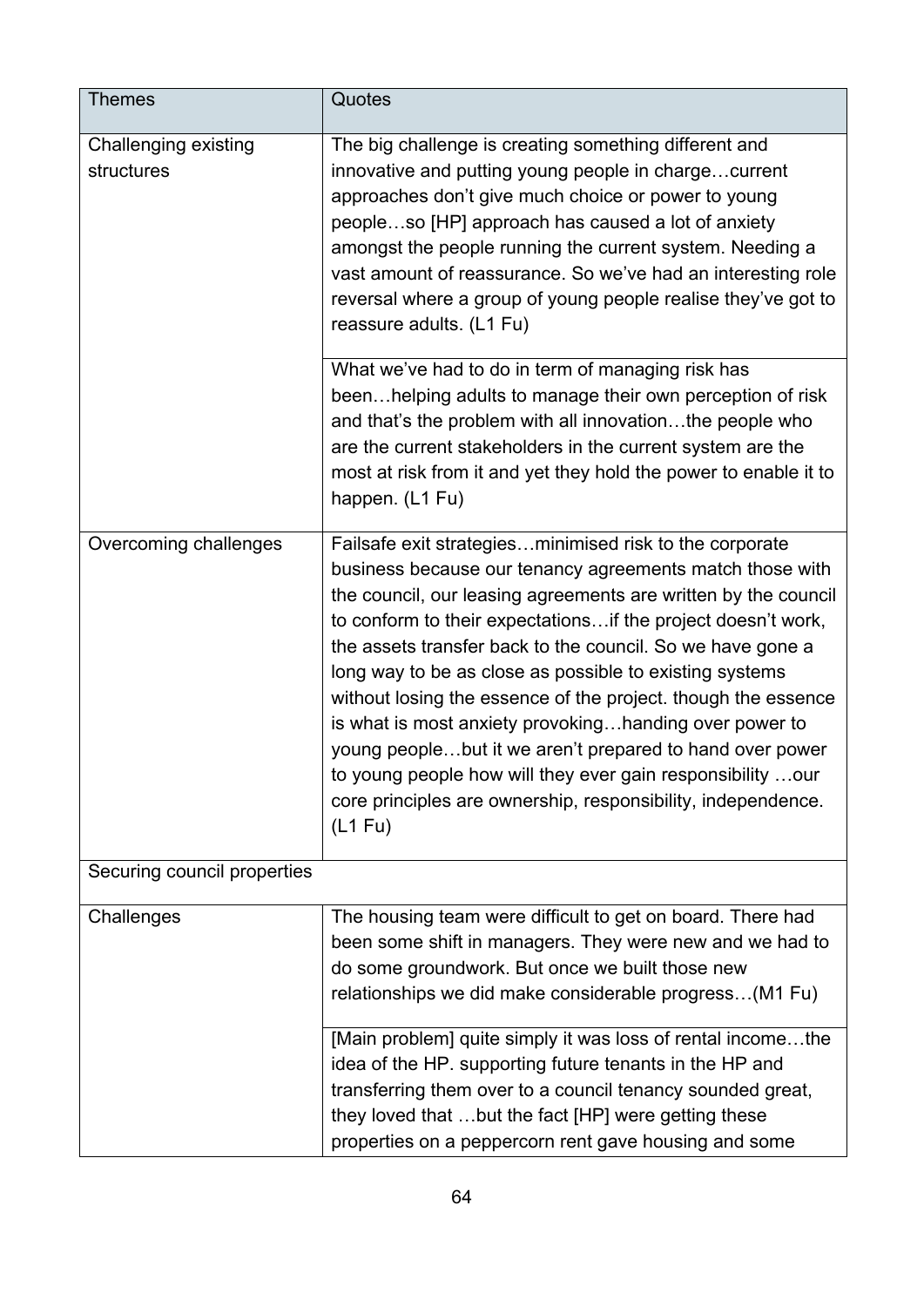| Themes | Quotes |
| --- | --- |
| Challenging existing structures | The big challenge is creating something different and innovative and putting young people in charge…current approaches don't give much choice or power to young people…so [HP] approach has caused a lot of anxiety amongst the people running the current system. Needing a vast amount of reassurance. So we've had an interesting role reversal where a group of young people realise they've got to reassure adults. (L1 Fu) |
| | What we've had to do in term of managing risk has been…helping adults to manage their own perception of risk and that's the problem with all innovation…the people who are the current stakeholders in the current system are the most at risk from it and yet they hold the power to enable it to happen. (L1 Fu) |
| Overcoming challenges | Failsafe exit strategies…minimised risk to the corporate business because our tenancy agreements match those with the council, our leasing agreements are written by the council to conform to their expectations…if the project doesn't work, the assets transfer back to the council. So we have gone a long way to be as close as possible to existing systems without losing the essence of the project. though the essence is what is most anxiety provoking…handing over power to young people…but it we aren't prepared to hand over power to young people how will they ever gain responsibility …our core principles are ownership, responsibility, independence. (L1 Fu) |
| Securing council properties | |
| Challenges | The housing team were difficult to get on board. There had been some shift in managers. They were new and we had to do some groundwork. But once we built those new relationships we did make considerable progress…(M1 Fu) |
| | [Main problem] quite simply it was loss of rental income…the idea of the HP. supporting future tenants in the HP and transferring them over to a council tenancy sounded great, they loved that …but the fact [HP] were getting these properties on a peppercorn rent gave housing and some |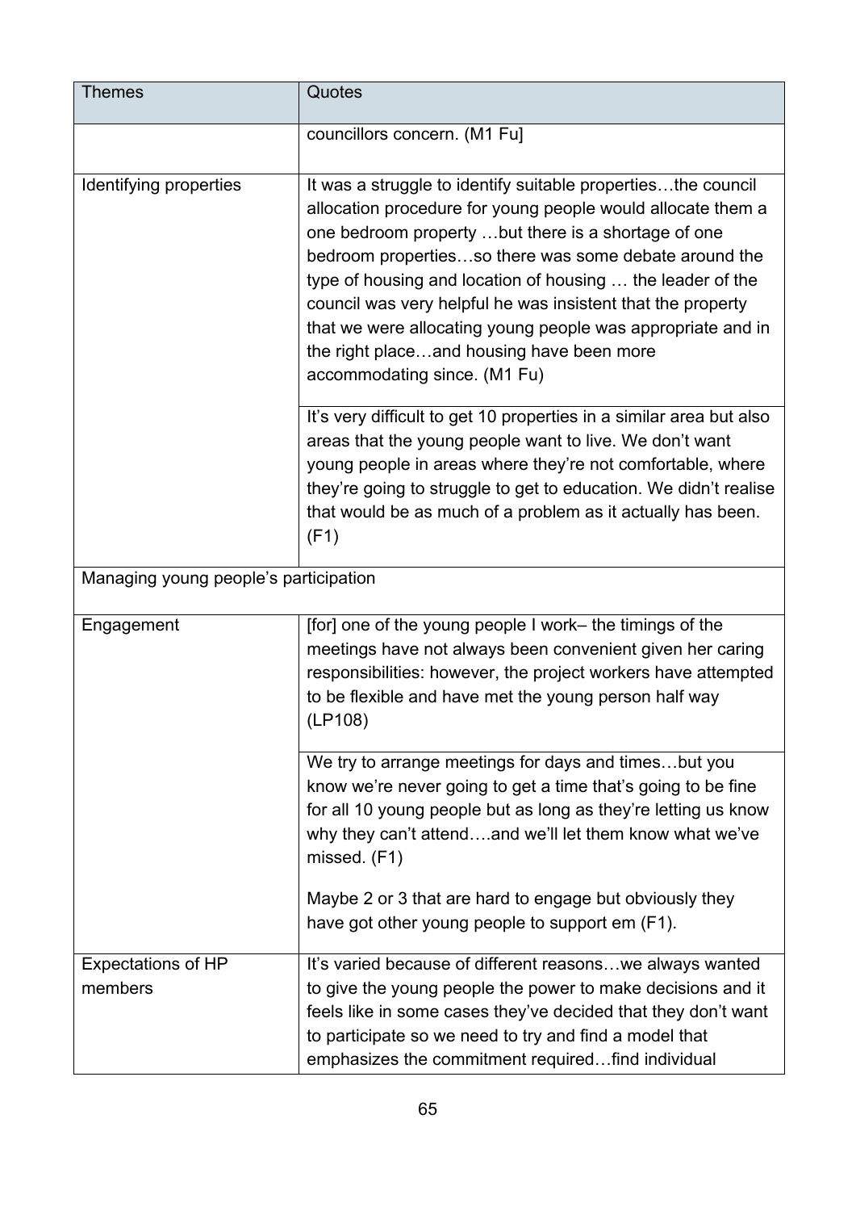| Themes | Quotes |
|---|---|
| | councillors concern. (M1 Fu] |
| Identifying properties | It was a struggle to identify suitable properties…the council allocation procedure for young people would allocate them a one bedroom property …but there is a shortage of one bedroom properties…so there was some debate around the type of housing and location of housing … the leader of the council was very helpful he was insistent that the property that we were allocating young people was appropriate and in the right place…and housing have been more accommodating since. (M1 Fu) |
| | It's very difficult to get 10 properties in a similar area but also areas that the young people want to live. We don't want young people in areas where they're not comfortable, where they're going to struggle to get to education. We didn't realise that would be as much of a problem as it actually has been. (F1) |
| Managing young people's participation | |
| Engagement | [for] one of the young people I work– the timings of the meetings have not always been convenient given her caring responsibilities: however, the project workers have attempted to be flexible and have met the young person half way (LP108) |
| | We try to arrange meetings for days and times…but you know we're never going to get a time that's going to be fine for all 10 young people but as long as they're letting us know why they can't attend….and we'll let them know what we've missed. (F1)<br><br>Maybe 2 or 3 that are hard to engage but obviously they have got other young people to support em (F1). |
| Expectations of HP members | It's varied because of different reasons…we always wanted to give the young people the power to make decisions and it feels like in some cases they've decided that they don't want to participate so we need to try and find a model that emphasizes the commitment required…find individual |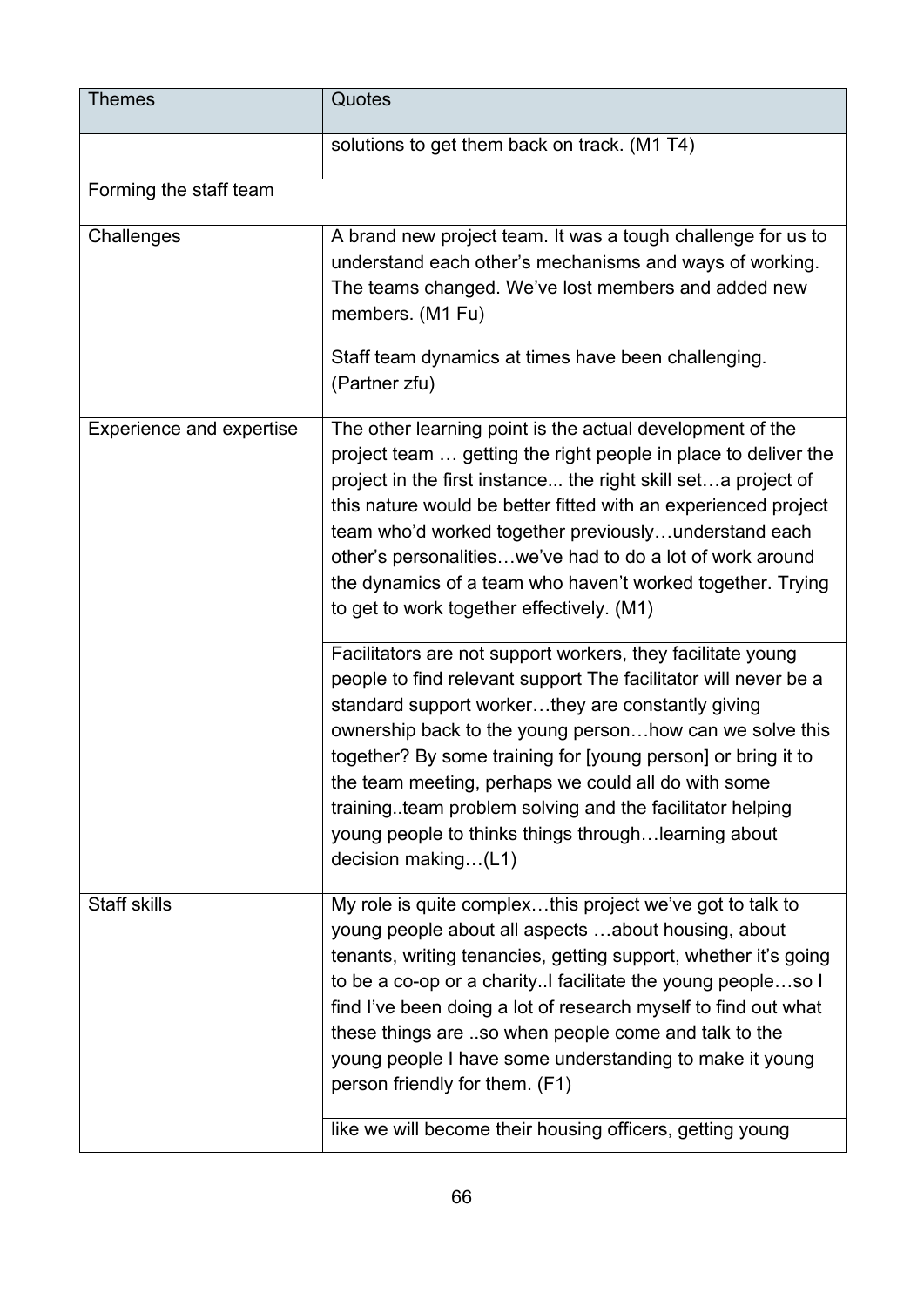| Themes | Quotes |
| --- | --- |
| | solutions to get them back on track. (M1 T4) |
| Forming the staff team | |
| Challenges | A brand new project team. It was a tough challenge for us to understand each other's mechanisms and ways of working. The teams changed. We've lost members and added new members. (M1 Fu)<br><br>Staff team dynamics at times have been challenging. (Partner zfu) |
| Experience and expertise | The other learning point is the actual development of the project team … getting the right people in place to deliver the project in the first instance... the right skill set…a project of this nature would be better fitted with an experienced project team who'd worked together previously…understand each other's personalities…we've had to do a lot of work around the dynamics of a team who haven't worked together. Trying to get to work together effectively. (M1) |
| | Facilitators are not support workers, they facilitate young people to find relevant support The facilitator will never be a standard support worker…they are constantly giving ownership back to the young person…how can we solve this together? By some training for [young person] or bring it to the team meeting, perhaps we could all do with some training..team problem solving and the facilitator helping young people to thinks things through…learning about decision making…(L1) |
| Staff skills | My role is quite complex…this project we've got to talk to young people about all aspects …about housing, about tenants, writing tenancies, getting support, whether it's going to be a co-op or a charity..I facilitate the young people…so I find I've been doing a lot of research myself to find out what these things are ..so when people come and talk to the young people I have some understanding to make it young person friendly for them. (F1) |
| | like we will become their housing officers, getting young |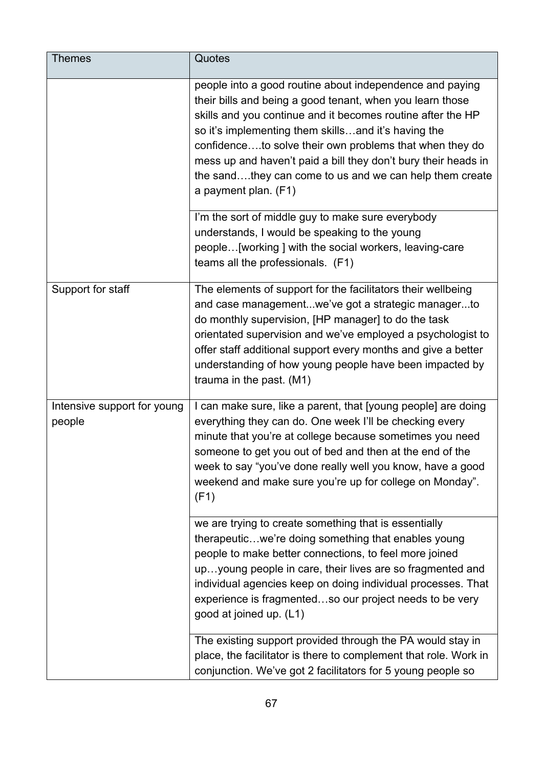| Themes | Quotes |
|---|---|
| | people into a good routine about independence and paying their bills and being a good tenant, when you learn those skills and you continue and it becomes routine after the HP so it's implementing them skills…and it's having the confidence….to solve their own problems that when they do mess up and haven't paid a bill they don't bury their heads in the sand….they can come to us and we can help them create a payment plan. (F1) |
| | I'm the sort of middle guy to make sure everybody understands, I would be speaking to the young people…[working ] with the social workers, leaving-care teams all the professionals. (F1) |
| Support for staff | The elements of support for the facilitators their wellbeing and case management...we've got a strategic manager...to do monthly supervision, [HP manager] to do the task orientated supervision and we've employed a psychologist to offer staff additional support every months and give a better understanding of how young people have been impacted by trauma in the past. (M1) |
| Intensive support for young people | I can make sure, like a parent, that [young people] are doing everything they can do. One week I'll be checking every minute that you're at college because sometimes you need someone to get you out of bed and then at the end of the week to say "you've done really well you know, have a good weekend and make sure you're up for college on Monday". (F1) |
| | we are trying to create something that is essentially therapeutic…we're doing something that enables young people to make better connections, to feel more joined up…young people in care, their lives are so fragmented and individual agencies keep on doing individual processes. That experience is fragmented…so our project needs to be very good at joined up. (L1) |
| | The existing support provided through the PA would stay in place, the facilitator is there to complement that role. Work in conjunction. We've got 2 facilitators for 5 young people so |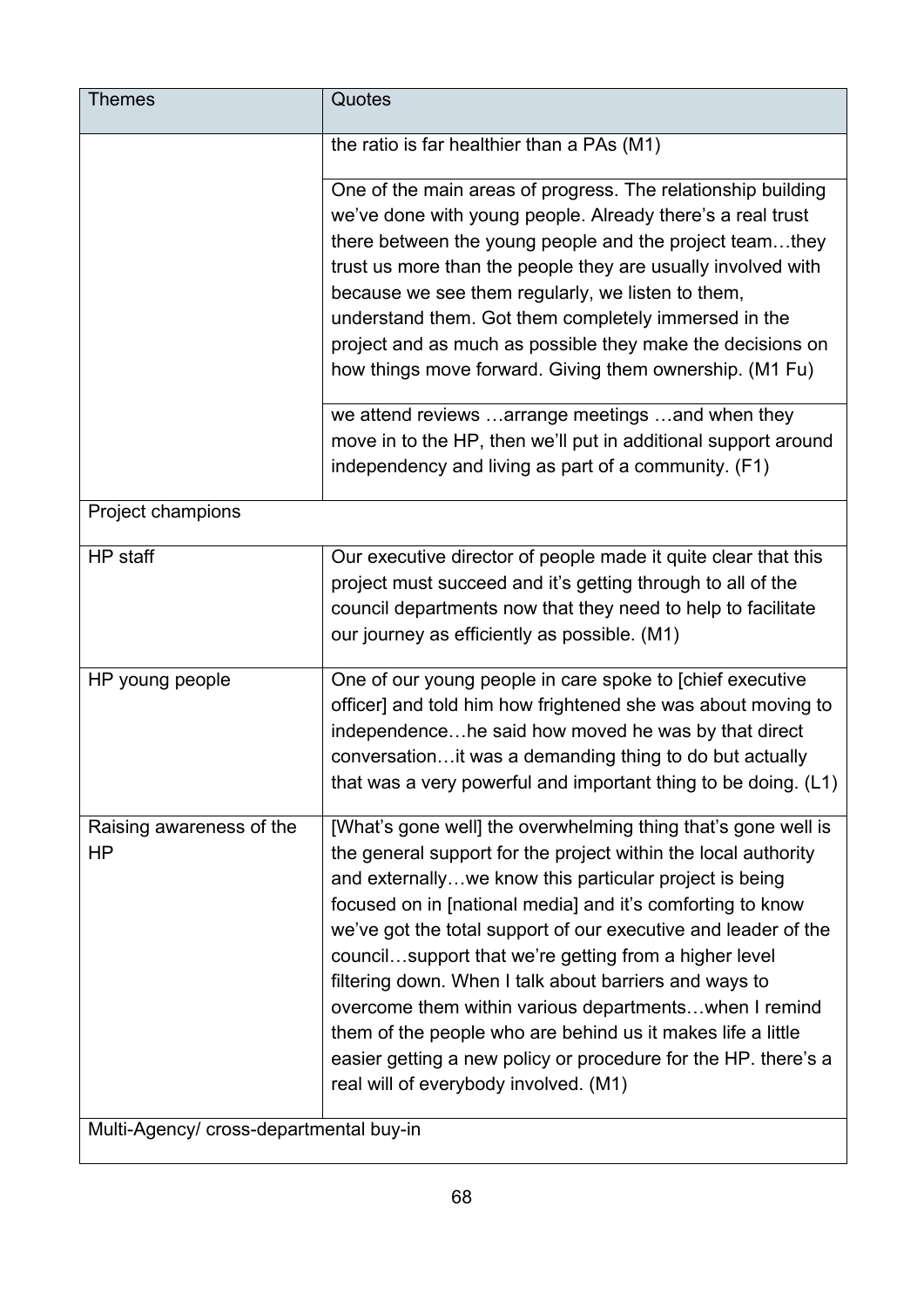| Themes | Quotes |
| --- | --- |
| | the ratio is far healthier than a PAs (M1) |
| | One of the main areas of progress. The relationship building we've done with young people. Already there's a real trust there between the young people and the project team…they trust us more than the people they are usually involved with because we see them regularly, we listen to them, understand them. Got them completely immersed in the project and as much as possible they make the decisions on how things move forward. Giving them ownership. (M1 Fu) |
| | we attend reviews …arrange meetings …and when they move in to the HP, then we'll put in additional support around independency and living as part of a community. (F1) |
| Project champions | |
| HP staff | Our executive director of people made it quite clear that this project must succeed and it's getting through to all of the council departments now that they need to help to facilitate our journey as efficiently as possible. (M1) |
| HP young people | One of our young people in care spoke to [chief executive officer] and told him how frightened she was about moving to independence…he said how moved he was by that direct conversation…it was a demanding thing to do but actually that was a very powerful and important thing to be doing. (L1) |
| Raising awareness of the HP | [What's gone well] the overwhelming thing that's gone well is the general support for the project within the local authority and externally…we know this particular project is being focused on in [national media] and it's comforting to know we've got the total support of our executive and leader of the council…support that we're getting from a higher level filtering down. When I talk about barriers and ways to overcome them within various departments…when I remind them of the people who are behind us it makes life a little easier getting a new policy or procedure for the HP. there's a real will of everybody involved. (M1) |
| Multi-Agency/ cross-departmental buy-in | |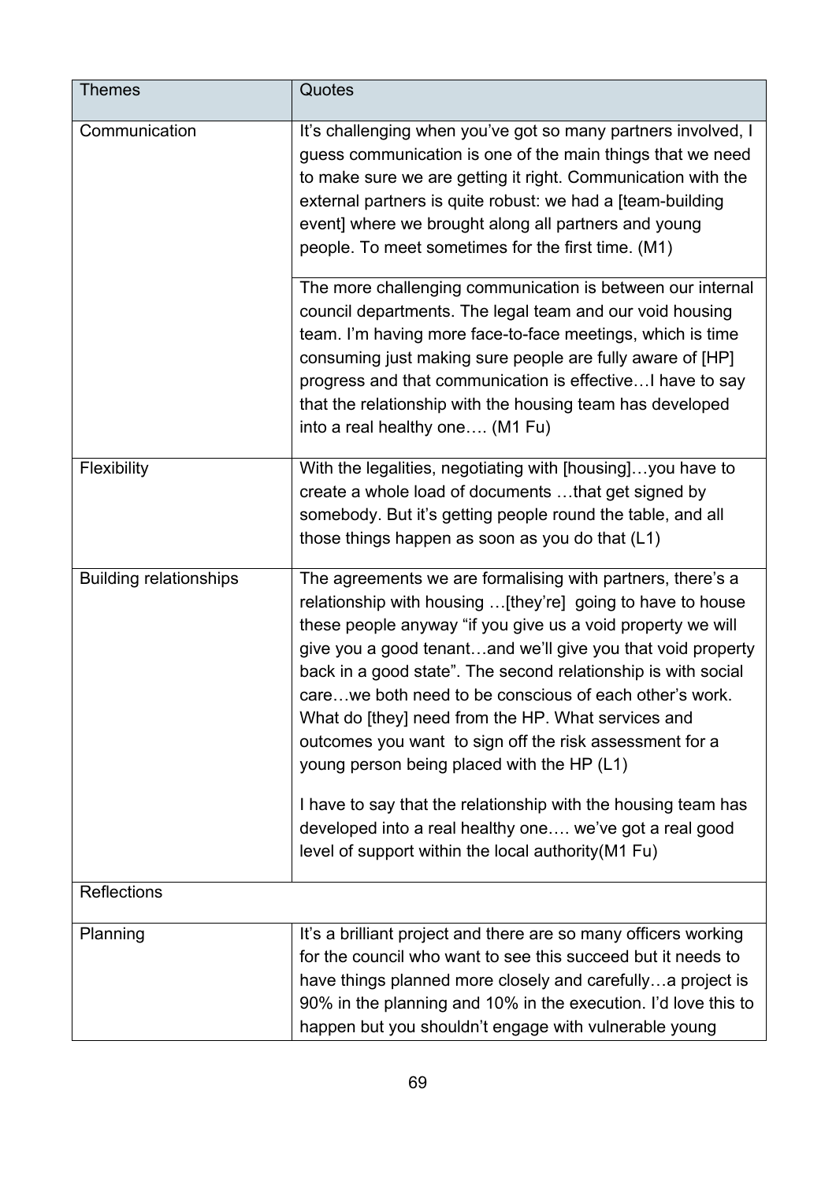| Themes | Quotes |
|---|---|
| Communication | It's challenging when you've got so many partners involved, I guess communication is one of the main things that we need to make sure we are getting it right. Communication with the external partners is quite robust: we had a [team-building event] where we brought along all partners and young people. To meet sometimes for the first time. (M1) |
| | The more challenging communication is between our internal council departments. The legal team and our void housing team. I'm having more face-to-face meetings, which is time consuming just making sure people are fully aware of [HP] progress and that communication is effective…I have to say that the relationship with the housing team has developed into a real healthy one…. (M1 Fu) |
| Flexibility | With the legalities, negotiating with [housing]…you have to create a whole load of documents …that get signed by somebody. But it's getting people round the table, and all those things happen as soon as you do that (L1) |
| Building relationships | The agreements we are formalising with partners, there's a relationship with housing …[they're] going to have to house these people anyway "if you give us a void property we will give you a good tenant…and we'll give you that void property back in a good state". The second relationship is with social care…we both need to be conscious of each other's work. What do [they] need from the HP. What services and outcomes you want to sign off the risk assessment for a young person being placed with the HP (L1)<br><br>I have to say that the relationship with the housing team has developed into a real healthy one…. we've got a real good level of support within the local authority(M1 Fu) |
| Reflections | |
| Planning | It's a brilliant project and there are so many officers working for the council who want to see this succeed but it needs to have things planned more closely and carefully…a project is 90% in the planning and 10% in the execution. I'd love this to happen but you shouldn't engage with vulnerable young |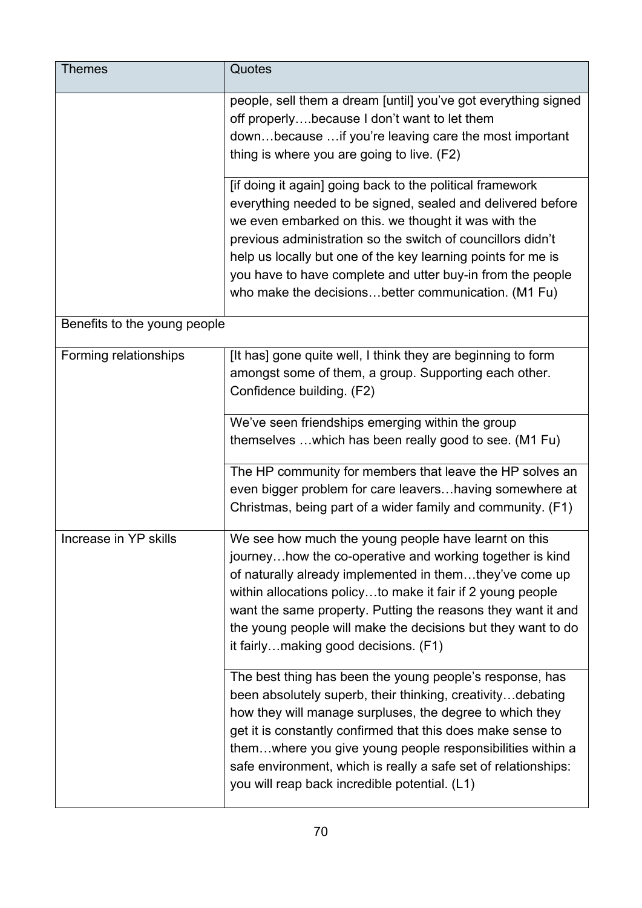| Themes | Quotes |
| --- | --- |
| | people, sell them a dream [until] you've got everything signed off properly….because I don't want to let them down…because …if you're leaving care the most important thing is where you are going to live. (F2) |
| | [if doing it again] going back to the political framework everything needed to be signed, sealed and delivered before we even embarked on this. we thought it was with the previous administration so the switch of councillors didn't help us locally but one of the key learning points for me is you have to have complete and utter buy-in from the people who make the decisions…better communication. (M1 Fu) |
| Benefits to the young people | |
| Forming relationships | [It has] gone quite well, I think they are beginning to form amongst some of them, a group. Supporting each other. Confidence building. (F2) |
| | We've seen friendships emerging within the group themselves …which has been really good to see. (M1 Fu) |
| | The HP community for members that leave the HP solves an even bigger problem for care leavers…having somewhere at Christmas, being part of a wider family and community. (F1) |
| Increase in YP skills | We see how much the young people have learnt on this journey…how the co-operative and working together is kind of naturally already implemented in them…they've come up within allocations policy…to make it fair if 2 young people want the same property. Putting the reasons they want it and the young people will make the decisions but they want to do it fairly…making good decisions. (F1) |
| | The best thing has been the young people's response, has been absolutely superb, their thinking, creativity…debating how they will manage surpluses, the degree to which they get it is constantly confirmed that this does make sense to them…where you give young people responsibilities within a safe environment, which is really a safe set of relationships: you will reap back incredible potential. (L1) |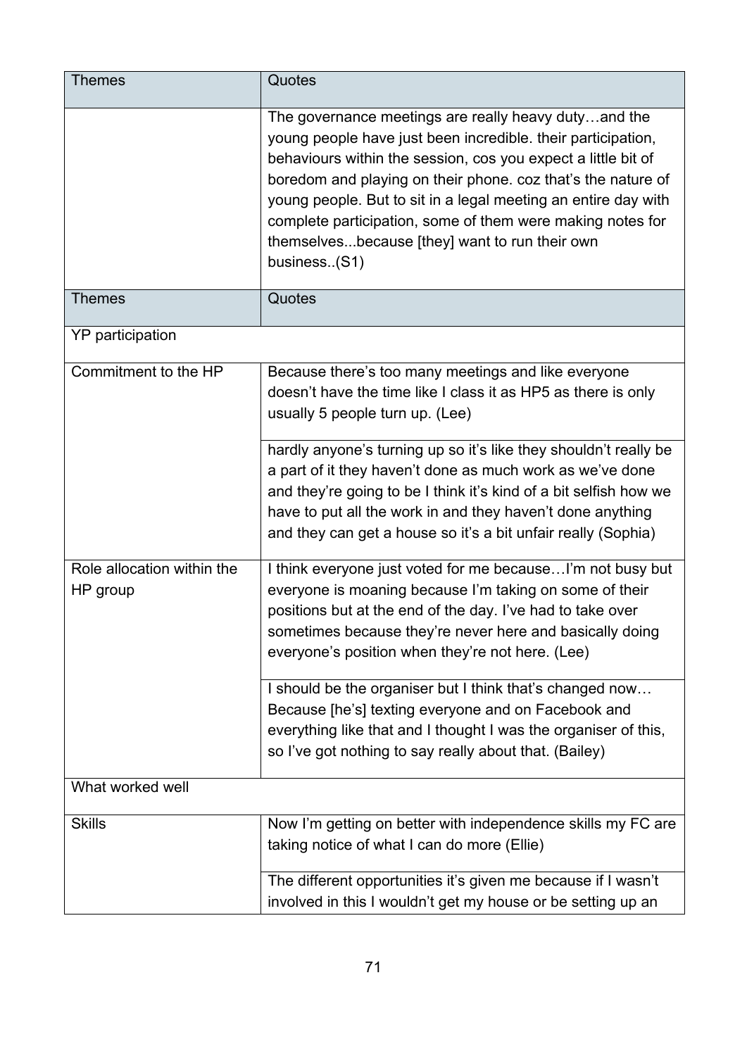| Themes | Quotes |
| --- | --- |
| | The governance meetings are really heavy duty…and the young people have just been incredible. their participation, behaviours within the session, cos you expect a little bit of boredom and playing on their phone. coz that's the nature of young people. But to sit in a legal meeting an entire day with complete participation, some of them were making notes for themselves...because [they] want to run their own business..(S1) |

| Themes | Quotes |
| --- | --- |
| YP participation | |
| Commitment to the HP | Because there's too many meetings and like everyone doesn't have the time like I class it as HP5 as there is only usually 5 people turn up. (Lee) |
| | hardly anyone's turning up so it's like they shouldn't really be a part of it they haven't done as much work as we've done and they're going to be I think it's kind of a bit selfish how we have to put all the work in and they haven't done anything and they can get a house so it's a bit unfair really (Sophia) |
| Role allocation within the HP group | I think everyone just voted for me because…I'm not busy but everyone is moaning because I'm taking on some of their positions but at the end of the day. I've had to take over sometimes because they're never here and basically doing everyone's position when they're not here. (Lee) |
| | I should be the organiser but I think that's changed now… Because [he's] texting everyone and on Facebook and everything like that and I thought I was the organiser of this, so I've got nothing to say really about that. (Bailey) |
| What worked well | |
| Skills | Now I'm getting on better with independence skills my FC are taking notice of what I can do more (Ellie) |
| | The different opportunities it's given me because if I wasn't involved in this I wouldn't get my house or be setting up an |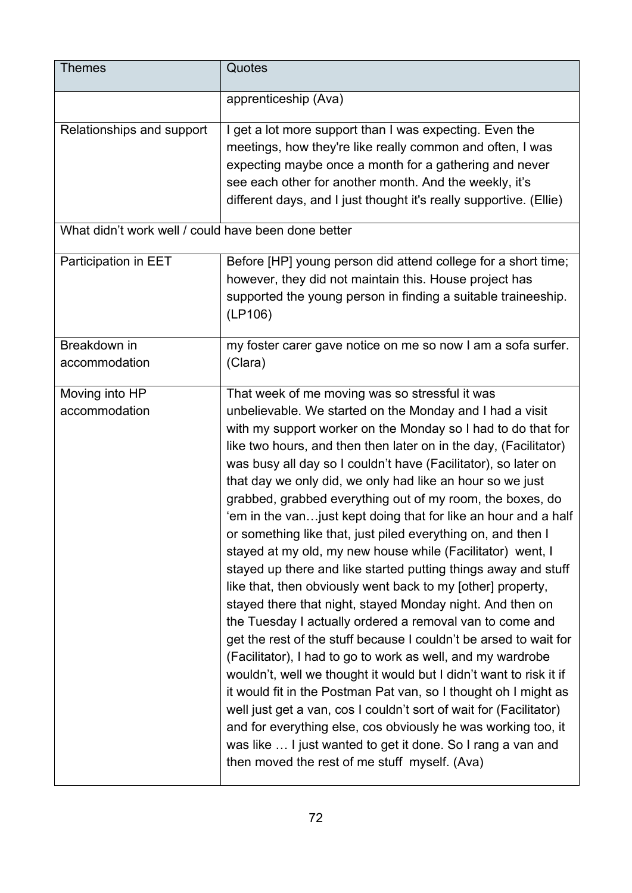| Themes | Quotes |
| --- | --- |
| | apprenticeship (Ava) |
| Relationships and support | I get a lot more support than I was expecting. Even the meetings, how they're like really common and often, I was expecting maybe once a month for a gathering and never see each other for another month. And the weekly, it's different days, and I just thought it's really supportive. (Ellie) |
| What didn't work well / could have been done better | |
| Participation in EET | Before [HP] young person did attend college for a short time; however, they did not maintain this. House project has supported the young person in finding a suitable traineeship. (LP106) |
| Breakdown in accommodation | my foster carer gave notice on me so now I am a sofa surfer. (Clara) |
| Moving into HP accommodation | That week of me moving was so stressful it was unbelievable. We started on the Monday and I had a visit with my support worker on the Monday so I had to do that for like two hours, and then then later on in the day, (Facilitator) was busy all day so I couldn't have (Facilitator), so later on that day we only did, we only had like an hour so we just grabbed, grabbed everything out of my room, the boxes, do 'em in the van…just kept doing that for like an hour and a half or something like that, just piled everything on, and then I stayed at my old, my new house while (Facilitator) went, I stayed up there and like started putting things away and stuff like that, then obviously went back to my [other] property, stayed there that night, stayed Monday night. And then on the Tuesday I actually ordered a removal van to come and get the rest of the stuff because I couldn't be arsed to wait for (Facilitator), I had to go to work as well, and my wardrobe wouldn't, well we thought it would but I didn't want to risk it if it would fit in the Postman Pat van, so I thought oh I might as well just get a van, cos I couldn't sort of wait for (Facilitator) and for everything else, cos obviously he was working too, it was like … I just wanted to get it done. So I rang a van and then moved the rest of me stuff myself. (Ava) |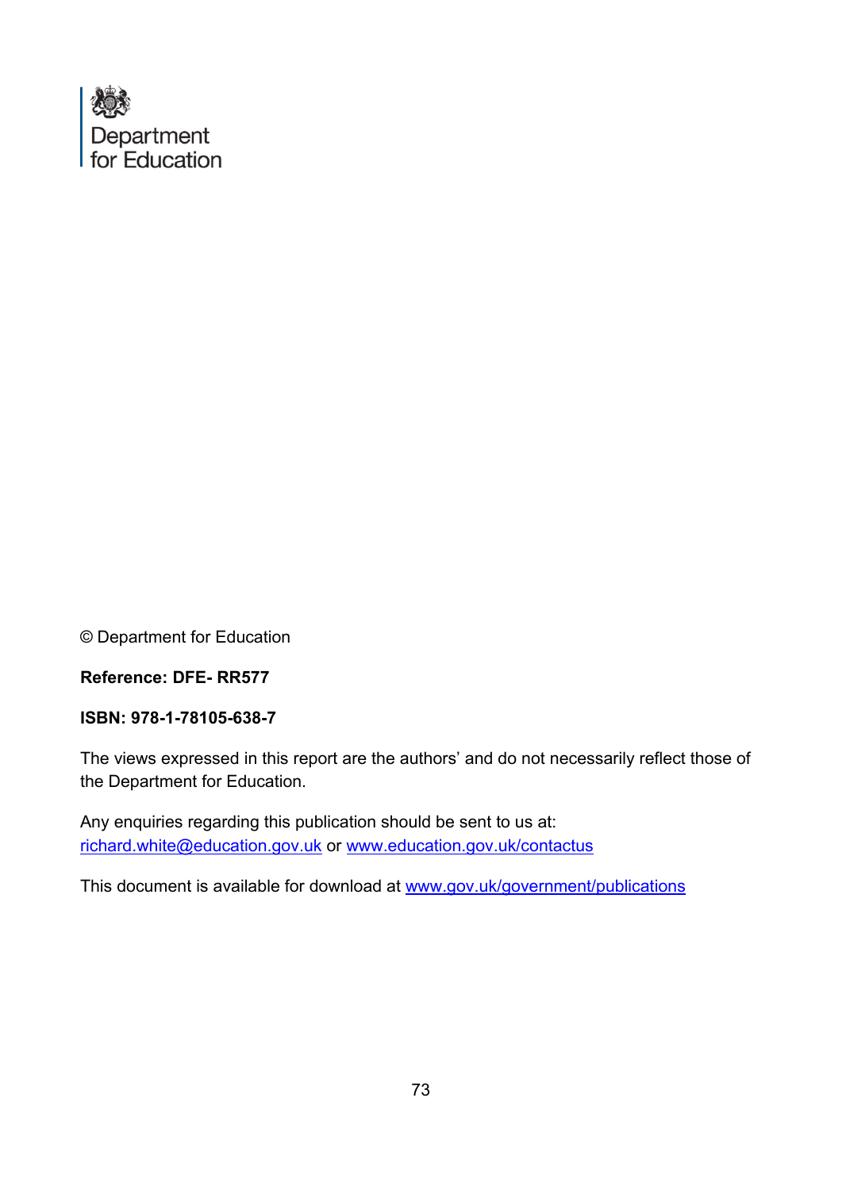Department for Education

© Department for Education

**Reference: DFE- RR577**

**ISBN: 978-1-78105-638-7**

The views expressed in this report are the authors' and do not necessarily reflect those of the Department for Education.

Any enquiries regarding this publication should be sent to us at: richard.white@education.gov.uk or www.education.gov.uk/contactus

This document is available for download at www.gov.uk/government/publications